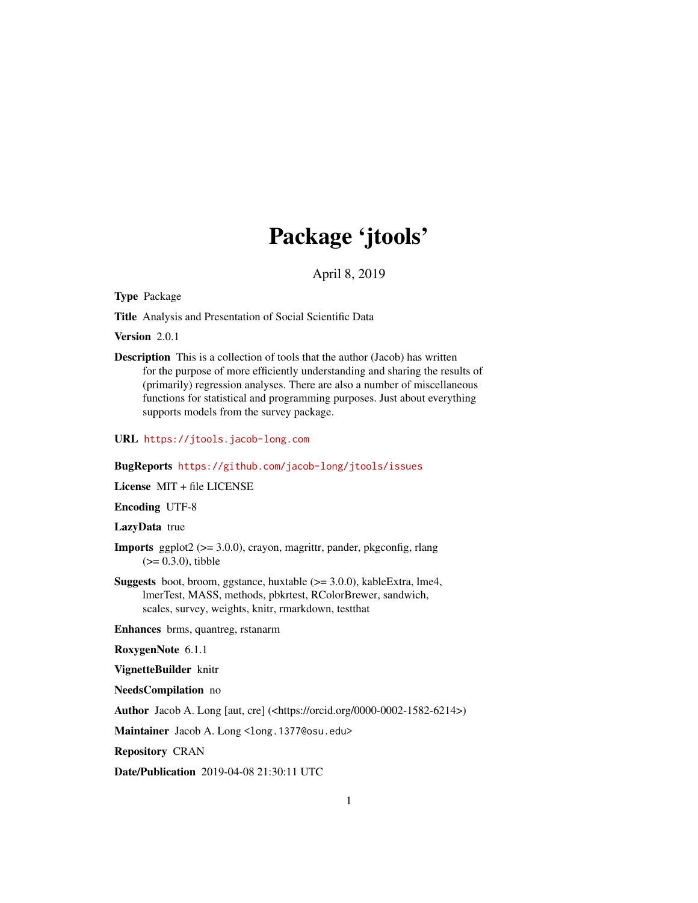# Package 'jtools'

April 8, 2019

**Type** Package

**Title** Analysis and Presentation of Social Scientific Data

**Version** 2.0.1

**Description** This is a collection of tools that the author (Jacob) has written for the purpose of more efficiently understanding and sharing the results of (primarily) regression analyses. There are also a number of miscellaneous functions for statistical and programming purposes. Just about everything supports models from the survey package.

**URL** https://jtools.jacob-long.com

**BugReports** https://github.com/jacob-long/jtools/issues

**License** MIT + file LICENSE

**Encoding** UTF-8

**LazyData** true

**Imports** ggplot2 (>= 3.0.0), crayon, magrittr, pander, pkgconfig, rlang (>= 0.3.0), tibble

**Suggests** boot, broom, ggstance, huxtable (>= 3.0.0), kableExtra, lme4, lmerTest, MASS, methods, pbkrtest, RColorBrewer, sandwich, scales, survey, weights, knitr, rmarkdown, testthat

**Enhances** brms, quantreg, rstanarm

**RoxygenNote** 6.1.1

**VignetteBuilder** knitr

**NeedsCompilation** no

**Author** Jacob A. Long [aut, cre] (<https://orcid.org/0000-0002-1582-6214>)

**Maintainer** Jacob A. Long <long.1377@osu.edu>

**Repository** CRAN

**Date/Publication** 2019-04-08 21:30:11 UTC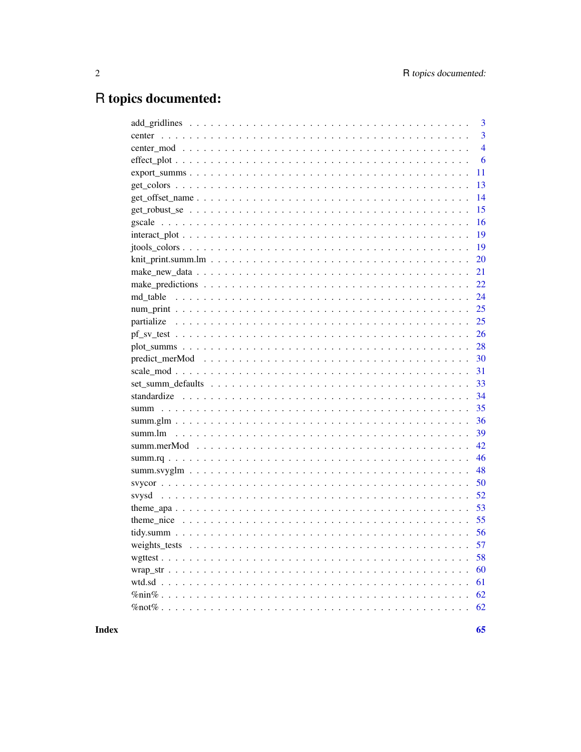# R topics documented:

| | |
|---|---|
| add_gridlines | 3 |
| center | 3 |
| center_mod | 4 |
| effect_plot | 6 |
| export_summs | 11 |
| get_colors | 13 |
| get_offset_name | 14 |
| get_robust_se | 15 |
| gscale | 16 |
| interact_plot | 19 |
| jtools_colors | 19 |
| knit_print.summ.lm | 20 |
| make_new_data | 21 |
| make_predictions | 22 |
| md_table | 24 |
| num_print | 25 |
| partialize | 25 |
| pf_sv_test | 26 |
| plot_summs | 28 |
| predict_merMod | 30 |
| scale_mod | 31 |
| set_summ_defaults | 33 |
| standardize | 34 |
| summ | 35 |
| summ.glm | 36 |
| summ.lm | 39 |
| summ.merMod | 42 |
| summ.rq | 46 |
| summ.svyglm | 48 |
| svycor | 50 |
| svysd | 52 |
| theme_apa | 53 |
| theme_nice | 55 |
| tidy.summ | 56 |
| weights_tests | 57 |
| wgttest | 58 |
| wrap_str | 60 |
| wtd.sd | 61 |
| %nin% | 62 |
| %not% | 62 |

**Index** **65**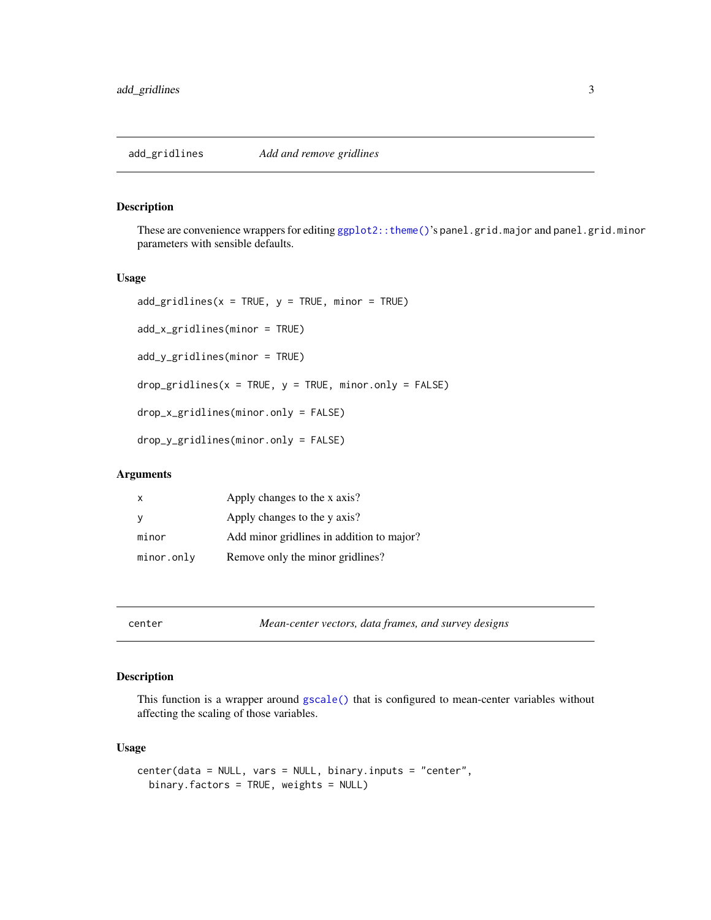## add_gridlines *Add and remove gridlines*

### Description

These are convenience wrappers for editing `ggplot2::theme()`'s `panel.grid.major` and `panel.grid.minor` parameters with sensible defaults.

### Usage

```
add_gridlines(x = TRUE, y = TRUE, minor = TRUE)

add_x_gridlines(minor = TRUE)

add_y_gridlines(minor = TRUE)

drop_gridlines(x = TRUE, y = TRUE, minor.only = FALSE)

drop_x_gridlines(minor.only = FALSE)

drop_y_gridlines(minor.only = FALSE)
```

### Arguments

| | |
|---|---|
| `x` | Apply changes to the x axis? |
| `y` | Apply changes to the y axis? |
| `minor` | Add minor gridlines in addition to major? |
| `minor.only` | Remove only the minor gridlines? |

## center *Mean-center vectors, data frames, and survey designs*

### Description

This function is a wrapper around `gscale()` that is configured to mean-center variables without affecting the scaling of those variables.

### Usage

```
center(data = NULL, vars = NULL, binary.inputs = "center",
  binary.factors = TRUE, weights = NULL)
```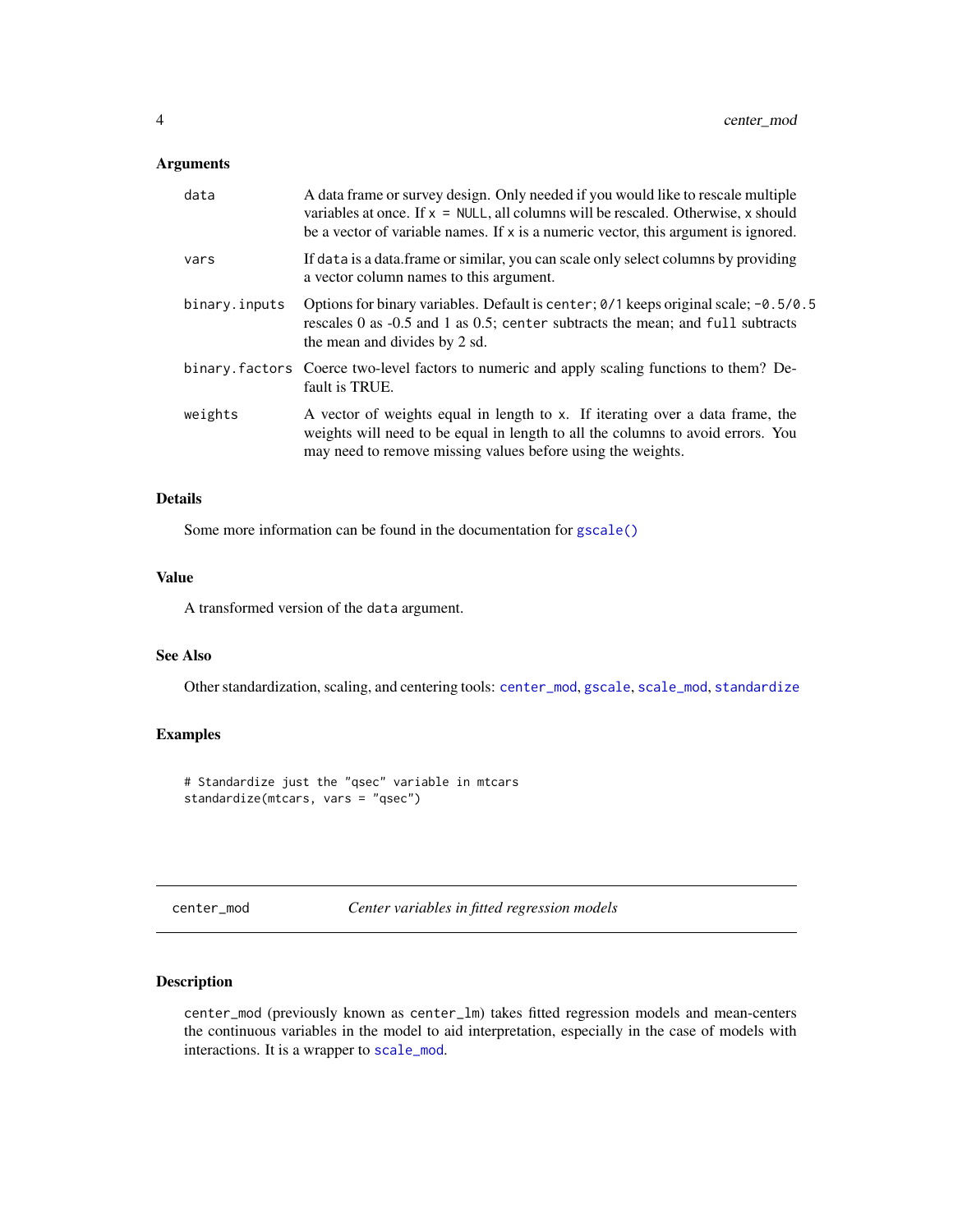### Arguments

| | |
|---|---|
| `data` | A data frame or survey design. Only needed if you would like to rescale multiple variables at once. If `x = NULL`, all columns will be rescaled. Otherwise, `x` should be a vector of variable names. If `x` is a numeric vector, this argument is ignored. |
| `vars` | If `data` is a data.frame or similar, you can scale only select columns by providing a vector column names to this argument. |
| `binary.inputs` | Options for binary variables. Default is `center`; `0/1` keeps original scale; `-0.5/0.5` rescales 0 as -0.5 and 1 as 0.5; `center` subtracts the mean; and `full` subtracts the mean and divides by 2 sd. |
| `binary.factors` | Coerce two-level factors to numeric and apply scaling functions to them? Default is TRUE. |
| `weights` | A vector of weights equal in length to `x`. If iterating over a data frame, the weights will need to be equal in length to all the columns to avoid errors. You may need to remove missing values before using the weights. |

### Details

Some more information can be found in the documentation for `gscale()`

### Value

A transformed version of the `data` argument.

### See Also

Other standardization, scaling, and centering tools: `center_mod`, `gscale`, `scale_mod`, `standardize`

### Examples

```
# Standardize just the "qsec" variable in mtcars
standardize(mtcars, vars = "qsec")
```

---

## `center_mod` — *Center variables in fitted regression models*

---

### Description

`center_mod` (previously known as `center_lm`) takes fitted regression models and mean-centers the continuous variables in the model to aid interpretation, especially in the case of models with interactions. It is a wrapper to `scale_mod`.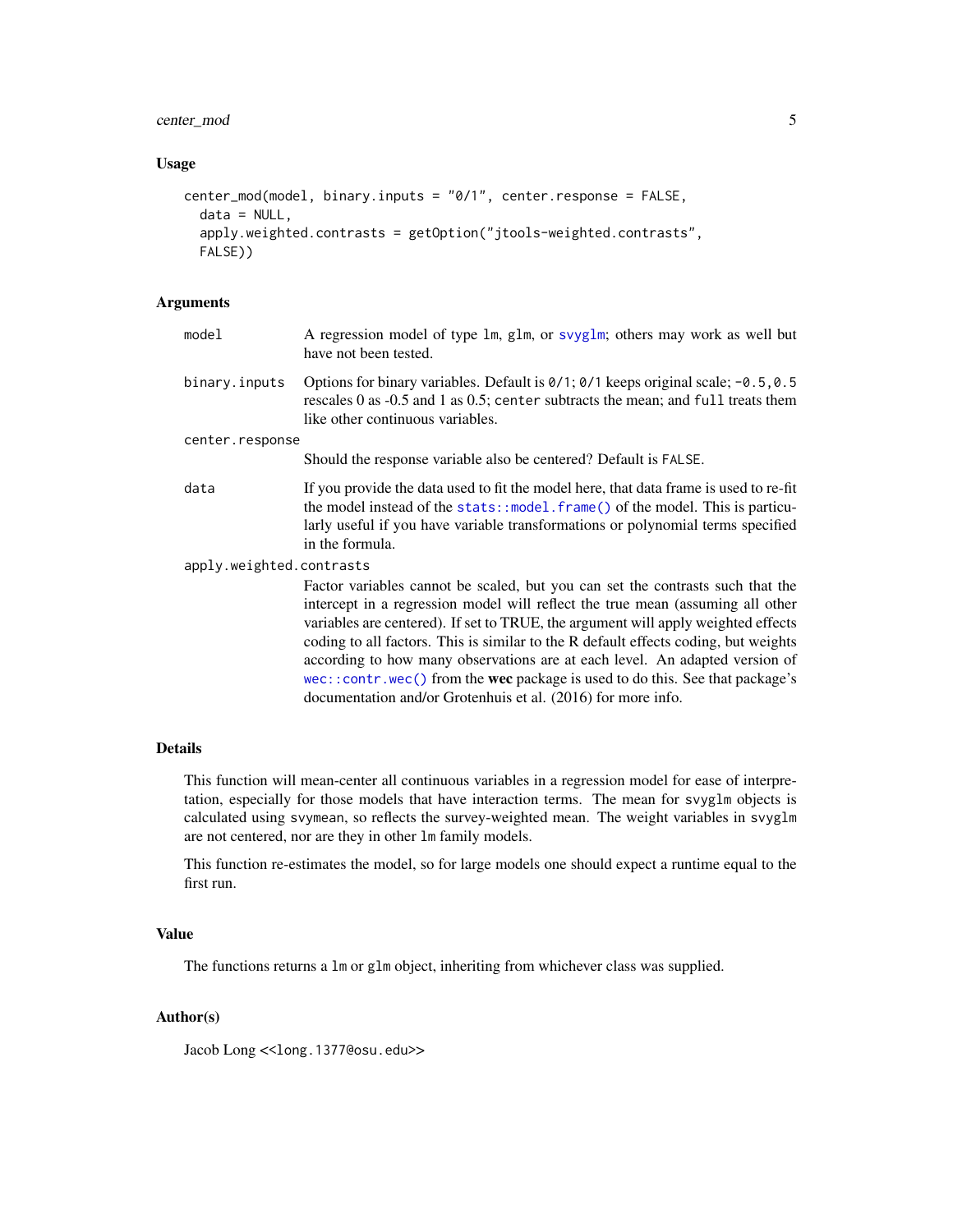## Usage

```
center_mod(model, binary.inputs = "0/1", center.response = FALSE,
  data = NULL,
  apply.weighted.contrasts = getOption("jtools-weighted.contrasts",
  FALSE))
```

## Arguments

| | |
|---|---|
| `model` | A regression model of type `lm`, `glm`, or `svyglm`; others may work as well but have not been tested. |
| `binary.inputs` | Options for binary variables. Default is `0/1`; `0/1` keeps original scale; `-0.5,0.5` rescales 0 as -0.5 and 1 as 0.5; `center` subtracts the mean; and `full` treats them like other continuous variables. |
| `center.response` | Should the response variable also be centered? Default is `FALSE`. |
| `data` | If you provide the data used to fit the model here, that data frame is used to re-fit the model instead of the `stats::model.frame()` of the model. This is particularly useful if you have variable transformations or polynomial terms specified in the formula. |
| `apply.weighted.contrasts` | Factor variables cannot be scaled, but you can set the contrasts such that the intercept in a regression model will reflect the true mean (assuming all other variables are centered). If set to TRUE, the argument will apply weighted effects coding to all factors. This is similar to the R default effects coding, but weights according to how many observations are at each level. An adapted version of `wec::contr.wec()` from the **wec** package is used to do this. See that package's documentation and/or Grotenhuis et al. (2016) for more info. |

## Details

This function will mean-center all continuous variables in a regression model for ease of interpretation, especially for those models that have interaction terms. The mean for `svyglm` objects is calculated using `svymean`, so reflects the survey-weighted mean. The weight variables in `svyglm` are not centered, nor are they in other `lm` family models.

This function re-estimates the model, so for large models one should expect a runtime equal to the first run.

## Value

The functions returns a `lm` or `glm` object, inheriting from whichever class was supplied.

## Author(s)

Jacob Long <<long.1377@osu.edu>>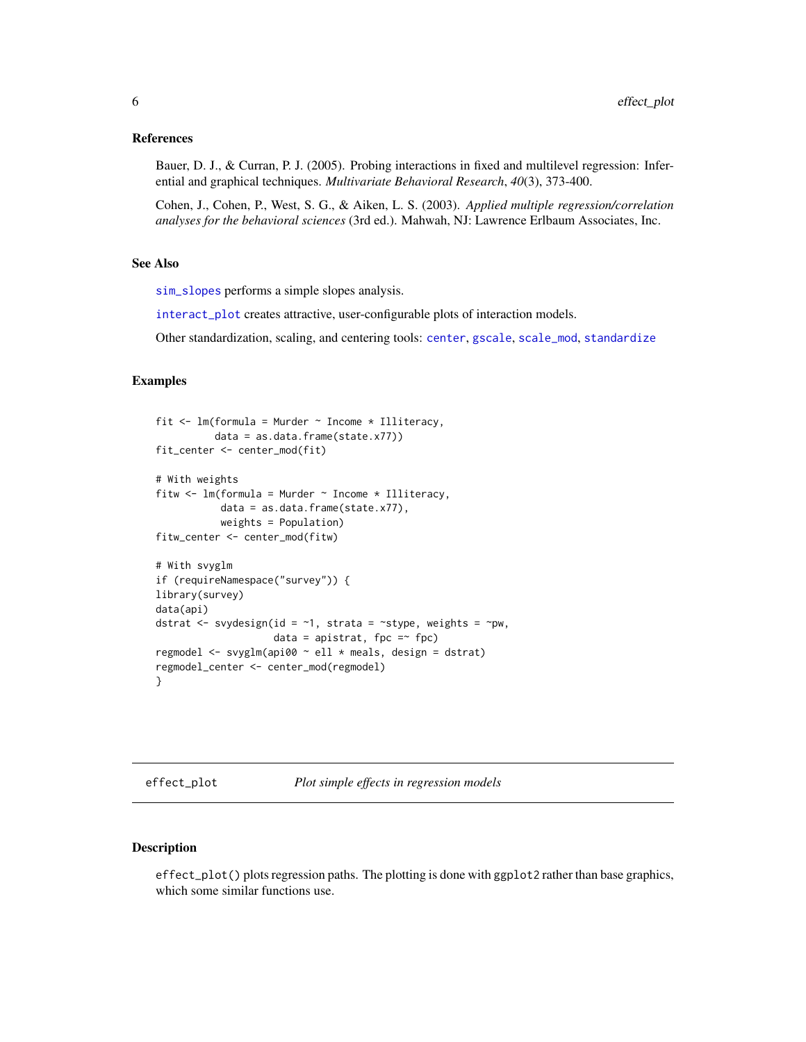### References

Bauer, D. J., & Curran, P. J. (2005). Probing interactions in fixed and multilevel regression: Inferential and graphical techniques. *Multivariate Behavioral Research*, *40*(3), 373-400.

Cohen, J., Cohen, P., West, S. G., & Aiken, L. S. (2003). *Applied multiple regression/correlation analyses for the behavioral sciences* (3rd ed.). Mahwah, NJ: Lawrence Erlbaum Associates, Inc.

### See Also

`sim_slopes` performs a simple slopes analysis.

`interact_plot` creates attractive, user-configurable plots of interaction models.

Other standardization, scaling, and centering tools: `center`, `gscale`, `scale_mod`, `standardize`

### Examples

```
fit <- lm(formula = Murder ~ Income * Illiteracy,
          data = as.data.frame(state.x77))
fit_center <- center_mod(fit)

# With weights
fitw <- lm(formula = Murder ~ Income * Illiteracy,
           data = as.data.frame(state.x77),
           weights = Population)
fitw_center <- center_mod(fitw)

# With svyglm
if (requireNamespace("survey")) {
library(survey)
data(api)
dstrat <- svydesign(id = ~1, strata = ~stype, weights = ~pw,
                    data = apistrat, fpc =~ fpc)
regmodel <- svyglm(api00 ~ ell * meals, design = dstrat)
regmodel_center <- center_mod(regmodel)
}
```

---

## effect_plot — *Plot simple effects in regression models*

### Description

`effect_plot()` plots regression paths. The plotting is done with `ggplot2` rather than base graphics, which some similar functions use.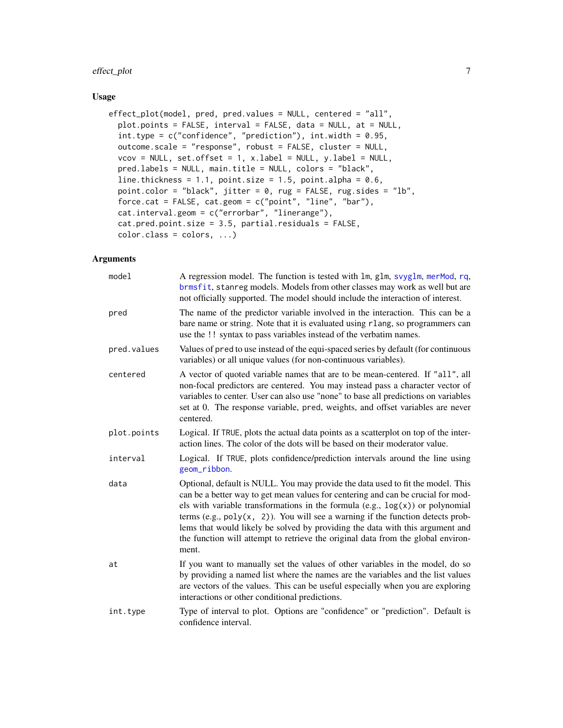## Usage

```
effect_plot(model, pred, pred.values = NULL, centered = "all",
  plot.points = FALSE, interval = FALSE, data = NULL, at = NULL,
  int.type = c("confidence", "prediction"), int.width = 0.95,
  outcome.scale = "response", robust = FALSE, cluster = NULL,
  vcov = NULL, set.offset = 1, x.label = NULL, y.label = NULL,
  pred.labels = NULL, main.title = NULL, colors = "black",
  line.thickness = 1.1, point.size = 1.5, point.alpha = 0.6,
  point.color = "black", jitter = 0, rug = FALSE, rug.sides = "lb",
  force.cat = FALSE, cat.geom = c("point", "line", "bar"),
  cat.interval.geom = c("errorbar", "linerange"),
  cat.pred.point.size = 3.5, partial.residuals = FALSE,
  color.class = colors, ...)
```

## Arguments

| | |
|---|---|
| `model` | A regression model. The function is tested with `lm`, `glm`, `svyglm`, `merMod`, `rq`, `brmsfit`, `stanreg` models. Models from other classes may work as well but are not officially supported. The model should include the interaction of interest. |
| `pred` | The name of the predictor variable involved in the interaction. This can be a bare name or string. Note that it is evaluated using `rlang`, so programmers can use the `!!` syntax to pass variables instead of the verbatim names. |
| `pred.values` | Values of `pred` to use instead of the equi-spaced series by default (for continuous variables) or all unique values (for non-continuous variables). |
| `centered` | A vector of quoted variable names that are to be mean-centered. If `"all"`, all non-focal predictors are centered. You may instead pass a character vector of variables to center. User can also use "none" to base all predictions on variables set at 0. The response variable, `pred`, weights, and offset variables are never centered. |
| `plot.points` | Logical. If `TRUE`, plots the actual data points as a scatterplot on top of the interaction lines. The color of the dots will be based on their moderator value. |
| `interval` | Logical. If `TRUE`, plots confidence/prediction intervals around the line using `geom_ribbon`. |
| `data` | Optional, default is NULL. You may provide the data used to fit the model. This can be a better way to get mean values for centering and can be crucial for models with variable transformations in the formula (e.g., `log(x)`) or polynomial terms (e.g., `poly(x, 2)`). You will see a warning if the function detects problems that would likely be solved by providing the data with this argument and the function will attempt to retrieve the original data from the global environment. |
| `at` | If you want to manually set the values of other variables in the model, do so by providing a named list where the names are the variables and the list values are vectors of the values. This can be useful especially when you are exploring interactions or other conditional predictions. |
| `int.type` | Type of interval to plot. Options are "confidence" or "prediction". Default is confidence interval. |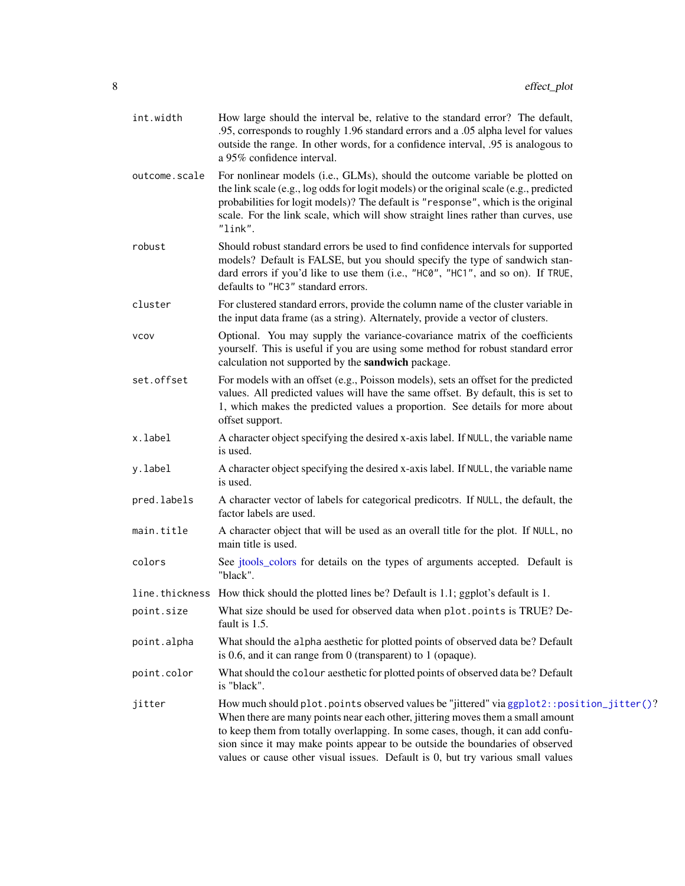| | |
|---|---|
| `int.width` | How large should the interval be, relative to the standard error? The default, .95, corresponds to roughly 1.96 standard errors and a .05 alpha level for values outside the range. In other words, for a confidence interval, .95 is analogous to a 95% confidence interval. |
| `outcome.scale` | For nonlinear models (i.e., GLMs), should the outcome variable be plotted on the link scale (e.g., log odds for logit models) or the original scale (e.g., predicted probabilities for logit models)? The default is `"response"`, which is the original scale. For the link scale, which will show straight lines rather than curves, use `"link"`. |
| `robust` | Should robust standard errors be used to find confidence intervals for supported models? Default is FALSE, but you should specify the type of sandwich standard errors if you'd like to use them (i.e., `"HC0"`, `"HC1"`, and so on). If `TRUE`, defaults to `"HC3"` standard errors. |
| `cluster` | For clustered standard errors, provide the column name of the cluster variable in the input data frame (as a string). Alternately, provide a vector of clusters. |
| `vcov` | Optional. You may supply the variance-covariance matrix of the coefficients yourself. This is useful if you are using some method for robust standard error calculation not supported by the **sandwich** package. |
| `set.offset` | For models with an offset (e.g., Poisson models), sets an offset for the predicted values. All predicted values will have the same offset. By default, this is set to 1, which makes the predicted values a proportion. See details for more about offset support. |
| `x.label` | A character object specifying the desired x-axis label. If `NULL`, the variable name is used. |
| `y.label` | A character object specifying the desired x-axis label. If `NULL`, the variable name is used. |
| `pred.labels` | A character vector of labels for categorical predicotrs. If `NULL`, the default, the factor labels are used. |
| `main.title` | A character object that will be used as an overall title for the plot. If `NULL`, no main title is used. |
| `colors` | See jtools_colors for details on the types of arguments accepted. Default is "black". |
| `line.thickness` | How thick should the plotted lines be? Default is 1.1; ggplot's default is 1. |
| `point.size` | What size should be used for observed data when `plot.points` is TRUE? Default is 1.5. |
| `point.alpha` | What should the `alpha` aesthetic for plotted points of observed data be? Default is 0.6, and it can range from 0 (transparent) to 1 (opaque). |
| `point.color` | What should the `colour` aesthetic for plotted points of observed data be? Default is "black". |
| `jitter` | How much should `plot.points` observed values be "jittered" via `ggplot2::position_jitter()`? When there are many points near each other, jittering moves them a small amount to keep them from totally overlapping. In some cases, though, it can add confusion since it may make points appear to be outside the boundaries of observed values or cause other visual issues. Default is 0, but try various small values |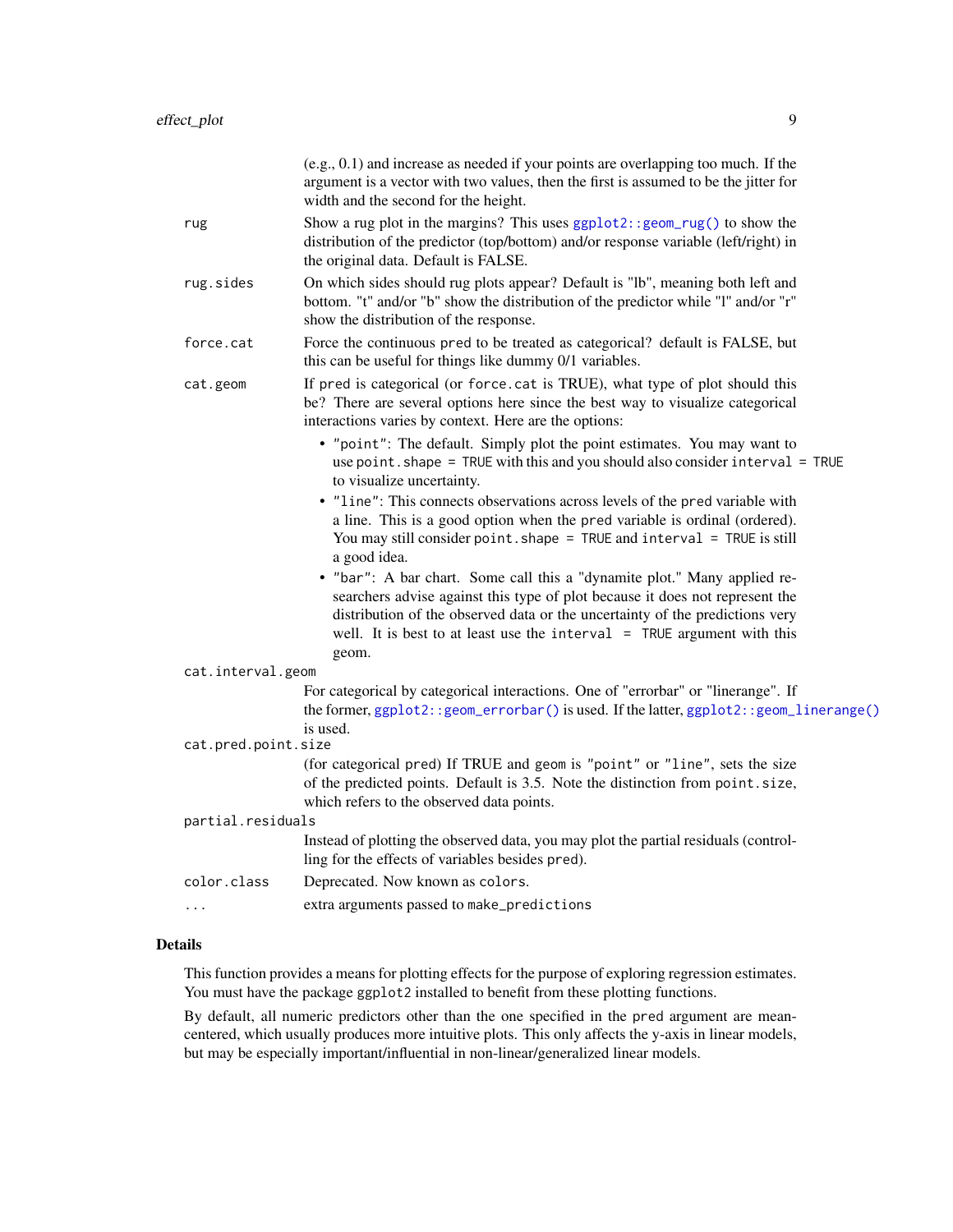(e.g., 0.1) and increase as needed if your points are overlapping too much. If the argument is a vector with two values, then the first is assumed to be the jitter for width and the second for the height.

`rug`
: Show a rug plot in the margins? This uses `ggplot2::geom_rug()` to show the distribution of the predictor (top/bottom) and/or response variable (left/right) in the original data. Default is FALSE.

`rug.sides`
: On which sides should rug plots appear? Default is "lb", meaning both left and bottom. "t" and/or "b" show the distribution of the predictor while "l" and/or "r" show the distribution of the response.

`force.cat`
: Force the continuous `pred` to be treated as categorical? default is FALSE, but this can be useful for things like dummy 0/1 variables.

`cat.geom`
: If `pred` is categorical (or `force.cat` is TRUE), what type of plot should this be? There are several options here since the best way to visualize categorical interactions varies by context. Here are the options:

  - `"point"`: The default. Simply plot the point estimates. You may want to use `point.shape = TRUE` with this and you should also consider `interval = TRUE` to visualize uncertainty.
  - `"line"`: This connects observations across levels of the `pred` variable with a line. This is a good option when the `pred` variable is ordinal (ordered). You may still consider `point.shape = TRUE` and `interval = TRUE` is still a good idea.
  - `"bar"`: A bar chart. Some call this a "dynamite plot." Many applied researchers advise against this type of plot because it does not represent the distribution of the observed data or the uncertainty of the predictions very well. It is best to at least use the `interval = TRUE` argument with this geom.

`cat.interval.geom`
: For categorical by categorical interactions. One of "errorbar" or "linerange". If the former, `ggplot2::geom_errorbar()` is used. If the latter, `ggplot2::geom_linerange()` is used.

`cat.pred.point.size`
: (for categorical `pred`) If TRUE and geom is `"point"` or `"line"`, sets the size of the predicted points. Default is 3.5. Note the distinction from `point.size`, which refers to the observed data points.

`partial.residuals`
: Instead of plotting the observed data, you may plot the partial residuals (controlling for the effects of variables besides `pred`).

`color.class`
: Deprecated. Now known as `colors`.

`...`
: extra arguments passed to `make_predictions`

## Details

This function provides a means for plotting effects for the purpose of exploring regression estimates. You must have the package `ggplot2` installed to benefit from these plotting functions.

By default, all numeric predictors other than the one specified in the `pred` argument are mean-centered, which usually produces more intuitive plots. This only affects the y-axis in linear models, but may be especially important/influential in non-linear/generalized linear models.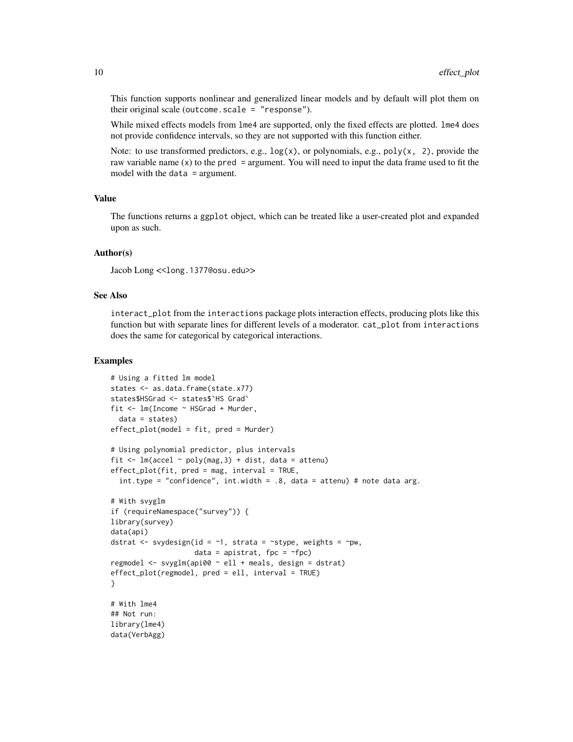This function supports nonlinear and generalized linear models and by default will plot them on their original scale (`outcome.scale = "response"`).

While mixed effects models from `lme4` are supported, only the fixed effects are plotted. `lme4` does not provide confidence intervals, so they are not supported with this function either.

Note: to use transformed predictors, e.g., `log(x)`, or polynomials, e.g., `poly(x, 2)`, provide the raw variable name (`x`) to the `pred =` argument. You will need to input the data frame used to fit the model with the `data =` argument.

### Value

The functions returns a `ggplot` object, which can be treated like a user-created plot and expanded upon as such.

### Author(s)

Jacob Long <<long.1377@osu.edu>>

### See Also

`interact_plot` from the `interactions` package plots interaction effects, producing plots like this function but with separate lines for different levels of a moderator. `cat_plot` from `interactions` does the same for categorical by categorical interactions.

### Examples

```
# Using a fitted lm model
states <- as.data.frame(state.x77)
states$HSGrad <- states$`HS Grad`
fit <- lm(Income ~ HSGrad + Murder,
  data = states)
effect_plot(model = fit, pred = Murder)

# Using polynomial predictor, plus intervals
fit <- lm(accel ~ poly(mag,3) + dist, data = attenu)
effect_plot(fit, pred = mag, interval = TRUE,
  int.type = "confidence", int.width = .8, data = attenu) # note data arg.

# With svyglm
if (requireNamespace("survey")) {
library(survey)
data(api)
dstrat <- svydesign(id = ~1, strata = ~stype, weights = ~pw,
                    data = apistrat, fpc = ~fpc)
regmodel <- svyglm(api00 ~ ell + meals, design = dstrat)
effect_plot(regmodel, pred = ell, interval = TRUE)
}

# With lme4
## Not run:
library(lme4)
data(VerbAgg)
```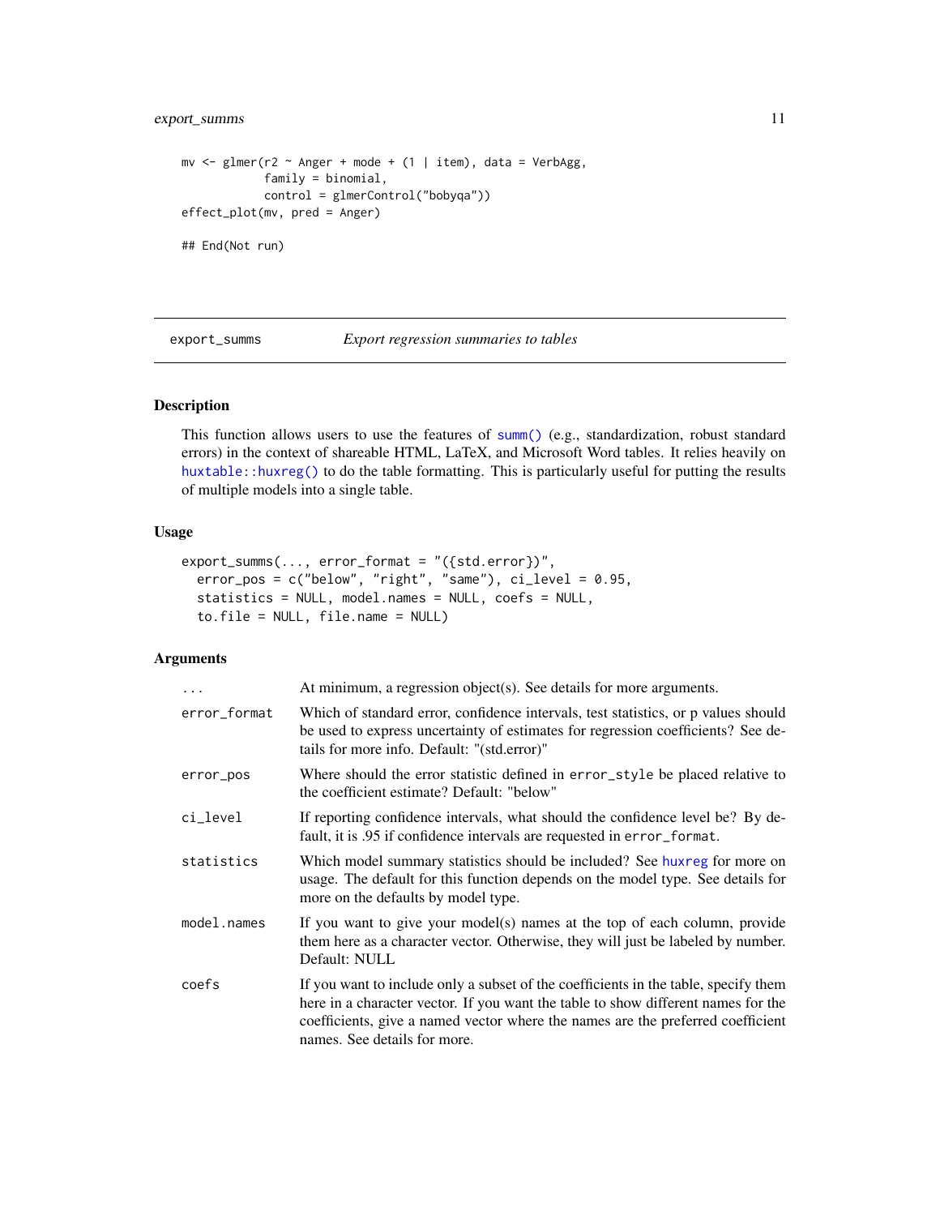```
mv <- glmer(r2 ~ Anger + mode + (1 | item), data = VerbAgg,
            family = binomial,
            control = glmerControl("bobyqa"))
effect_plot(mv, pred = Anger)

## End(Not run)
```

---

## export_summs — *Export regression summaries to tables*

### Description

This function allows users to use the features of `summ()` (e.g., standardization, robust standard errors) in the context of shareable HTML, LaTeX, and Microsoft Word tables. It relies heavily on `huxtable::huxreg()` to do the table formatting. This is particularly useful for putting the results of multiple models into a single table.

### Usage

```
export_summs(..., error_format = "({std.error})",
  error_pos = c("below", "right", "same"), ci_level = 0.95,
  statistics = NULL, model.names = NULL, coefs = NULL,
  to.file = NULL, file.name = NULL)
```

### Arguments

| | |
|---|---|
| `...` | At minimum, a regression object(s). See details for more arguments. |
| `error_format` | Which of standard error, confidence intervals, test statistics, or p values should be used to express uncertainty of estimates for regression coefficients? See details for more info. Default: "(std.error)" |
| `error_pos` | Where should the error statistic defined in `error_style` be placed relative to the coefficient estimate? Default: "below" |
| `ci_level` | If reporting confidence intervals, what should the confidence level be? By default, it is .95 if confidence intervals are requested in `error_format`. |
| `statistics` | Which model summary statistics should be included? See `huxreg` for more on usage. The default for this function depends on the model type. See details for more on the defaults by model type. |
| `model.names` | If you want to give your model(s) names at the top of each column, provide them here as a character vector. Otherwise, they will just be labeled by number. Default: NULL |
| `coefs` | If you want to include only a subset of the coefficients in the table, specify them here in a character vector. If you want the table to show different names for the coefficients, give a named vector where the names are the preferred coefficient names. See details for more. |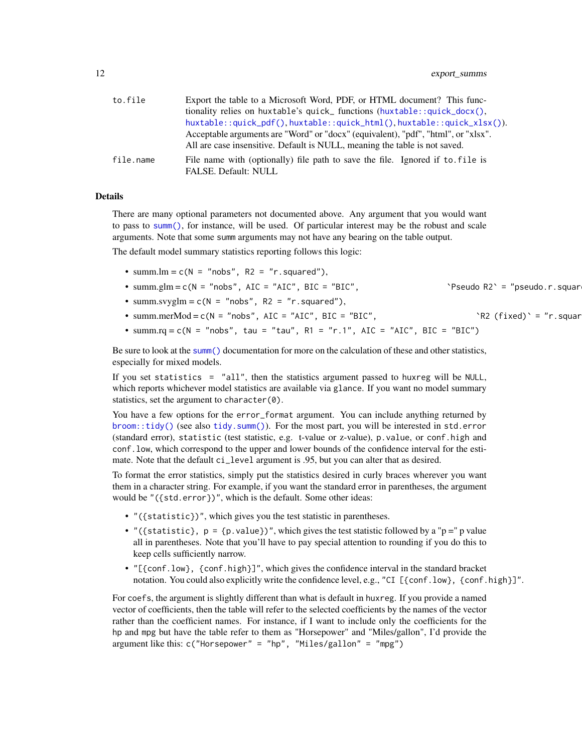| | |
|---|---|
| to.file | Export the table to a Microsoft Word, PDF, or HTML document? This functionality relies on huxtable's quick_ functions (huxtable::quick_docx(), huxtable::quick_pdf(), huxtable::quick_html(), huxtable::quick_xlsx()). Acceptable arguments are "Word" or "docx" (equivalent), "pdf", "html", or "xlsx". All are case insensitive. Default is NULL, meaning the table is not saved. |
| file.name | File name with (optionally) file path to save the file. Ignored if to.file is FALSE. Default: NULL |

### Details

There are many optional parameters not documented above. Any argument that you would want to pass to summ(), for instance, will be used. Of particular interest may be the robust and scale arguments. Note that some summ arguments may not have any bearing on the table output.

The default model summary statistics reporting follows this logic:

- summ.lm = c(N = "nobs", R2 = "r.squared"),
- summ.glm = c(N = "nobs", AIC = "AIC", BIC = "BIC", `Pseudo R2` = "pseudo.r.squar
- summ.svyglm = c(N = "nobs", R2 = "r.squared"),
- summ.merMod = c(N = "nobs", AIC = "AIC", BIC = "BIC", `R2 (fixed)` = "r.squar
- summ.rq = c(N = "nobs", tau = "tau", R1 = "r.1", AIC = "AIC", BIC = "BIC")

Be sure to look at the summ() documentation for more on the calculation of these and other statistics, especially for mixed models.

If you set statistics = "all", then the statistics argument passed to huxreg will be NULL, which reports whichever model statistics are available via glance. If you want no model summary statistics, set the argument to character(0).

You have a few options for the error_format argument. You can include anything returned by broom::tidy() (see also tidy.summ()). For the most part, you will be interested in std.error (standard error), statistic (test statistic, e.g. t-value or z-value), p.value, or conf.high and conf.low, which correspond to the upper and lower bounds of the confidence interval for the estimate. Note that the default ci_level argument is .95, but you can alter that as desired.

To format the error statistics, simply put the statistics desired in curly braces wherever you want them in a character string. For example, if you want the standard error in parentheses, the argument would be "({std.error})", which is the default. Some other ideas:

- "({statistic})", which gives you the test statistic in parentheses.
- "({statistic}, p = {p.value})", which gives the test statistic followed by a "p =" p value all in parentheses. Note that you'll have to pay special attention to rounding if you do this to keep cells sufficiently narrow.
- "[{conf.low}, {conf.high}]", which gives the confidence interval in the standard bracket notation. You could also explicitly write the confidence level, e.g., "CI [{conf.low}, {conf.high}]".

For coefs, the argument is slightly different than what is default in huxreg. If you provide a named vector of coefficients, then the table will refer to the selected coefficients by the names of the vector rather than the coefficient names. For instance, if I want to include only the coefficients for the hp and mpg but have the table refer to them as "Horsepower" and "Miles/gallon", I'd provide the argument like this: c("Horsepower" = "hp", "Miles/gallon" = "mpg")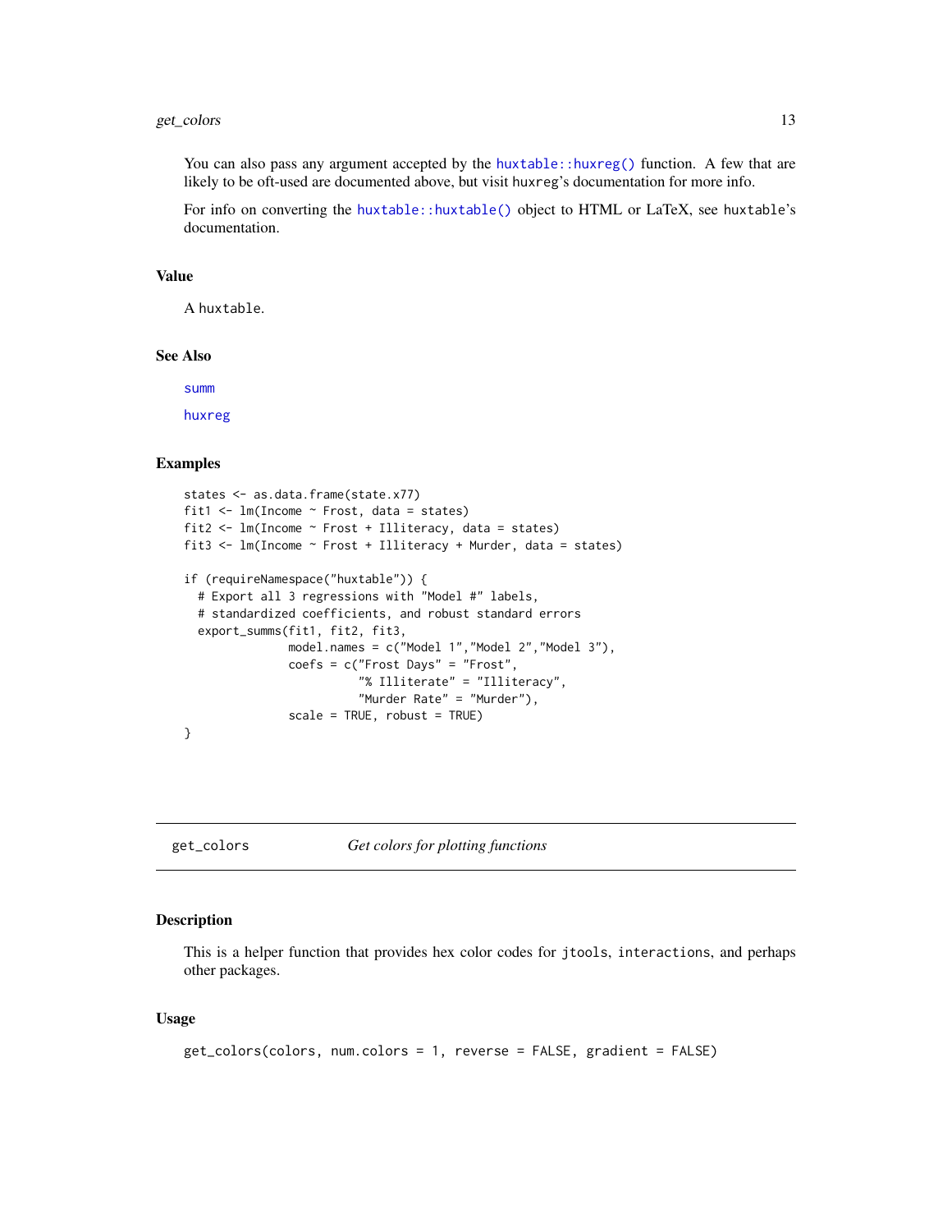You can also pass any argument accepted by the `huxtable::huxreg()` function. A few that are likely to be oft-used are documented above, but visit huxreg's documentation for more info.

For info on converting the `huxtable::huxtable()` object to HTML or LaTeX, see huxtable's documentation.

### Value

A huxtable.

### See Also

summ

huxreg

### Examples

```
states <- as.data.frame(state.x77)
fit1 <- lm(Income ~ Frost, data = states)
fit2 <- lm(Income ~ Frost + Illiteracy, data = states)
fit3 <- lm(Income ~ Frost + Illiteracy + Murder, data = states)

if (requireNamespace("huxtable")) {
  # Export all 3 regressions with "Model #" labels,
  # standardized coefficients, and robust standard errors
  export_summs(fit1, fit2, fit3,
               model.names = c("Model 1","Model 2","Model 3"),
               coefs = c("Frost Days" = "Frost",
                         "% Illiterate" = "Illiteracy",
                         "Murder Rate" = "Murder"),
               scale = TRUE, robust = TRUE)
}
```

---

## get_colors *Get colors for plotting functions*

### Description

This is a helper function that provides hex color codes for jtools, interactions, and perhaps other packages.

### Usage

```
get_colors(colors, num.colors = 1, reverse = FALSE, gradient = FALSE)
```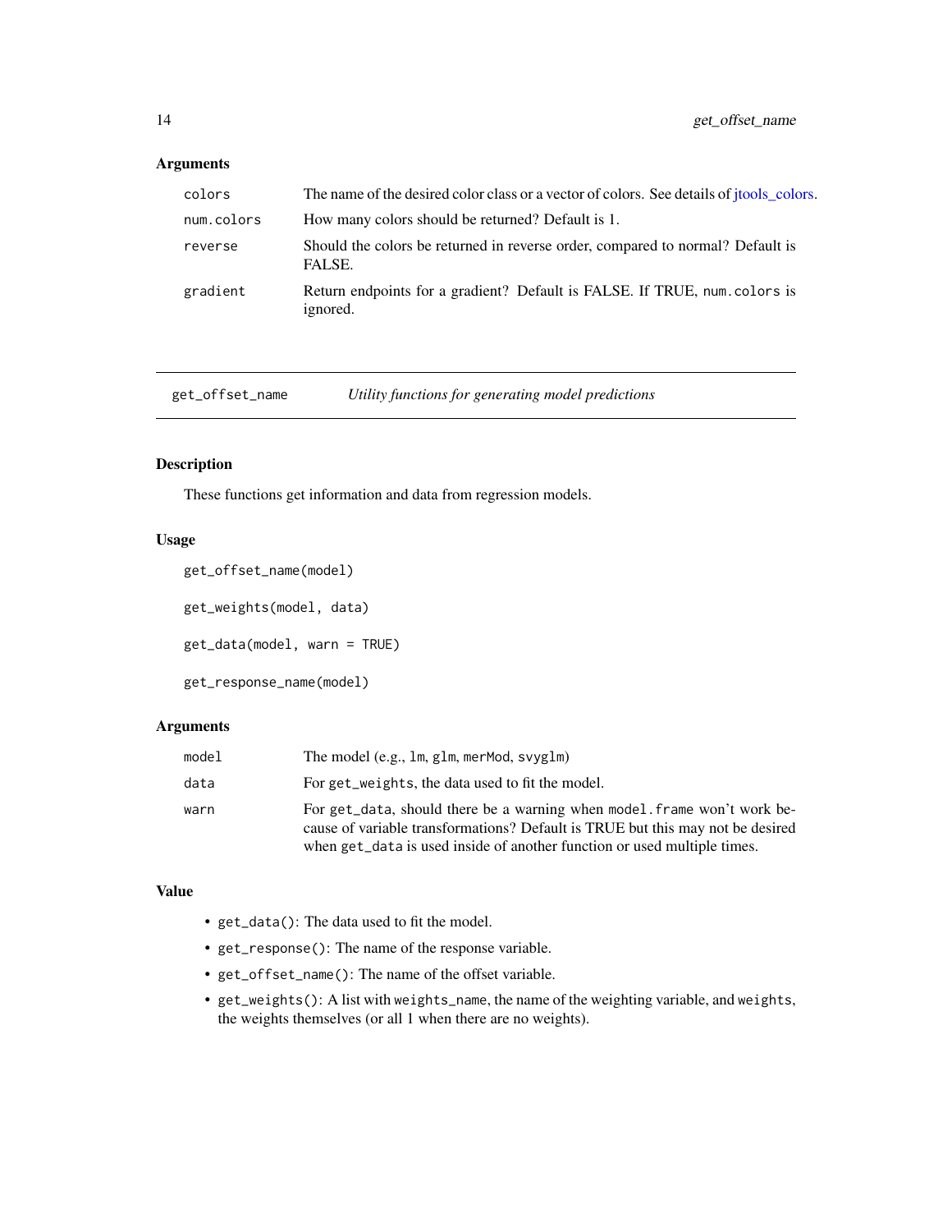### Arguments

| | |
|---|---|
| colors | The name of the desired color class or a vector of colors. See details of jtools_colors. |
| num.colors | How many colors should be returned? Default is 1. |
| reverse | Should the colors be returned in reverse order, compared to normal? Default is FALSE. |
| gradient | Return endpoints for a gradient? Default is FALSE. If TRUE, `num.colors` is ignored. |

---

## get_offset_name — *Utility functions for generating model predictions*

### Description

These functions get information and data from regression models.

### Usage

```
get_offset_name(model)

get_weights(model, data)

get_data(model, warn = TRUE)

get_response_name(model)
```

### Arguments

| | |
|---|---|
| model | The model (e.g., `lm`, `glm`, `merMod`, `svyglm`) |
| data | For `get_weights`, the data used to fit the model. |
| warn | For `get_data`, should there be a warning when `model.frame` won't work because of variable transformations? Default is TRUE but this may not be desired when `get_data` is used inside of another function or used multiple times. |

### Value

- `get_data()`: The data used to fit the model.
- `get_response()`: The name of the response variable.
- `get_offset_name()`: The name of the offset variable.
- `get_weights()`: A list with `weights_name`, the name of the weighting variable, and `weights`, the weights themselves (or all 1 when there are no weights).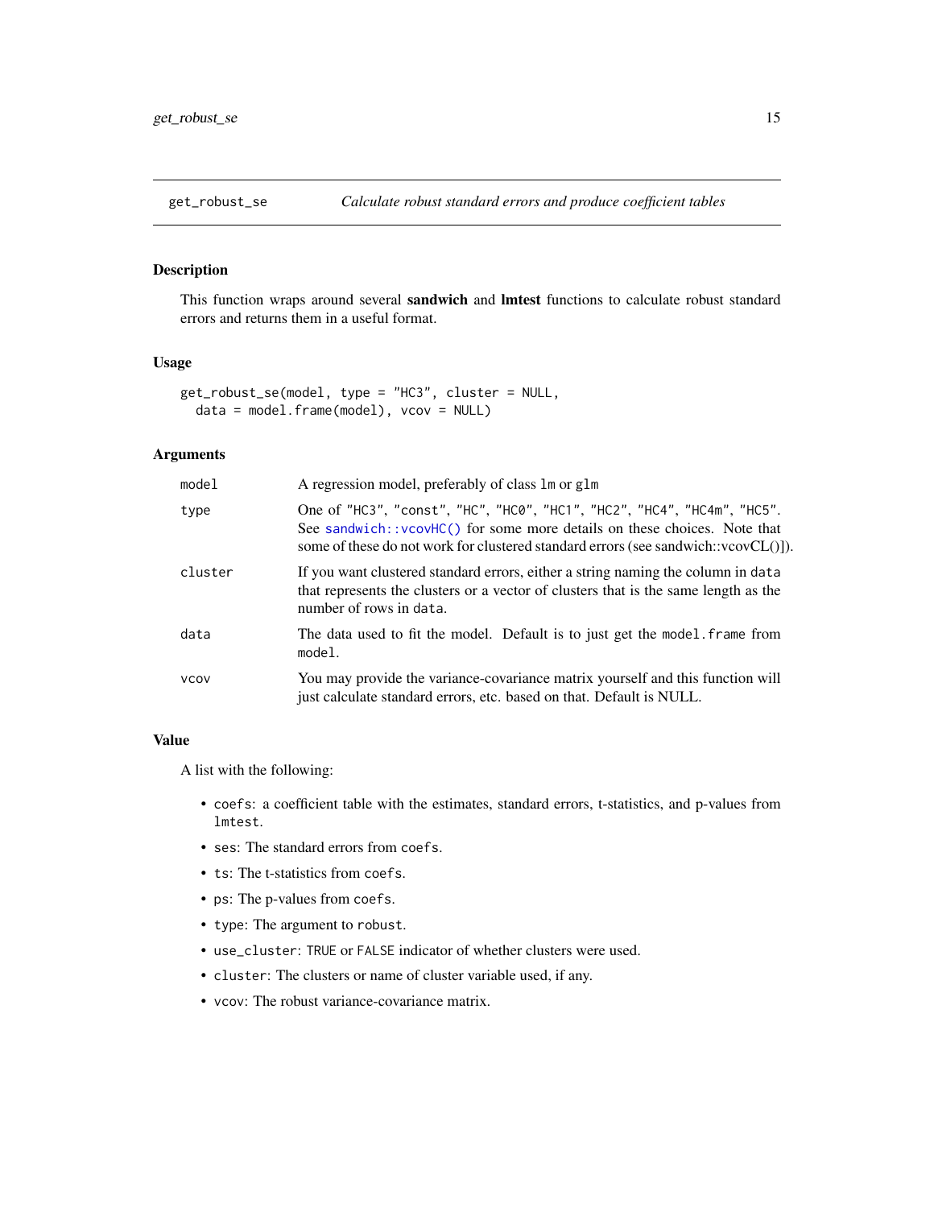## get_robust_se — *Calculate robust standard errors and produce coefficient tables*

### Description

This function wraps around several **sandwich** and **lmtest** functions to calculate robust standard errors and returns them in a useful format.

### Usage

```
get_robust_se(model, type = "HC3", cluster = NULL,
  data = model.frame(model), vcov = NULL)
```

### Arguments

| | |
|---|---|
| `model` | A regression model, preferably of class `lm` or `glm` |
| `type` | One of `"HC3"`, `"const"`, `"HC"`, `"HC0"`, `"HC1"`, `"HC2"`, `"HC4"`, `"HC4m"`, `"HC5"`. See `sandwich::vcovHC()` for some more details on these choices. Note that some of these do not work for clustered standard errors (see sandwich::vcovCL()]). |
| `cluster` | If you want clustered standard errors, either a string naming the column in `data` that represents the clusters or a vector of clusters that is the same length as the number of rows in `data`. |
| `data` | The data used to fit the model. Default is to just get the `model.frame` from `model`. |
| `vcov` | You may provide the variance-covariance matrix yourself and this function will just calculate standard errors, etc. based on that. Default is NULL. |

### Value

A list with the following:

- `coefs`: a coefficient table with the estimates, standard errors, t-statistics, and p-values from `lmtest`.
- `ses`: The standard errors from `coefs`.
- `ts`: The t-statistics from `coefs`.
- `ps`: The p-values from `coefs`.
- `type`: The argument to `robust`.
- `use_cluster`: `TRUE` or `FALSE` indicator of whether clusters were used.
- `cluster`: The clusters or name of cluster variable used, if any.
- `vcov`: The robust variance-covariance matrix.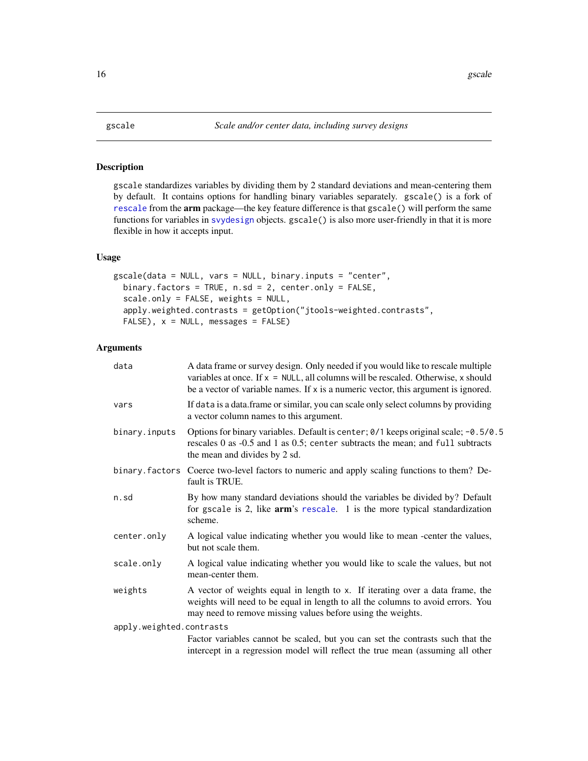# gscale — *Scale and/or center data, including survey designs*

## Description

`gscale` standardizes variables by dividing them by 2 standard deviations and mean-centering them by default. It contains options for handling binary variables separately. `gscale()` is a fork of `rescale` from the **arm** package—the key feature difference is that `gscale()` will perform the same functions for variables in `svydesign` objects. `gscale()` is also more user-friendly in that it is more flexible in how it accepts input.

## Usage

```
gscale(data = NULL, vars = NULL, binary.inputs = "center",
  binary.factors = TRUE, n.sd = 2, center.only = FALSE,
  scale.only = FALSE, weights = NULL,
  apply.weighted.contrasts = getOption("jtools-weighted.contrasts",
  FALSE), x = NULL, messages = FALSE)
```

## Arguments

`data`
: A data frame or survey design. Only needed if you would like to rescale multiple variables at once. If `x = NULL`, all columns will be rescaled. Otherwise, `x` should be a vector of variable names. If `x` is a numeric vector, this argument is ignored.

`vars`
: If `data` is a data.frame or similar, you can scale only select columns by providing a vector column names to this argument.

`binary.inputs`
: Options for binary variables. Default is `center`; `0/1` keeps original scale; `-0.5/0.5` rescales 0 as -0.5 and 1 as 0.5; `center` subtracts the mean; and `full` subtracts the mean and divides by 2 sd.

`binary.factors`
: Coerce two-level factors to numeric and apply scaling functions to them? Default is TRUE.

`n.sd`
: By how many standard deviations should the variables be divided by? Default for `gscale` is 2, like **arm**'s `rescale`. 1 is the more typical standardization scheme.

`center.only`
: A logical value indicating whether you would like to mean -center the values, but not scale them.

`scale.only`
: A logical value indicating whether you would like to scale the values, but not mean-center them.

`weights`
: A vector of weights equal in length to `x`. If iterating over a data frame, the weights will need to be equal in length to all the columns to avoid errors. You may need to remove missing values before using the weights.

`apply.weighted.contrasts`
: Factor variables cannot be scaled, but you can set the contrasts such that the intercept in a regression model will reflect the true mean (assuming all other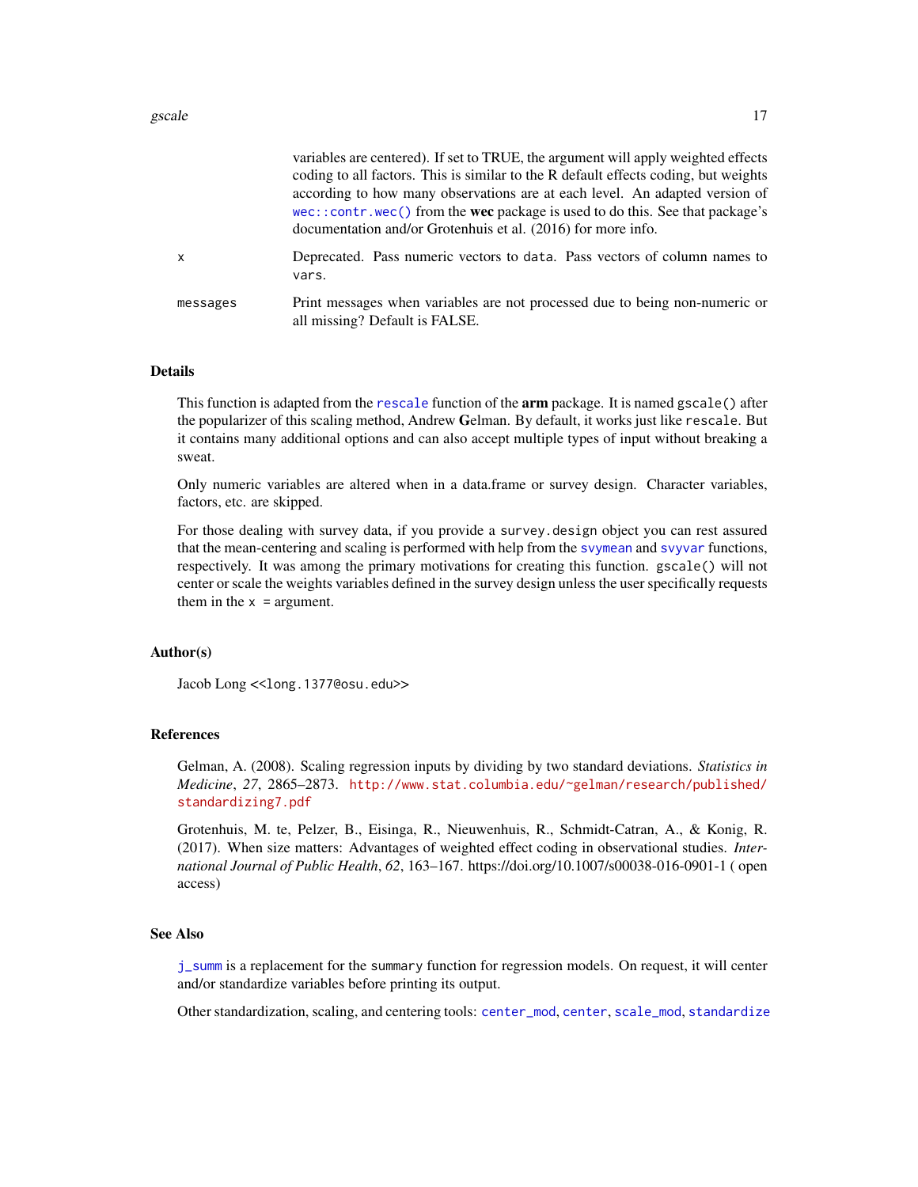variables are centered). If set to TRUE, the argument will apply weighted effects coding to all factors. This is similar to the R default effects coding, but weights according to how many observations are at each level. An adapted version of `wec::contr.wec()` from the **wec** package is used to do this. See that package's documentation and/or Grotenhuis et al. (2016) for more info.

| | |
|---|---|
| `x` | Deprecated. Pass numeric vectors to `data`. Pass vectors of column names to `vars`. |
| `messages` | Print messages when variables are not processed due to being non-numeric or all missing? Default is FALSE. |

## Details

This function is adapted from the `rescale` function of the **arm** package. It is named `gscale()` after the popularizer of this scaling method, Andrew **G**elman. By default, it works just like `rescale`. But it contains many additional options and can also accept multiple types of input without breaking a sweat.

Only numeric variables are altered when in a data.frame or survey design. Character variables, factors, etc. are skipped.

For those dealing with survey data, if you provide a `survey.design` object you can rest assured that the mean-centering and scaling is performed with help from the `svymean` and `svyvar` functions, respectively. It was among the primary motivations for creating this function. `gscale()` will not center or scale the weights variables defined in the survey design unless the user specifically requests them in the `x =` argument.

## Author(s)

Jacob Long <<long.1377@osu.edu>>

## References

Gelman, A. (2008). Scaling regression inputs by dividing by two standard deviations. *Statistics in Medicine*, *27*, 2865–2873. http://www.stat.columbia.edu/~gelman/research/published/standardizing7.pdf

Grotenhuis, M. te, Pelzer, B., Eisinga, R., Nieuwenhuis, R., Schmidt-Catran, A., & Konig, R. (2017). When size matters: Advantages of weighted effect coding in observational studies. *International Journal of Public Health*, *62*, 163–167. https://doi.org/10.1007/s00038-016-0901-1 ( open access)

## See Also

`j_summ` is a replacement for the `summary` function for regression models. On request, it will center and/or standardize variables before printing its output.

Other standardization, scaling, and centering tools: `center_mod`, `center`, `scale_mod`, `standardize`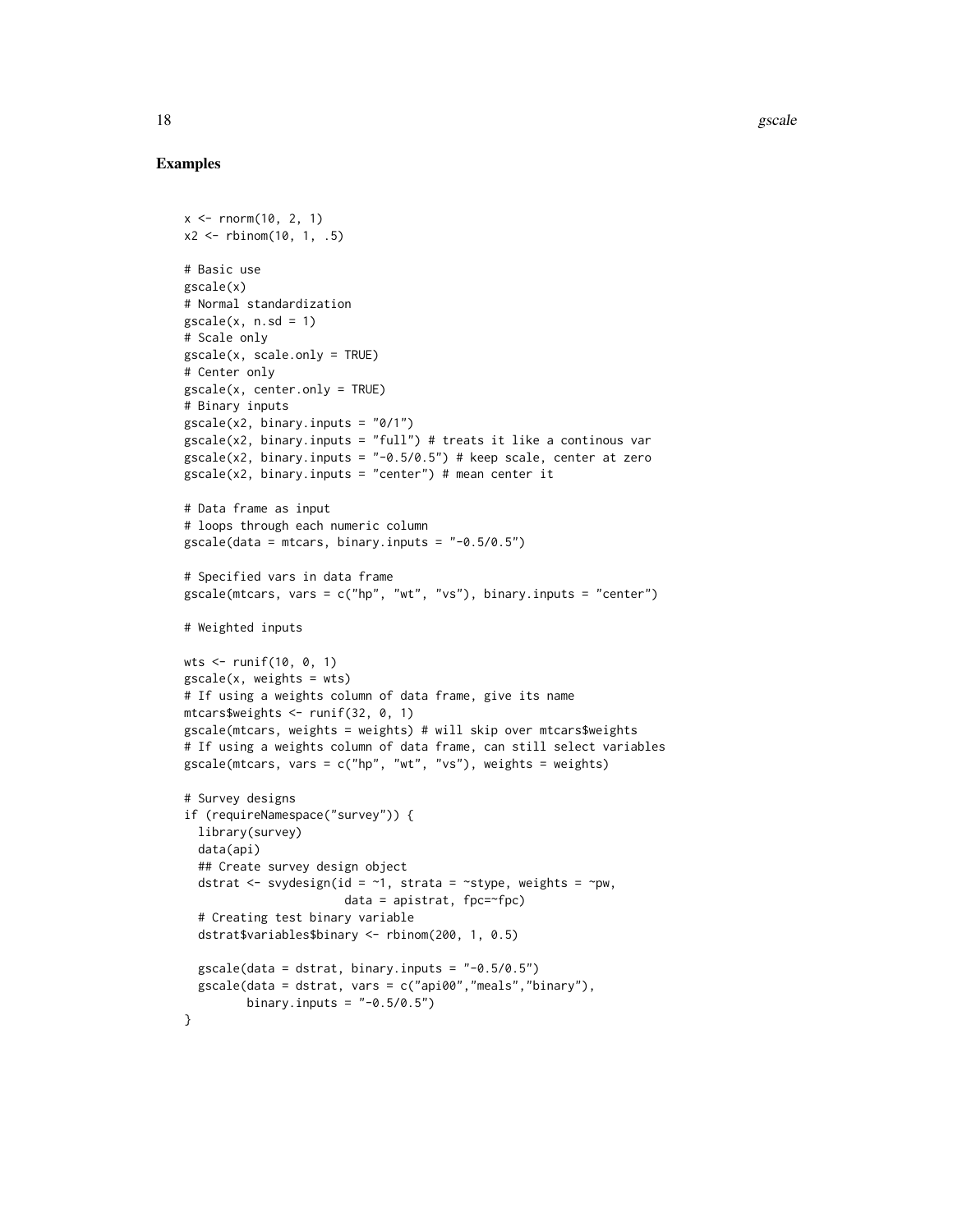## Examples

```
x <- rnorm(10, 2, 1)
x2 <- rbinom(10, 1, .5)

# Basic use
gscale(x)
# Normal standardization
gscale(x, n.sd = 1)
# Scale only
gscale(x, scale.only = TRUE)
# Center only
gscale(x, center.only = TRUE)
# Binary inputs
gscale(x2, binary.inputs = "0/1")
gscale(x2, binary.inputs = "full") # treats it like a continous var
gscale(x2, binary.inputs = "-0.5/0.5") # keep scale, center at zero
gscale(x2, binary.inputs = "center") # mean center it

# Data frame as input
# loops through each numeric column
gscale(data = mtcars, binary.inputs = "-0.5/0.5")

# Specified vars in data frame
gscale(mtcars, vars = c("hp", "wt", "vs"), binary.inputs = "center")

# Weighted inputs

wts <- runif(10, 0, 1)
gscale(x, weights = wts)
# If using a weights column of data frame, give its name
mtcars$weights <- runif(32, 0, 1)
gscale(mtcars, weights = weights) # will skip over mtcars$weights
# If using a weights column of data frame, can still select variables
gscale(mtcars, vars = c("hp", "wt", "vs"), weights = weights)

# Survey designs
if (requireNamespace("survey")) {
  library(survey)
  data(api)
  ## Create survey design object
  dstrat <- svydesign(id = ~1, strata = ~stype, weights = ~pw,
                      data = apistrat, fpc=~fpc)
  # Creating test binary variable
  dstrat$variables$binary <- rbinom(200, 1, 0.5)

  gscale(data = dstrat, binary.inputs = "-0.5/0.5")
  gscale(data = dstrat, vars = c("api00","meals","binary"),
         binary.inputs = "-0.5/0.5")
}
```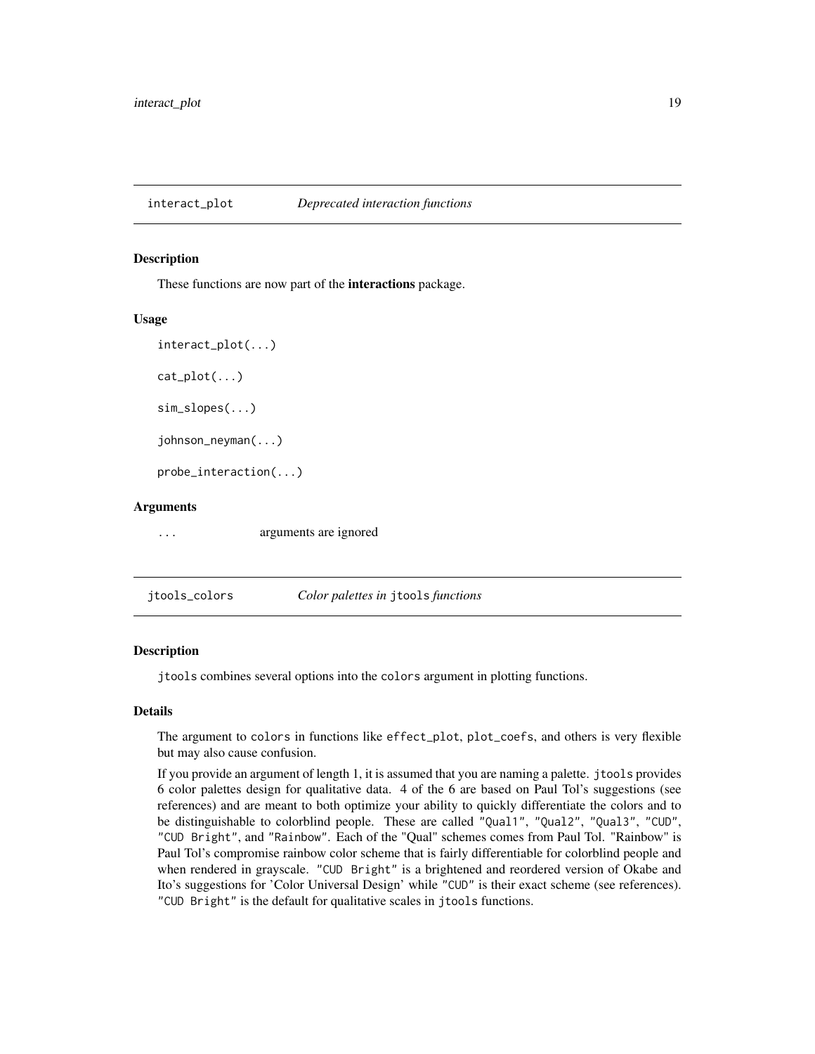## interact_plot — *Deprecated interaction functions*

### Description

These functions are now part of the **interactions** package.

### Usage

```
interact_plot(...)

cat_plot(...)

sim_slopes(...)

johnson_neyman(...)

probe_interaction(...)
```

### Arguments

| | |
|---|---|
| `...` | arguments are ignored |

## jtools_colors — *Color palettes in* `jtools` *functions*

### Description

`jtools` combines several options into the `colors` argument in plotting functions.

### Details

The argument to `colors` in functions like `effect_plot`, `plot_coefs`, and others is very flexible but may also cause confusion.

If you provide an argument of length 1, it is assumed that you are naming a palette. `jtools` provides 6 color palettes design for qualitative data. 4 of the 6 are based on Paul Tol's suggestions (see references) and are meant to both optimize your ability to quickly differentiate the colors and to be distinguishable to colorblind people. These are called `"Qual1"`, `"Qual2"`, `"Qual3"`, `"CUD"`, `"CUD Bright"`, and `"Rainbow"`. Each of the "Qual" schemes comes from Paul Tol. "Rainbow" is Paul Tol's compromise rainbow color scheme that is fairly differentiable for colorblind people and when rendered in grayscale. `"CUD Bright"` is a brightened and reordered version of Okabe and Ito's suggestions for 'Color Universal Design' while `"CUD"` is their exact scheme (see references). `"CUD Bright"` is the default for qualitative scales in `jtools` functions.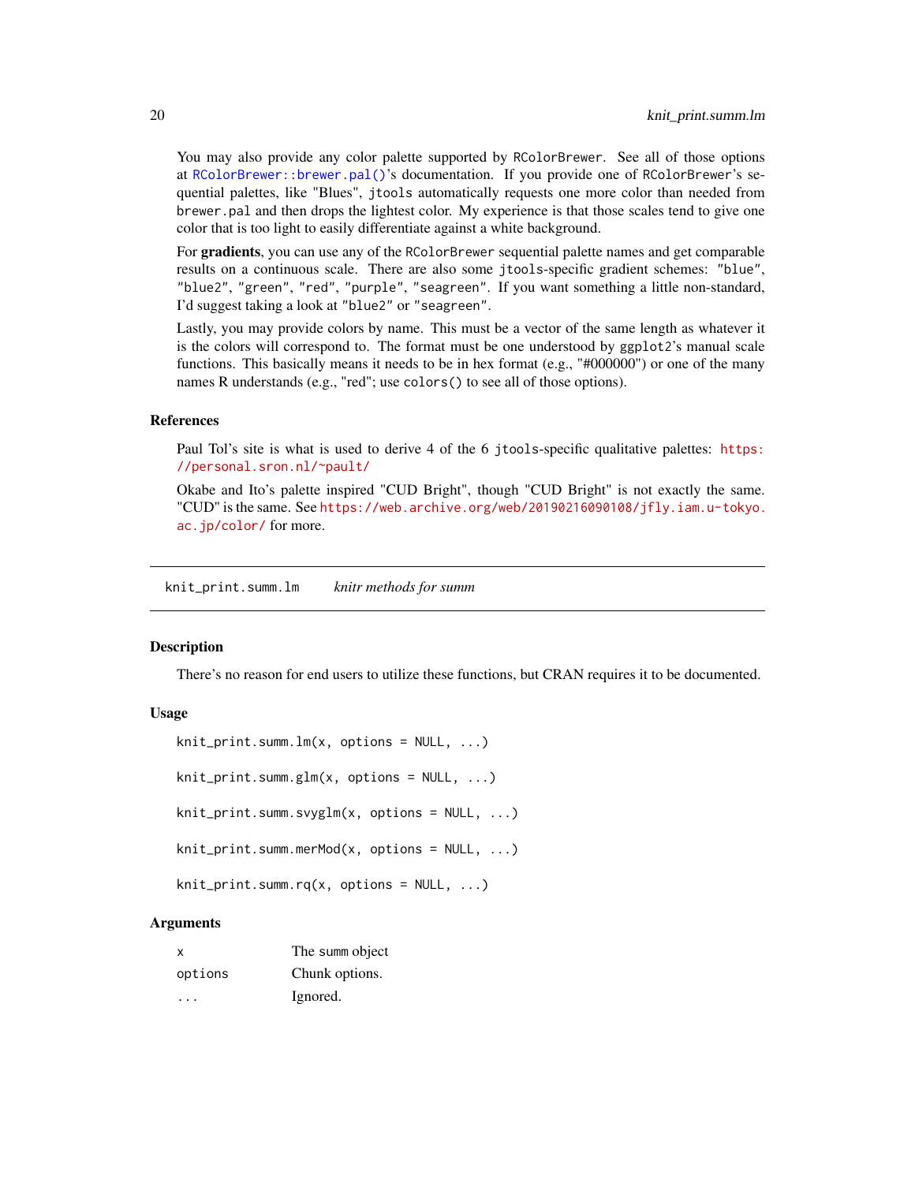You may also provide any color palette supported by `RColorBrewer`. See all of those options at `RColorBrewer::brewer.pal()`'s documentation. If you provide one of `RColorBrewer`'s sequential palettes, like "Blues", `jtools` automatically requests one more color than needed from `brewer.pal` and then drops the lightest color. My experience is that those scales tend to give one color that is too light to easily differentiate against a white background.

For **gradients**, you can use any of the `RColorBrewer` sequential palette names and get comparable results on a continuous scale. There are also some `jtools`-specific gradient schemes: `"blue"`, `"blue2"`, `"green"`, `"red"`, `"purple"`, `"seagreen"`. If you want something a little non-standard, I'd suggest taking a look at `"blue2"` or `"seagreen"`.

Lastly, you may provide colors by name. This must be a vector of the same length as whatever it is the colors will correspond to. The format must be one understood by `ggplot2`'s manual scale functions. This basically means it needs to be in hex format (e.g., "#000000") or one of the many names R understands (e.g., "red"; use `colors()` to see all of those options).

### References

Paul Tol's site is what is used to derive 4 of the 6 `jtools`-specific qualitative palettes: https://personal.sron.nl/~pault/

Okabe and Ito's palette inspired "CUD Bright", though "CUD Bright" is not exactly the same. "CUD" is the same. See https://web.archive.org/web/20190216090108/jfly.iam.u-tokyo.ac.jp/color/ for more.

## knit_print.summ.lm — *knitr methods for summ*

### Description

There's no reason for end users to utilize these functions, but CRAN requires it to be documented.

### Usage

```
knit_print.summ.lm(x, options = NULL, ...)

knit_print.summ.glm(x, options = NULL, ...)

knit_print.summ.svyglm(x, options = NULL, ...)

knit_print.summ.merMod(x, options = NULL, ...)

knit_print.summ.rq(x, options = NULL, ...)
```

### Arguments

| | |
|---|---|
| `x` | The `summ` object |
| `options` | Chunk options. |
| `...` | Ignored. |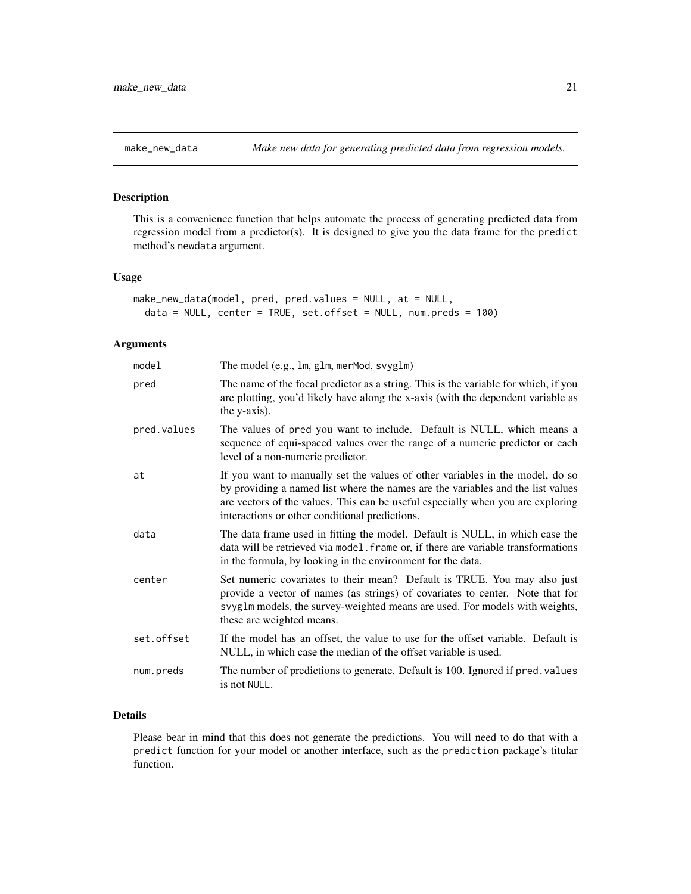# make_new_data

*Make new data for generating predicted data from regression models.*

## Description

This is a convenience function that helps automate the process of generating predicted data from regression model from a predictor(s). It is designed to give you the data frame for the `predict` method's `newdata` argument.

## Usage

```
make_new_data(model, pred, pred.values = NULL, at = NULL,
  data = NULL, center = TRUE, set.offset = NULL, num.preds = 100)
```

## Arguments

| Argument | Description |
| --- | --- |
| `model` | The model (e.g., `lm`, `glm`, `merMod`, `svyglm`) |
| `pred` | The name of the focal predictor as a string. This is the variable for which, if you are plotting, you'd likely have along the x-axis (with the dependent variable as the y-axis). |
| `pred.values` | The values of `pred` you want to include. Default is NULL, which means a sequence of equi-spaced values over the range of a numeric predictor or each level of a non-numeric predictor. |
| `at` | If you want to manually set the values of other variables in the model, do so by providing a named list where the names are the variables and the list values are vectors of the values. This can be useful especially when you are exploring interactions or other conditional predictions. |
| `data` | The data frame used in fitting the model. Default is NULL, in which case the data will be retrieved via `model.frame` or, if there are variable transformations in the formula, by looking in the environment for the data. |
| `center` | Set numeric covariates to their mean? Default is TRUE. You may also just provide a vector of names (as strings) of covariates to center. Note that for `svyglm` models, the survey-weighted means are used. For models with weights, these are weighted means. |
| `set.offset` | If the model has an offset, the value to use for the offset variable. Default is NULL, in which case the median of the offset variable is used. |
| `num.preds` | The number of predictions to generate. Default is 100. Ignored if `pred.values` is not `NULL`. |

## Details

Please bear in mind that this does not generate the predictions. You will need to do that with a `predict` function for your model or another interface, such as the `prediction` package's titular function.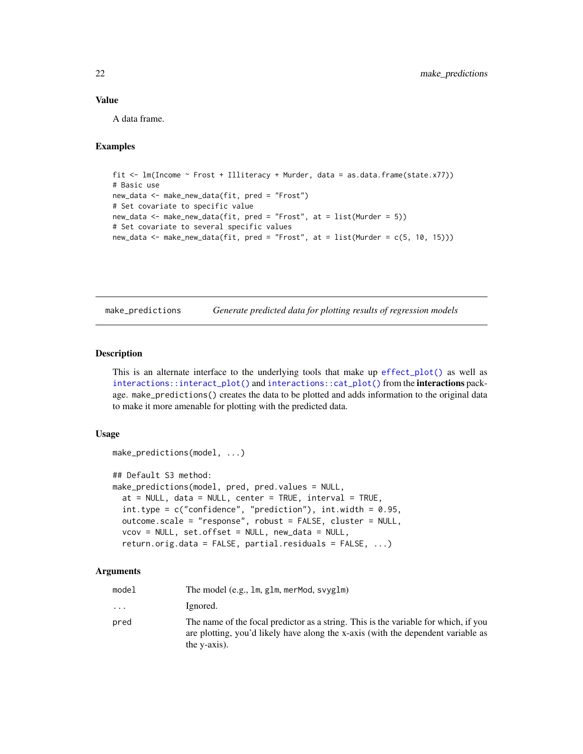### Value

A data frame.

### Examples

```
fit <- lm(Income ~ Frost + Illiteracy + Murder, data = as.data.frame(state.x77))
# Basic use
new_data <- make_new_data(fit, pred = "Frost")
# Set covariate to specific value
new_data <- make_new_data(fit, pred = "Frost", at = list(Murder = 5))
# Set covariate to several specific values
new_data <- make_new_data(fit, pred = "Frost", at = list(Murder = c(5, 10, 15)))
```

---

## make_predictions *Generate predicted data for plotting results of regression models*

### Description

This is an alternate interface to the underlying tools that make up `effect_plot()` as well as `interactions::interact_plot()` and `interactions::cat_plot()` from the **interactions** package. `make_predictions()` creates the data to be plotted and adds information to the original data to make it more amenable for plotting with the predicted data.

### Usage

```
make_predictions(model, ...)

## Default S3 method:
make_predictions(model, pred, pred.values = NULL,
  at = NULL, data = NULL, center = TRUE, interval = TRUE,
  int.type = c("confidence", "prediction"), int.width = 0.95,
  outcome.scale = "response", robust = FALSE, cluster = NULL,
  vcov = NULL, set.offset = NULL, new_data = NULL,
  return.orig.data = FALSE, partial.residuals = FALSE, ...)
```

### Arguments

| | |
|---|---|
| `model` | The model (e.g., `lm`, `glm`, `merMod`, `svyglm`) |
| `...` | Ignored. |
| `pred` | The name of the focal predictor as a string. This is the variable for which, if you are plotting, you'd likely have along the x-axis (with the dependent variable as the y-axis). |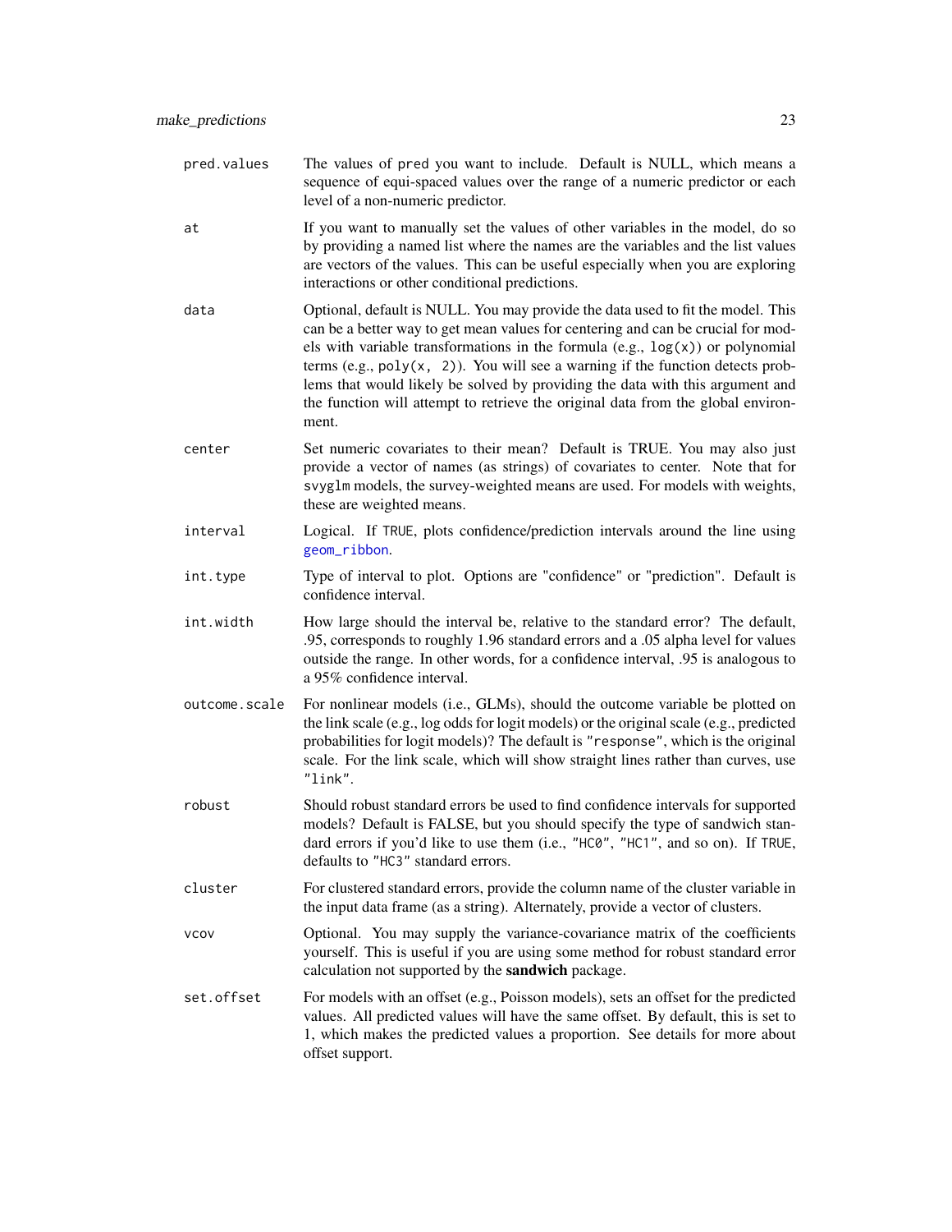`pred.values`
: The values of `pred` you want to include. Default is NULL, which means a sequence of equi-spaced values over the range of a numeric predictor or each level of a non-numeric predictor.

`at`
: If you want to manually set the values of other variables in the model, do so by providing a named list where the names are the variables and the list values are vectors of the values. This can be useful especially when you are exploring interactions or other conditional predictions.

`data`
: Optional, default is NULL. You may provide the data used to fit the model. This can be a better way to get mean values for centering and can be crucial for models with variable transformations in the formula (e.g., `log(x)`) or polynomial terms (e.g., `poly(x, 2)`). You will see a warning if the function detects problems that would likely be solved by providing the data with this argument and the function will attempt to retrieve the original data from the global environment.

`center`
: Set numeric covariates to their mean? Default is TRUE. You may also just provide a vector of names (as strings) of covariates to center. Note that for `svyglm` models, the survey-weighted means are used. For models with weights, these are weighted means.

`interval`
: Logical. If `TRUE`, plots confidence/prediction intervals around the line using `geom_ribbon`.

`int.type`
: Type of interval to plot. Options are "confidence" or "prediction". Default is confidence interval.

`int.width`
: How large should the interval be, relative to the standard error? The default, .95, corresponds to roughly 1.96 standard errors and a .05 alpha level for values outside the range. In other words, for a confidence interval, .95 is analogous to a 95% confidence interval.

`outcome.scale`
: For nonlinear models (i.e., GLMs), should the outcome variable be plotted on the link scale (e.g., log odds for logit models) or the original scale (e.g., predicted probabilities for logit models)? The default is `"response"`, which is the original scale. For the link scale, which will show straight lines rather than curves, use `"link"`.

`robust`
: Should robust standard errors be used to find confidence intervals for supported models? Default is FALSE, but you should specify the type of sandwich standard errors if you'd like to use them (i.e., `"HC0"`, `"HC1"`, and so on). If `TRUE`, defaults to `"HC3"` standard errors.

`cluster`
: For clustered standard errors, provide the column name of the cluster variable in the input data frame (as a string). Alternately, provide a vector of clusters.

`vcov`
: Optional. You may supply the variance-covariance matrix of the coefficients yourself. This is useful if you are using some method for robust standard error calculation not supported by the **sandwich** package.

`set.offset`
: For models with an offset (e.g., Poisson models), sets an offset for the predicted values. All predicted values will have the same offset. By default, this is set to 1, which makes the predicted values a proportion. See details for more about offset support.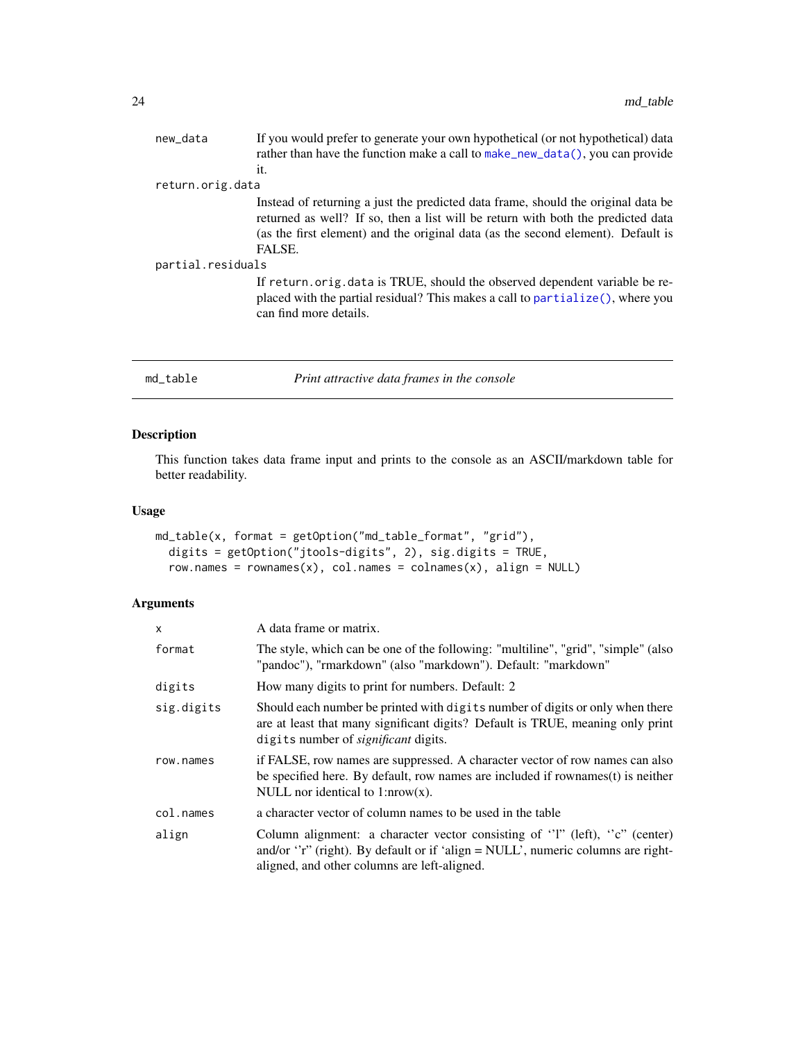| | |
|---|---|
| new_data | If you would prefer to generate your own hypothetical (or not hypothetical) data rather than have the function make a call to make_new_data(), you can provide it. |
| return.orig.data | Instead of returning a just the predicted data frame, should the original data be returned as well? If so, then a list will be return with both the predicted data (as the first element) and the original data (as the second element). Default is FALSE. |
| partial.residuals | If return.orig.data is TRUE, should the observed dependent variable be replaced with the partial residual? This makes a call to partialize(), where you can find more details. |

## md_table — *Print attractive data frames in the console*

### Description

This function takes data frame input and prints to the console as an ASCII/markdown table for better readability.

### Usage

```
md_table(x, format = getOption("md_table_format", "grid"),
  digits = getOption("jtools-digits", 2), sig.digits = TRUE,
  row.names = rownames(x), col.names = colnames(x), align = NULL)
```

### Arguments

| | |
|---|---|
| x | A data frame or matrix. |
| format | The style, which can be one of the following: "multiline", "grid", "simple" (also "pandoc"), "rmarkdown" (also "markdown"). Default: "markdown" |
| digits | How many digits to print for numbers. Default: 2 |
| sig.digits | Should each number be printed with digits number of digits or only when there are at least that many significant digits? Default is TRUE, meaning only print digits number of *significant* digits. |
| row.names | if FALSE, row names are suppressed. A character vector of row names can also be specified here. By default, row names are included if rownames(t) is neither NULL nor identical to 1:nrow(x). |
| col.names | a character vector of column names to be used in the table |
| align | Column alignment: a character vector consisting of ''l" (left), ''c" (center) and/or ''r" (right). By default or if 'align = NULL', numeric columns are right-aligned, and other columns are left-aligned. |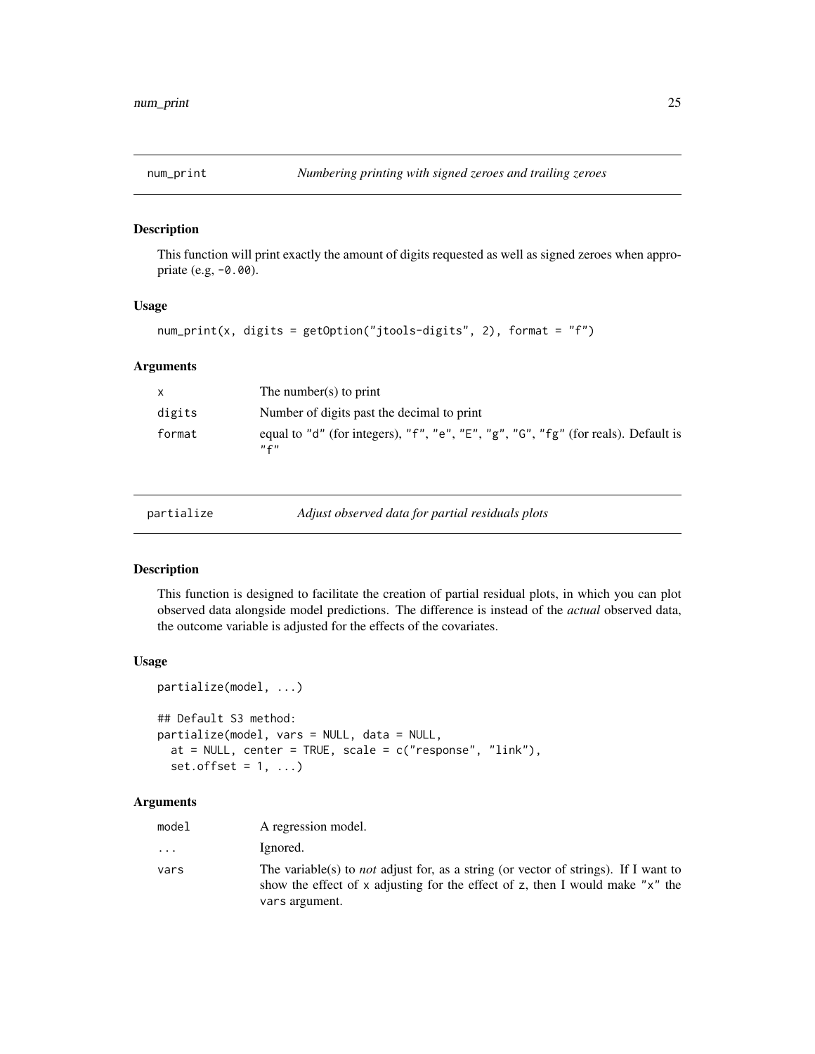## num_print *Numbering printing with signed zeroes and trailing zeroes*

### Description

This function will print exactly the amount of digits requested as well as signed zeroes when appropriate (e.g, `-0.00`).

### Usage

```
num_print(x, digits = getOption("jtools-digits", 2), format = "f")
```

### Arguments

| | |
|---|---|
| x | The number(s) to print |
| digits | Number of digits past the decimal to print |
| format | equal to "d" (for integers), "f", "e", "E", "g", "G", "fg" (for reals). Default is "f" |

## partialize *Adjust observed data for partial residuals plots*

### Description

This function is designed to facilitate the creation of partial residual plots, in which you can plot observed data alongside model predictions. The difference is instead of the *actual* observed data, the outcome variable is adjusted for the effects of the covariates.

### Usage

```
partialize(model, ...)

## Default S3 method:
partialize(model, vars = NULL, data = NULL,
  at = NULL, center = TRUE, scale = c("response", "link"),
  set.offset = 1, ...)
```

### Arguments

| | |
|---|---|
| model | A regression model. |
| ... | Ignored. |
| vars | The variable(s) to *not* adjust for, as a string (or vector of strings). If I want to show the effect of x adjusting for the effect of z, then I would make "x" the vars argument. |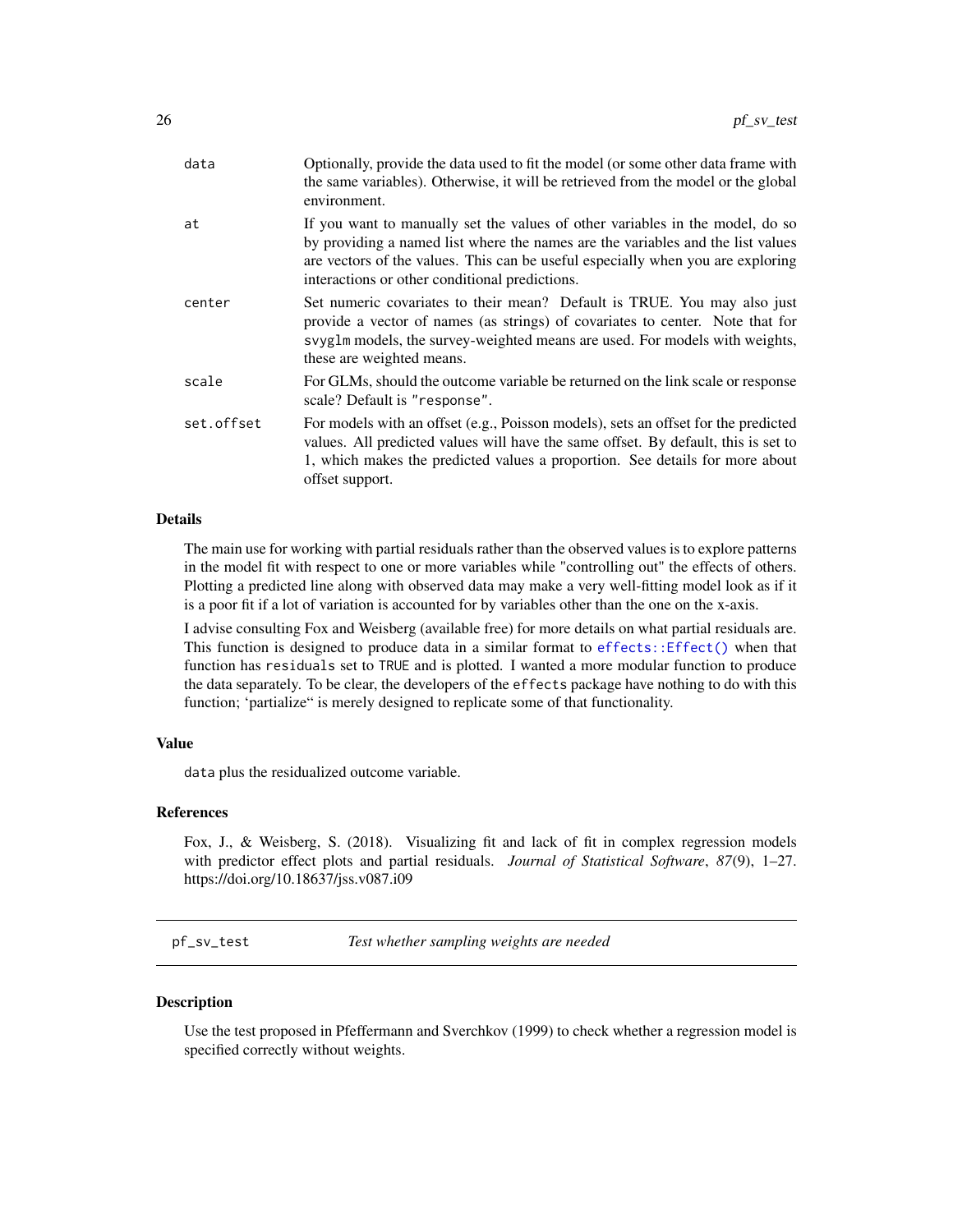| | |
|---|---|
| `data` | Optionally, provide the data used to fit the model (or some other data frame with the same variables). Otherwise, it will be retrieved from the model or the global environment. |
| `at` | If you want to manually set the values of other variables in the model, do so by providing a named list where the names are the variables and the list values are vectors of the values. This can be useful especially when you are exploring interactions or other conditional predictions. |
| `center` | Set numeric covariates to their mean? Default is TRUE. You may also just provide a vector of names (as strings) of covariates to center. Note that for `svyglm` models, the survey-weighted means are used. For models with weights, these are weighted means. |
| `scale` | For GLMs, should the outcome variable be returned on the link scale or response scale? Default is `"response"`. |
| `set.offset` | For models with an offset (e.g., Poisson models), sets an offset for the predicted values. All predicted values will have the same offset. By default, this is set to 1, which makes the predicted values a proportion. See details for more about offset support. |

### Details

The main use for working with partial residuals rather than the observed values is to explore patterns in the model fit with respect to one or more variables while "controlling out" the effects of others. Plotting a predicted line along with observed data may make a very well-fitting model look as if it is a poor fit if a lot of variation is accounted for by variables other than the one on the x-axis.

I advise consulting Fox and Weisberg (available free) for more details on what partial residuals are. This function is designed to produce data in a similar format to `effects::Effect()` when that function has `residuals` set to `TRUE` and is plotted. I wanted a more modular function to produce the data separately. To be clear, the developers of the `effects` package have nothing to do with this function; 'partialize" is merely designed to replicate some of that functionality.

### Value

`data` plus the residualized outcome variable.

### References

Fox, J., & Weisberg, S. (2018). Visualizing fit and lack of fit in complex regression models with predictor effect plots and partial residuals. *Journal of Statistical Software*, *87*(9), 1–27. https://doi.org/10.18637/jss.v087.i09

---

## `pf_sv_test` *Test whether sampling weights are needed*

### Description

Use the test proposed in Pfeffermann and Sverchkov (1999) to check whether a regression model is specified correctly without weights.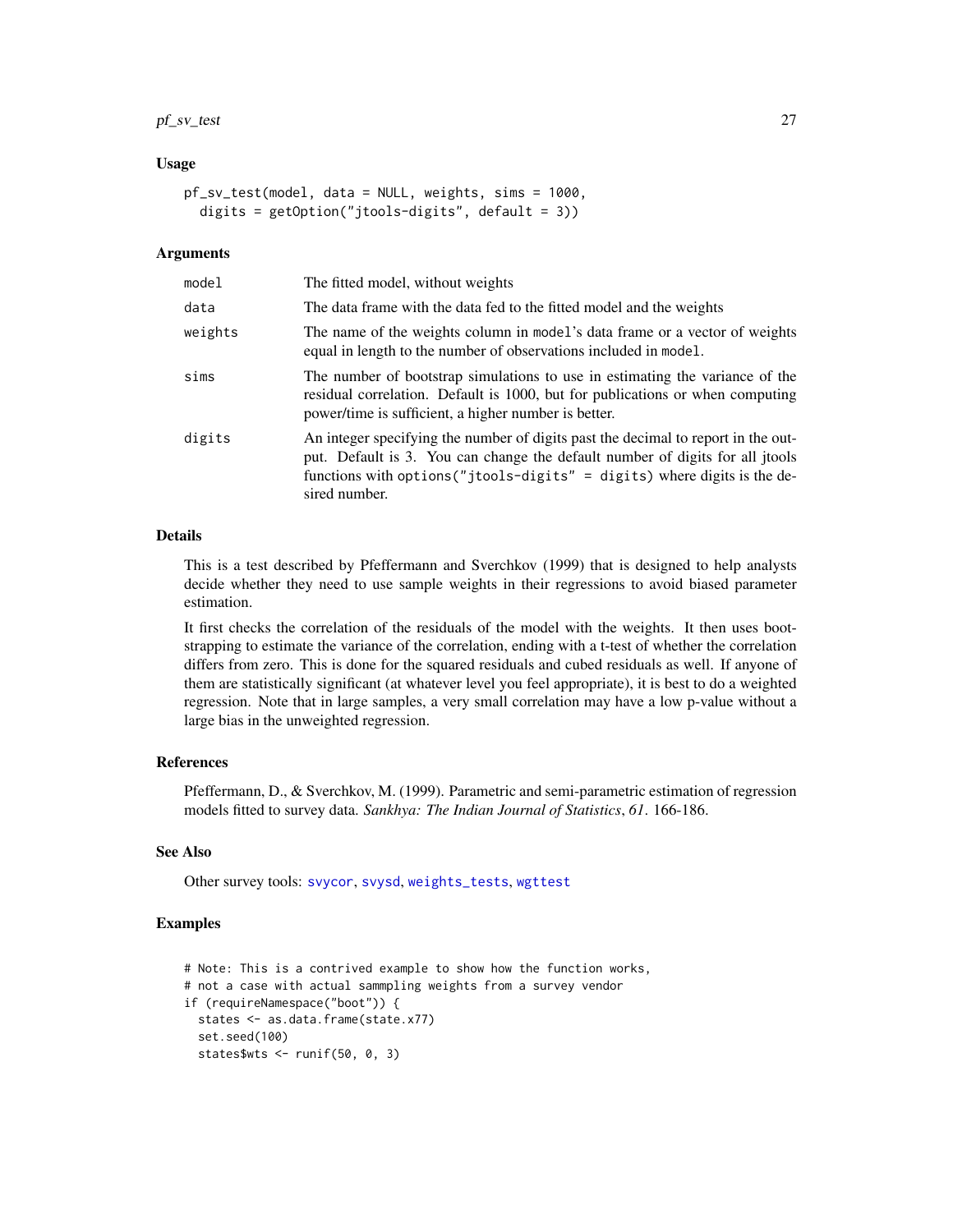## Usage

```
pf_sv_test(model, data = NULL, weights, sims = 1000,
  digits = getOption("jtools-digits", default = 3))
```

## Arguments

| | |
|---|---|
| model | The fitted model, without weights |
| data | The data frame with the data fed to the fitted model and the weights |
| weights | The name of the weights column in model's data frame or a vector of weights equal in length to the number of observations included in model. |
| sims | The number of bootstrap simulations to use in estimating the variance of the residual correlation. Default is 1000, but for publications or when computing power/time is sufficient, a higher number is better. |
| digits | An integer specifying the number of digits past the decimal to report in the output. Default is 3. You can change the default number of digits for all jtools functions with options("jtools-digits" = digits) where digits is the desired number. |

## Details

This is a test described by Pfeffermann and Sverchkov (1999) that is designed to help analysts decide whether they need to use sample weights in their regressions to avoid biased parameter estimation.

It first checks the correlation of the residuals of the model with the weights. It then uses bootstrapping to estimate the variance of the correlation, ending with a t-test of whether the correlation differs from zero. This is done for the squared residuals and cubed residuals as well. If anyone of them are statistically significant (at whatever level you feel appropriate), it is best to do a weighted regression. Note that in large samples, a very small correlation may have a low p-value without a large bias in the unweighted regression.

## References

Pfeffermann, D., & Sverchkov, M. (1999). Parametric and semi-parametric estimation of regression models fitted to survey data. *Sankhya: The Indian Journal of Statistics*, *61*. 166-186.

## See Also

Other survey tools: svycor, svysd, weights_tests, wgttest

## Examples

```
# Note: This is a contrived example to show how the function works,
# not a case with actual sammpling weights from a survey vendor
if (requireNamespace("boot")) {
  states <- as.data.frame(state.x77)
  set.seed(100)
  states$wts <- runif(50, 0, 3)
```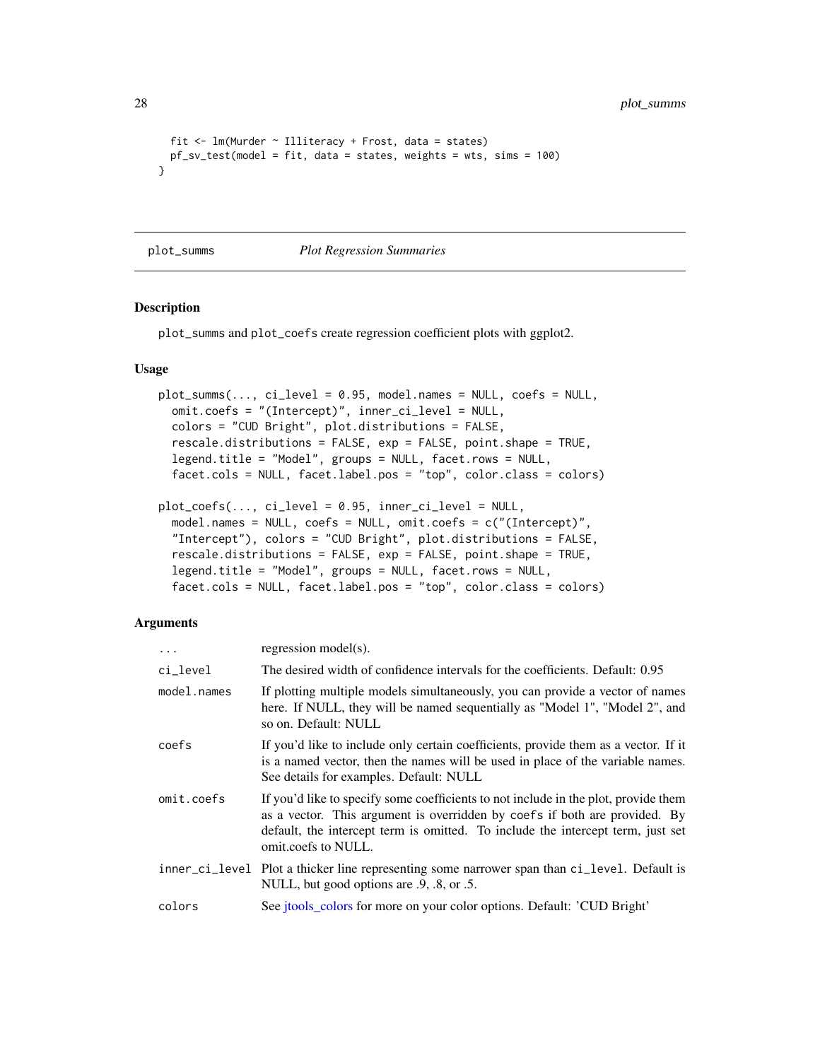```
  fit <- lm(Murder ~ Illiteracy + Frost, data = states)
  pf_sv_test(model = fit, data = states, weights = wts, sims = 100)
}
```

## plot_summs *Plot Regression Summaries*

### Description

plot_summs and plot_coefs create regression coefficient plots with ggplot2.

### Usage

```
plot_summs(..., ci_level = 0.95, model.names = NULL, coefs = NULL,
  omit.coefs = "(Intercept)", inner_ci_level = NULL,
  colors = "CUD Bright", plot.distributions = FALSE,
  rescale.distributions = FALSE, exp = FALSE, point.shape = TRUE,
  legend.title = "Model", groups = NULL, facet.rows = NULL,
  facet.cols = NULL, facet.label.pos = "top", color.class = colors)

plot_coefs(..., ci_level = 0.95, inner_ci_level = NULL,
  model.names = NULL, coefs = NULL, omit.coefs = c("(Intercept)",
  "Intercept"), colors = "CUD Bright", plot.distributions = FALSE,
  rescale.distributions = FALSE, exp = FALSE, point.shape = TRUE,
  legend.title = "Model", groups = NULL, facet.rows = NULL,
  facet.cols = NULL, facet.label.pos = "top", color.class = colors)
```

### Arguments

| | |
|---|---|
| ... | regression model(s). |
| ci_level | The desired width of confidence intervals for the coefficients. Default: 0.95 |
| model.names | If plotting multiple models simultaneously, you can provide a vector of names here. If NULL, they will be named sequentially as "Model 1", "Model 2", and so on. Default: NULL |
| coefs | If you'd like to include only certain coefficients, provide them as a vector. If it is a named vector, then the names will be used in place of the variable names. See details for examples. Default: NULL |
| omit.coefs | If you'd like to specify some coefficients to not include in the plot, provide them as a vector. This argument is overridden by coefs if both are provided. By default, the intercept term is omitted. To include the intercept term, just set omit.coefs to NULL. |
| inner_ci_level | Plot a thicker line representing some narrower span than ci_level. Default is NULL, but good options are .9, .8, or .5. |
| colors | See jtools_colors for more on your color options. Default: 'CUD Bright' |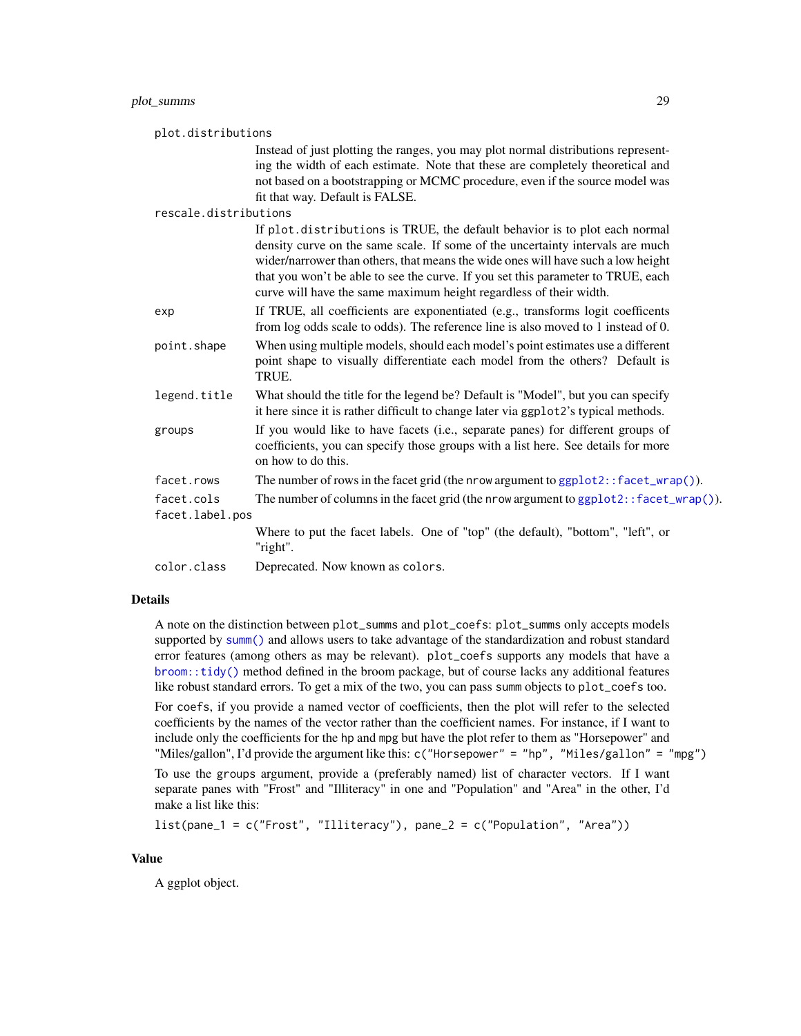`plot.distributions`
: Instead of just plotting the ranges, you may plot normal distributions representing the width of each estimate. Note that these are completely theoretical and not based on a bootstrapping or MCMC procedure, even if the source model was fit that way. Default is FALSE.

`rescale.distributions`
: If `plot.distributions` is TRUE, the default behavior is to plot each normal density curve on the same scale. If some of the uncertainty intervals are much wider/narrower than others, that means the wide ones will have such a low height that you won't be able to see the curve. If you set this parameter to TRUE, each curve will have the same maximum height regardless of their width.

`exp`
: If TRUE, all coefficients are exponentiated (e.g., transforms logit coefficents from log odds scale to odds). The reference line is also moved to 1 instead of 0.

`point.shape`
: When using multiple models, should each model's point estimates use a different point shape to visually differentiate each model from the others? Default is TRUE.

`legend.title`
: What should the title for the legend be? Default is "Model", but you can specify it here since it is rather difficult to change later via `ggplot2`'s typical methods.

`groups`
: If you would like to have facets (i.e., separate panes) for different groups of coefficients, you can specify those groups with a list here. See details for more on how to do this.

`facet.rows`
: The number of rows in the facet grid (the `nrow` argument to `ggplot2::facet_wrap()`).

`facet.cols`
: The number of columns in the facet grid (the `nrow` argument to `ggplot2::facet_wrap()`).

`facet.label.pos`
: Where to put the facet labels. One of "top" (the default), "bottom", "left", or "right".

`color.class`
: Deprecated. Now known as `colors`.

## Details

A note on the distinction between `plot_summs` and `plot_coefs`: `plot_summs` only accepts models supported by `summ()` and allows users to take advantage of the standardization and robust standard error features (among others as may be relevant). `plot_coefs` supports any models that have a `broom::tidy()` method defined in the broom package, but of course lacks any additional features like robust standard errors. To get a mix of the two, you can pass `summ` objects to `plot_coefs` too.

For `coefs`, if you provide a named vector of coefficients, then the plot will refer to the selected coefficients by the names of the vector rather than the coefficient names. For instance, if I want to include only the coefficients for the `hp` and `mpg` but have the plot refer to them as "Horsepower" and "Miles/gallon", I'd provide the argument like this: `c("Horsepower" = "hp", "Miles/gallon" = "mpg")`

To use the `groups` argument, provide a (preferably named) list of character vectors. If I want separate panes with "Frost" and "Illiteracy" in one and "Population" and "Area" in the other, I'd make a list like this:

```
list(pane_1 = c("Frost", "Illiteracy"), pane_2 = c("Population", "Area"))
```

## Value

A ggplot object.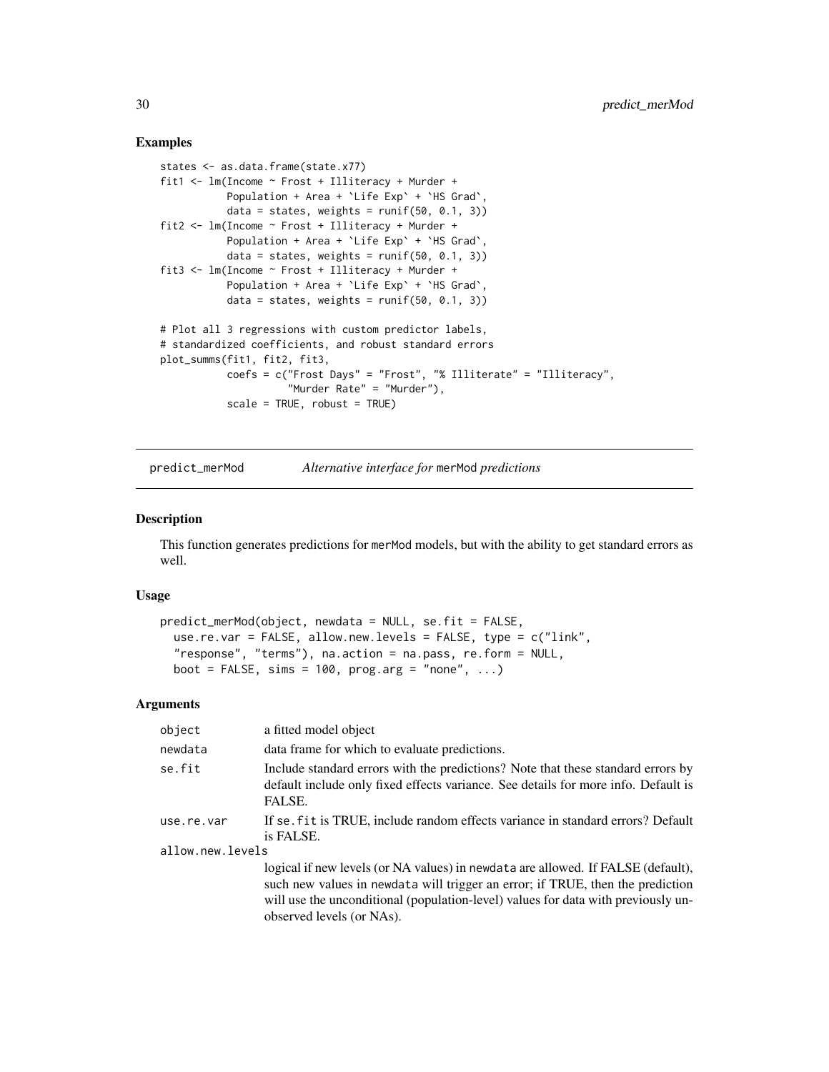## Examples

```
states <- as.data.frame(state.x77)
fit1 <- lm(Income ~ Frost + Illiteracy + Murder +
           Population + Area + `Life Exp` + `HS Grad`,
           data = states, weights = runif(50, 0.1, 3))
fit2 <- lm(Income ~ Frost + Illiteracy + Murder +
           Population + Area + `Life Exp` + `HS Grad`,
           data = states, weights = runif(50, 0.1, 3))
fit3 <- lm(Income ~ Frost + Illiteracy + Murder +
           Population + Area + `Life Exp` + `HS Grad`,
           data = states, weights = runif(50, 0.1, 3))

# Plot all 3 regressions with custom predictor labels,
# standardized coefficients, and robust standard errors
plot_summs(fit1, fit2, fit3,
           coefs = c("Frost Days" = "Frost", "% Illiterate" = "Illiteracy",
                     "Murder Rate" = "Murder"),
           scale = TRUE, robust = TRUE)
```

---

# predict_merMod — *Alternative interface for* merMod *predictions*

## Description

This function generates predictions for merMod models, but with the ability to get standard errors as well.

## Usage

```
predict_merMod(object, newdata = NULL, se.fit = FALSE,
  use.re.var = FALSE, allow.new.levels = FALSE, type = c("link",
  "response", "terms"), na.action = na.pass, re.form = NULL,
  boot = FALSE, sims = 100, prog.arg = "none", ...)
```

## Arguments

| | |
|---|---|
| object | a fitted model object |
| newdata | data frame for which to evaluate predictions. |
| se.fit | Include standard errors with the predictions? Note that these standard errors by default include only fixed effects variance. See details for more info. Default is FALSE. |
| use.re.var | If se.fit is TRUE, include random effects variance in standard errors? Default is FALSE. |
| allow.new.levels | logical if new levels (or NA values) in newdata are allowed. If FALSE (default), such new values in newdata will trigger an error; if TRUE, then the prediction will use the unconditional (population-level) values for data with previously unobserved levels (or NAs). |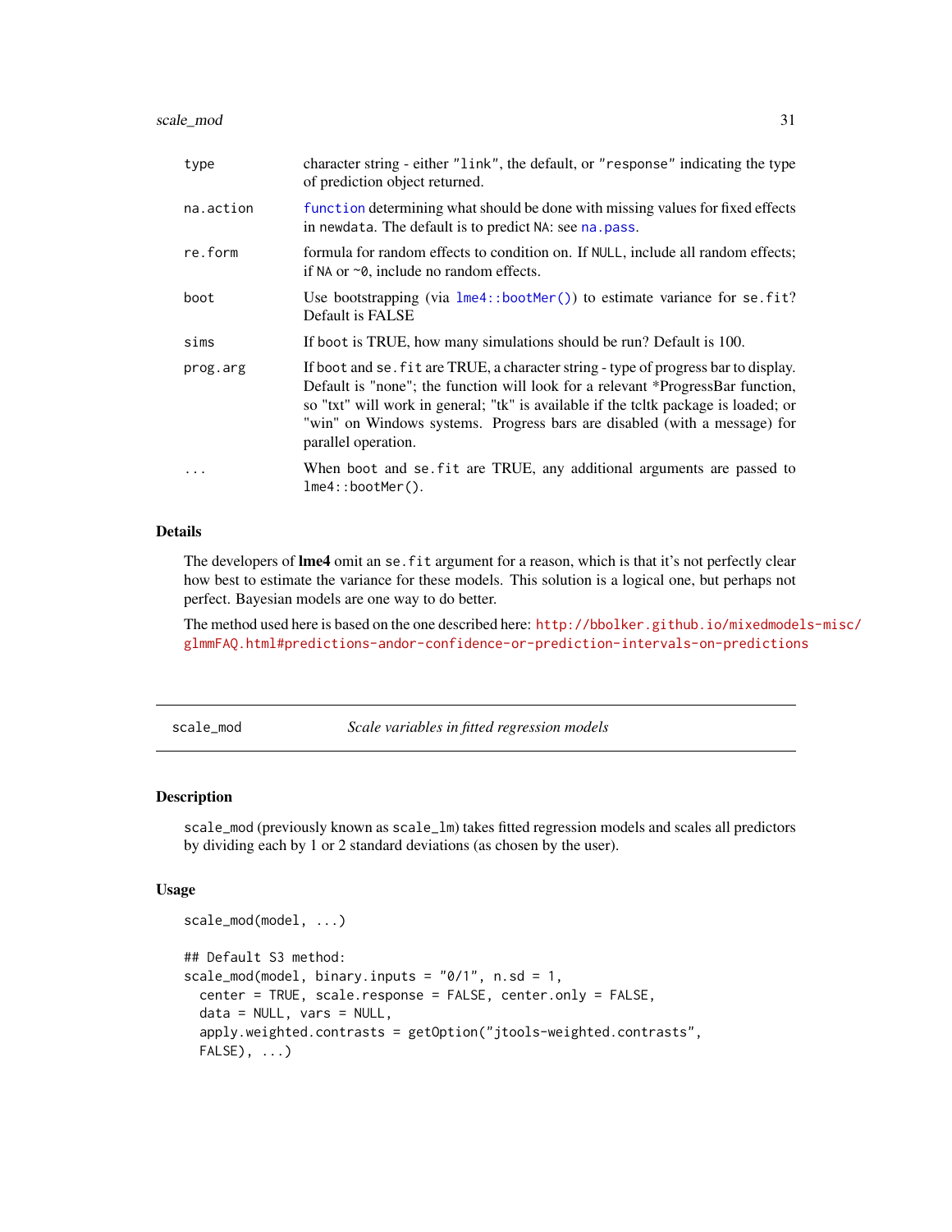| | |
|---|---|
| type | character string - either "link", the default, or "response" indicating the type of prediction object returned. |
| na.action | function determining what should be done with missing values for fixed effects in newdata. The default is to predict NA: see na.pass. |
| re.form | formula for random effects to condition on. If NULL, include all random effects; if NA or ~0, include no random effects. |
| boot | Use bootstrapping (via lme4::bootMer()) to estimate variance for se.fit? Default is FALSE |
| sims | If boot is TRUE, how many simulations should be run? Default is 100. |
| prog.arg | If boot and se.fit are TRUE, a character string - type of progress bar to display. Default is "none"; the function will look for a relevant *ProgressBar function, so "txt" will work in general; "tk" is available if the tcltk package is loaded; or "win" on Windows systems. Progress bars are disabled (with a message) for parallel operation. |
| ... | When boot and se.fit are TRUE, any additional arguments are passed to lme4::bootMer(). |

### Details

The developers of **lme4** omit an se.fit argument for a reason, which is that it's not perfectly clear how best to estimate the variance for these models. This solution is a logical one, but perhaps not perfect. Bayesian models are one way to do better.

The method used here is based on the one described here: http://bbolker.github.io/mixedmodels-misc/glmmFAQ.html#predictions-andor-confidence-or-prediction-intervals-on-predictions

---

## scale_mod *Scale variables in fitted regression models*

### Description

scale_mod (previously known as scale_lm) takes fitted regression models and scales all predictors by dividing each by 1 or 2 standard deviations (as chosen by the user).

### Usage

```
scale_mod(model, ...)

## Default S3 method:
scale_mod(model, binary.inputs = "0/1", n.sd = 1,
  center = TRUE, scale.response = FALSE, center.only = FALSE,
  data = NULL, vars = NULL,
  apply.weighted.contrasts = getOption("jtools-weighted.contrasts",
  FALSE), ...)
```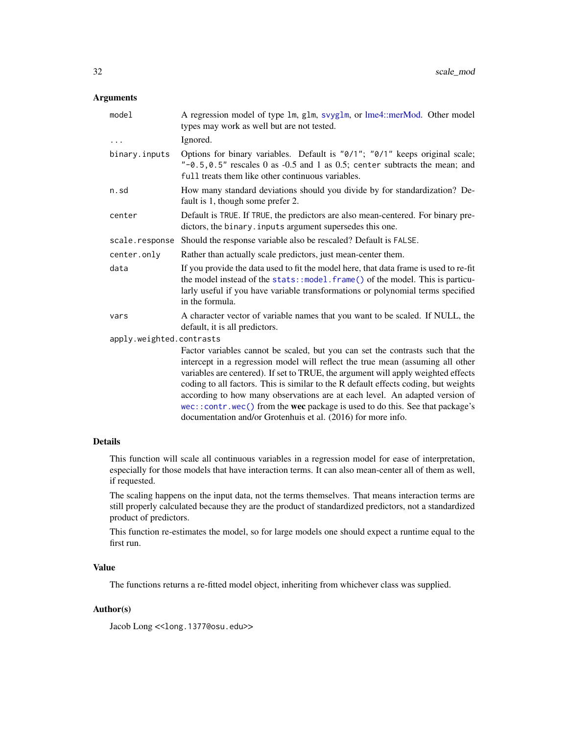### Arguments

| Argument | Description |
|---|---|
| `model` | A regression model of type `lm`, `glm`, `svyglm`, or lme4::merMod. Other model types may work as well but are not tested. |
| `...` | Ignored. |
| `binary.inputs` | Options for binary variables. Default is `"0/1"`; `"0/1"` keeps original scale; `"-0.5,0.5"` rescales 0 as -0.5 and 1 as 0.5; `center` subtracts the mean; and `full` treats them like other continuous variables. |
| `n.sd` | How many standard deviations should you divide by for standardization? Default is 1, though some prefer 2. |
| `center` | Default is `TRUE`. If `TRUE`, the predictors are also mean-centered. For binary predictors, the `binary.inputs` argument supersedes this one. |
| `scale.response` | Should the response variable also be rescaled? Default is `FALSE`. |
| `center.only` | Rather than actually scale predictors, just mean-center them. |
| `data` | If you provide the data used to fit the model here, that data frame is used to re-fit the model instead of the `stats::model.frame()` of the model. This is particularly useful if you have variable transformations or polynomial terms specified in the formula. |
| `vars` | A character vector of variable names that you want to be scaled. If NULL, the default, it is all predictors. |
| `apply.weighted.contrasts` | Factor variables cannot be scaled, but you can set the contrasts such that the intercept in a regression model will reflect the true mean (assuming all other variables are centered). If set to TRUE, the argument will apply weighted effects coding to all factors. This is similar to the R default effects coding, but weights according to how many observations are at each level. An adapted version of `wec::contr.wec()` from the **wec** package is used to do this. See that package's documentation and/or Grotenhuis et al. (2016) for more info. |

### Details

This function will scale all continuous variables in a regression model for ease of interpretation, especially for those models that have interaction terms. It can also mean-center all of them as well, if requested.

The scaling happens on the input data, not the terms themselves. That means interaction terms are still properly calculated because they are the product of standardized predictors, not a standardized product of predictors.

This function re-estimates the model, so for large models one should expect a runtime equal to the first run.

### Value

The functions returns a re-fitted model object, inheriting from whichever class was supplied.

### Author(s)

Jacob Long <<long.1377@osu.edu>>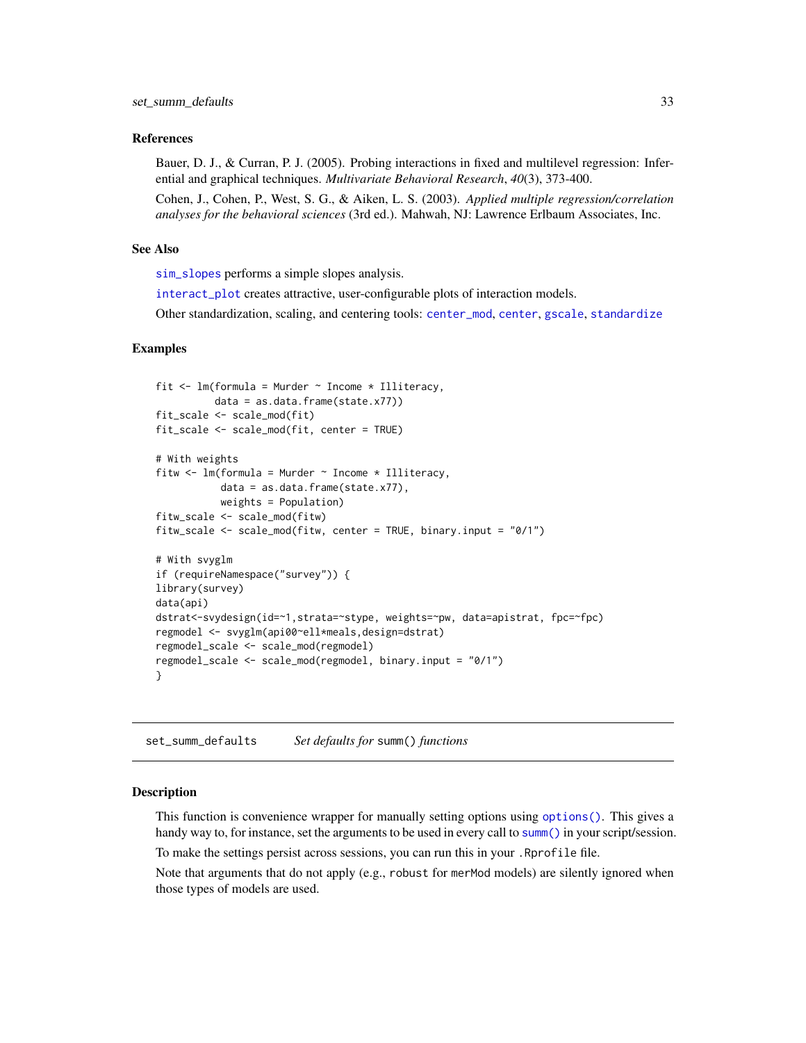### References

Bauer, D. J., & Curran, P. J. (2005). Probing interactions in fixed and multilevel regression: Inferential and graphical techniques. *Multivariate Behavioral Research*, *40*(3), 373-400.

Cohen, J., Cohen, P., West, S. G., & Aiken, L. S. (2003). *Applied multiple regression/correlation analyses for the behavioral sciences* (3rd ed.). Mahwah, NJ: Lawrence Erlbaum Associates, Inc.

### See Also

`sim_slopes` performs a simple slopes analysis.

`interact_plot` creates attractive, user-configurable plots of interaction models.

Other standardization, scaling, and centering tools: `center_mod`, `center`, `gscale`, `standardize`

### Examples

```
fit <- lm(formula = Murder ~ Income * Illiteracy,
          data = as.data.frame(state.x77))
fit_scale <- scale_mod(fit)
fit_scale <- scale_mod(fit, center = TRUE)

# With weights
fitw <- lm(formula = Murder ~ Income * Illiteracy,
           data = as.data.frame(state.x77),
           weights = Population)
fitw_scale <- scale_mod(fitw)
fitw_scale <- scale_mod(fitw, center = TRUE, binary.input = "0/1")

# With svyglm
if (requireNamespace("survey")) {
library(survey)
data(api)
dstrat<-svydesign(id=~1,strata=~stype, weights=~pw, data=apistrat, fpc=~fpc)
regmodel <- svyglm(api00~ell*meals,design=dstrat)
regmodel_scale <- scale_mod(regmodel)
regmodel_scale <- scale_mod(regmodel, binary.input = "0/1")
}
```

---

## set_summ_defaults    *Set defaults for* `summ()` *functions*

### Description

This function is convenience wrapper for manually setting options using `options()`. This gives a handy way to, for instance, set the arguments to be used in every call to `summ()` in your script/session.

To make the settings persist across sessions, you can run this in your `.Rprofile` file.

Note that arguments that do not apply (e.g., `robust` for `merMod` models) are silently ignored when those types of models are used.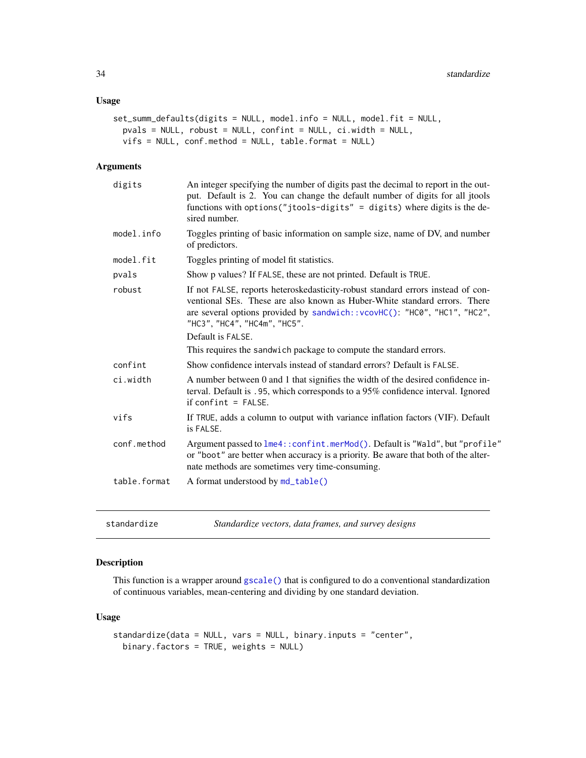### Usage

```
set_summ_defaults(digits = NULL, model.info = NULL, model.fit = NULL,
  pvals = NULL, robust = NULL, confint = NULL, ci.width = NULL,
  vifs = NULL, conf.method = NULL, table.format = NULL)
```

### Arguments

| | |
|---|---|
| `digits` | An integer specifying the number of digits past the decimal to report in the output. Default is 2. You can change the default number of digits for all jtools functions with `options("jtools-digits" = digits)` where digits is the desired number. |
| `model.info` | Toggles printing of basic information on sample size, name of DV, and number of predictors. |
| `model.fit` | Toggles printing of model fit statistics. |
| `pvals` | Show p values? If `FALSE`, these are not printed. Default is `TRUE`. |
| `robust` | If not `FALSE`, reports heteroskedasticity-robust standard errors instead of conventional SEs. These are also known as Huber-White standard errors. There are several options provided by `sandwich::vcovHC()`: `"HC0"`, `"HC1"`, `"HC2"`, `"HC3"`, `"HC4"`, `"HC4m"`, `"HC5"`. Default is `FALSE`. This requires the `sandwich` package to compute the standard errors. |
| `confint` | Show confidence intervals instead of standard errors? Default is `FALSE`. |
| `ci.width` | A number between 0 and 1 that signifies the width of the desired confidence interval. Default is `.95`, which corresponds to a 95% confidence interval. Ignored if `confint = FALSE`. |
| `vifs` | If `TRUE`, adds a column to output with variance inflation factors (VIF). Default is `FALSE`. |
| `conf.method` | Argument passed to `lme4::confint.merMod()`. Default is `"Wald"`, but `"profile"` or `"boot"` are better when accuracy is a priority. Be aware that both of the alternate methods are sometimes very time-consuming. |
| `table.format` | A format understood by `md_table()` |

---

## standardize — *Standardize vectors, data frames, and survey designs*

### Description

This function is a wrapper around `gscale()` that is configured to do a conventional standardization of continuous variables, mean-centering and dividing by one standard deviation.

### Usage

```
standardize(data = NULL, vars = NULL, binary.inputs = "center",
  binary.factors = TRUE, weights = NULL)
```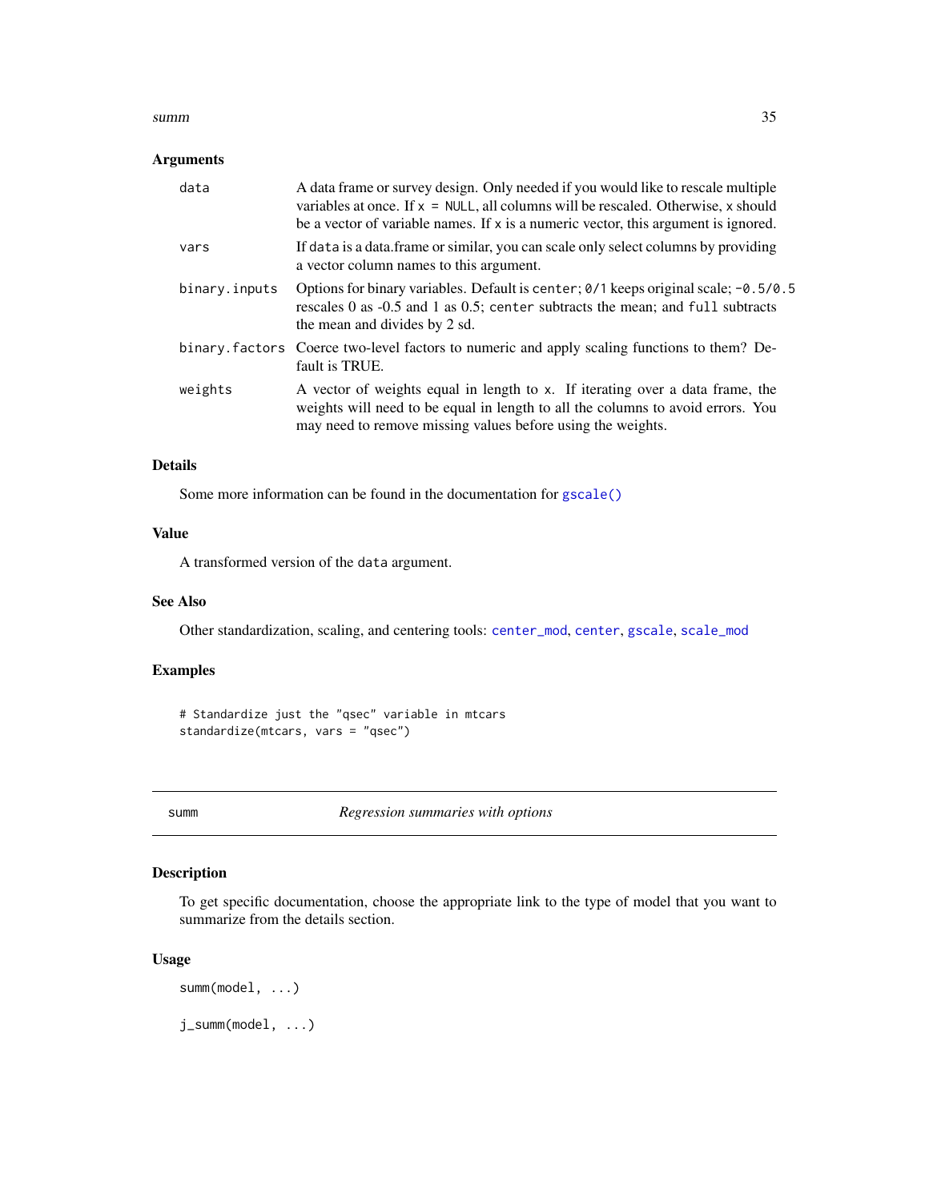### Arguments

| | |
|---|---|
| `data` | A data frame or survey design. Only needed if you would like to rescale multiple variables at once. If `x = NULL`, all columns will be rescaled. Otherwise, `x` should be a vector of variable names. If `x` is a numeric vector, this argument is ignored. |
| `vars` | If `data` is a data.frame or similar, you can scale only select columns by providing a vector column names to this argument. |
| `binary.inputs` | Options for binary variables. Default is `center`; `0/1` keeps original scale; `-0.5/0.5` rescales 0 as -0.5 and 1 as 0.5; `center` subtracts the mean; and `full` subtracts the mean and divides by 2 sd. |
| `binary.factors` | Coerce two-level factors to numeric and apply scaling functions to them? Default is TRUE. |
| `weights` | A vector of weights equal in length to `x`. If iterating over a data frame, the weights will need to be equal in length to all the columns to avoid errors. You may need to remove missing values before using the weights. |

### Details

Some more information can be found in the documentation for `gscale()`

### Value

A transformed version of the `data` argument.

### See Also

Other standardization, scaling, and centering tools: `center_mod`, `center`, `gscale`, `scale_mod`

### Examples

```
# Standardize just the "qsec" variable in mtcars
standardize(mtcars, vars = "qsec")
```

## summ *Regression summaries with options*

### Description

To get specific documentation, choose the appropriate link to the type of model that you want to summarize from the details section.

### Usage

```
summ(model, ...)

j_summ(model, ...)
```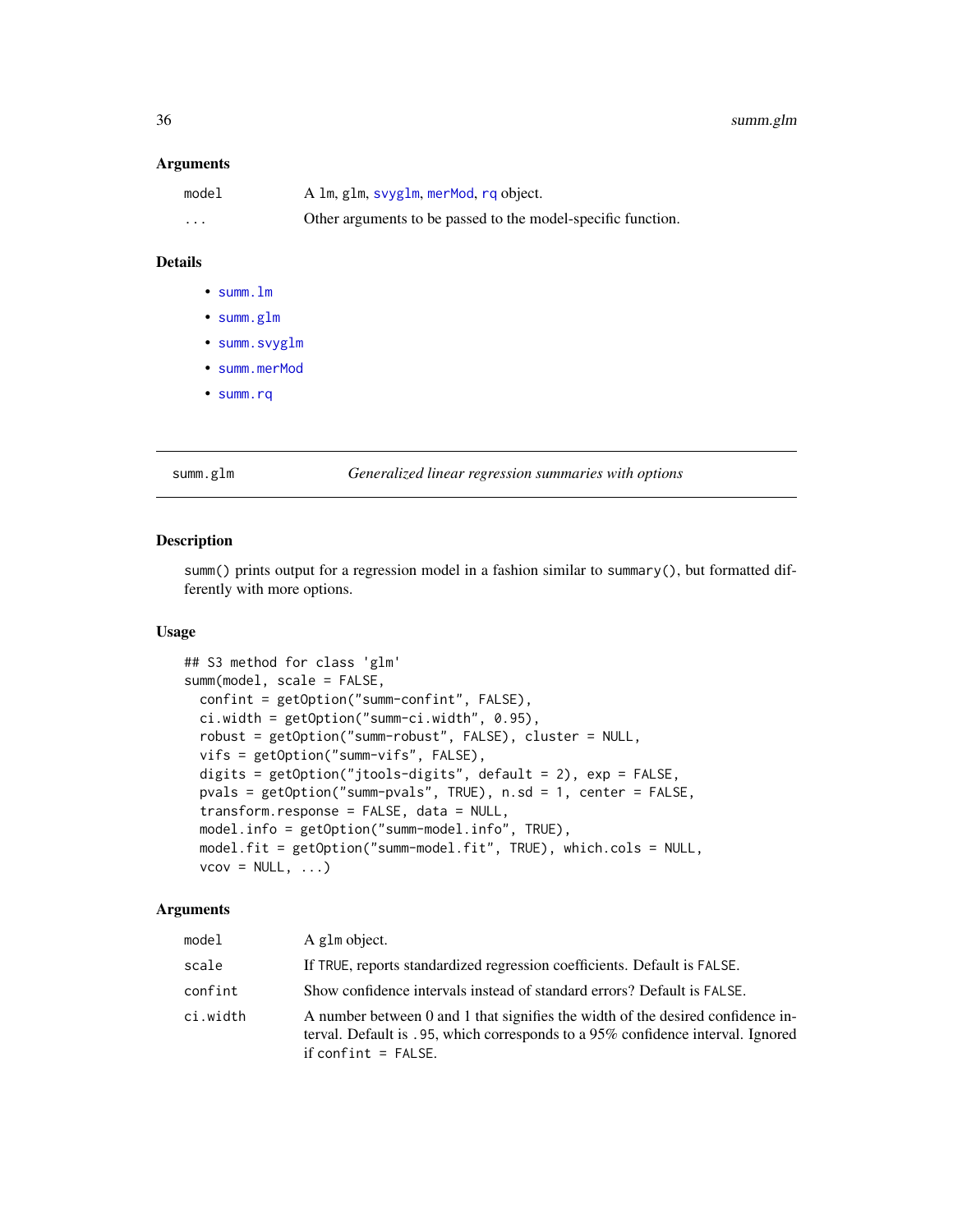### Arguments

| | |
|---|---|
| model | A lm, glm, svyglm, merMod, rq object. |
| ... | Other arguments to be passed to the model-specific function. |

### Details

- summ.lm
- summ.glm
- summ.svyglm
- summ.merMod
- summ.rq

---

## summ.glm — *Generalized linear regression summaries with options*

### Description

summ() prints output for a regression model in a fashion similar to summary(), but formatted differently with more options.

### Usage

```
## S3 method for class 'glm'
summ(model, scale = FALSE,
  confint = getOption("summ-confint", FALSE),
  ci.width = getOption("summ-ci.width", 0.95),
  robust = getOption("summ-robust", FALSE), cluster = NULL,
  vifs = getOption("summ-vifs", FALSE),
  digits = getOption("jtools-digits", default = 2), exp = FALSE,
  pvals = getOption("summ-pvals", TRUE), n.sd = 1, center = FALSE,
  transform.response = FALSE, data = NULL,
  model.info = getOption("summ-model.info", TRUE),
  model.fit = getOption("summ-model.fit", TRUE), which.cols = NULL,
  vcov = NULL, ...)
```

### Arguments

| | |
|---|---|
| model | A glm object. |
| scale | If TRUE, reports standardized regression coefficients. Default is FALSE. |
| confint | Show confidence intervals instead of standard errors? Default is FALSE. |
| ci.width | A number between 0 and 1 that signifies the width of the desired confidence interval. Default is .95, which corresponds to a 95% confidence interval. Ignored if confint = FALSE. |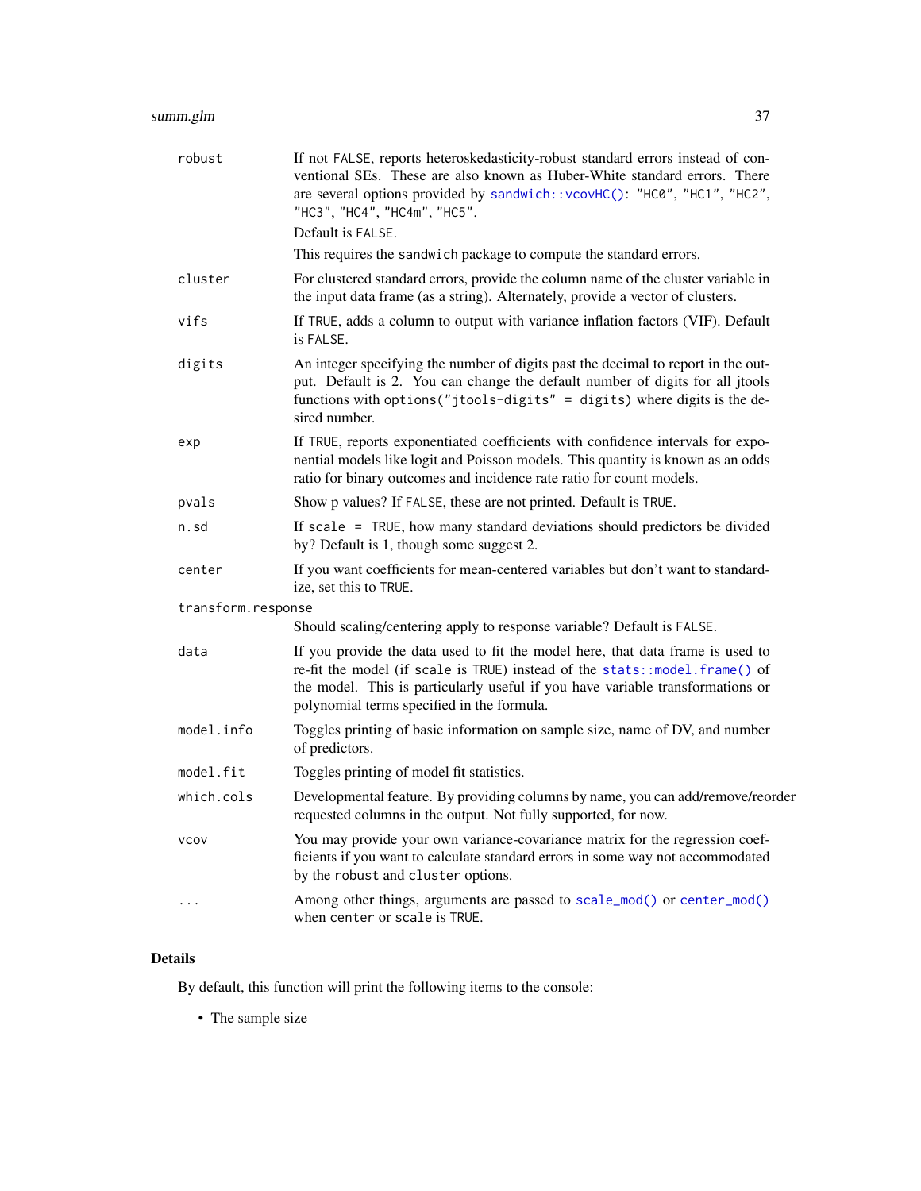| | |
|---|---|
| robust | If not FALSE, reports heteroskedasticity-robust standard errors instead of conventional SEs. These are also known as Huber-White standard errors. There are several options provided by sandwich::vcovHC(): "HC0", "HC1", "HC2", "HC3", "HC4", "HC4m", "HC5".<br>Default is FALSE.<br>This requires the sandwich package to compute the standard errors. |
| cluster | For clustered standard errors, provide the column name of the cluster variable in the input data frame (as a string). Alternately, provide a vector of clusters. |
| vifs | If TRUE, adds a column to output with variance inflation factors (VIF). Default is FALSE. |
| digits | An integer specifying the number of digits past the decimal to report in the output. Default is 2. You can change the default number of digits for all jtools functions with options("jtools-digits" = digits) where digits is the desired number. |
| exp | If TRUE, reports exponentiated coefficients with confidence intervals for exponential models like logit and Poisson models. This quantity is known as an odds ratio for binary outcomes and incidence rate ratio for count models. |
| pvals | Show p values? If FALSE, these are not printed. Default is TRUE. |
| n.sd | If scale = TRUE, how many standard deviations should predictors be divided by? Default is 1, though some suggest 2. |
| center | If you want coefficients for mean-centered variables but don't want to standardize, set this to TRUE. |
| transform.response | Should scaling/centering apply to response variable? Default is FALSE. |
| data | If you provide the data used to fit the model here, that data frame is used to re-fit the model (if scale is TRUE) instead of the stats::model.frame() of the model. This is particularly useful if you have variable transformations or polynomial terms specified in the formula. |
| model.info | Toggles printing of basic information on sample size, name of DV, and number of predictors. |
| model.fit | Toggles printing of model fit statistics. |
| which.cols | Developmental feature. By providing columns by name, you can add/remove/reorder requested columns in the output. Not fully supported, for now. |
| vcov | You may provide your own variance-covariance matrix for the regression coefficients if you want to calculate standard errors in some way not accommodated by the robust and cluster options. |
| ... | Among other things, arguments are passed to scale_mod() or center_mod() when center or scale is TRUE. |

## Details

By default, this function will print the following items to the console:

- The sample size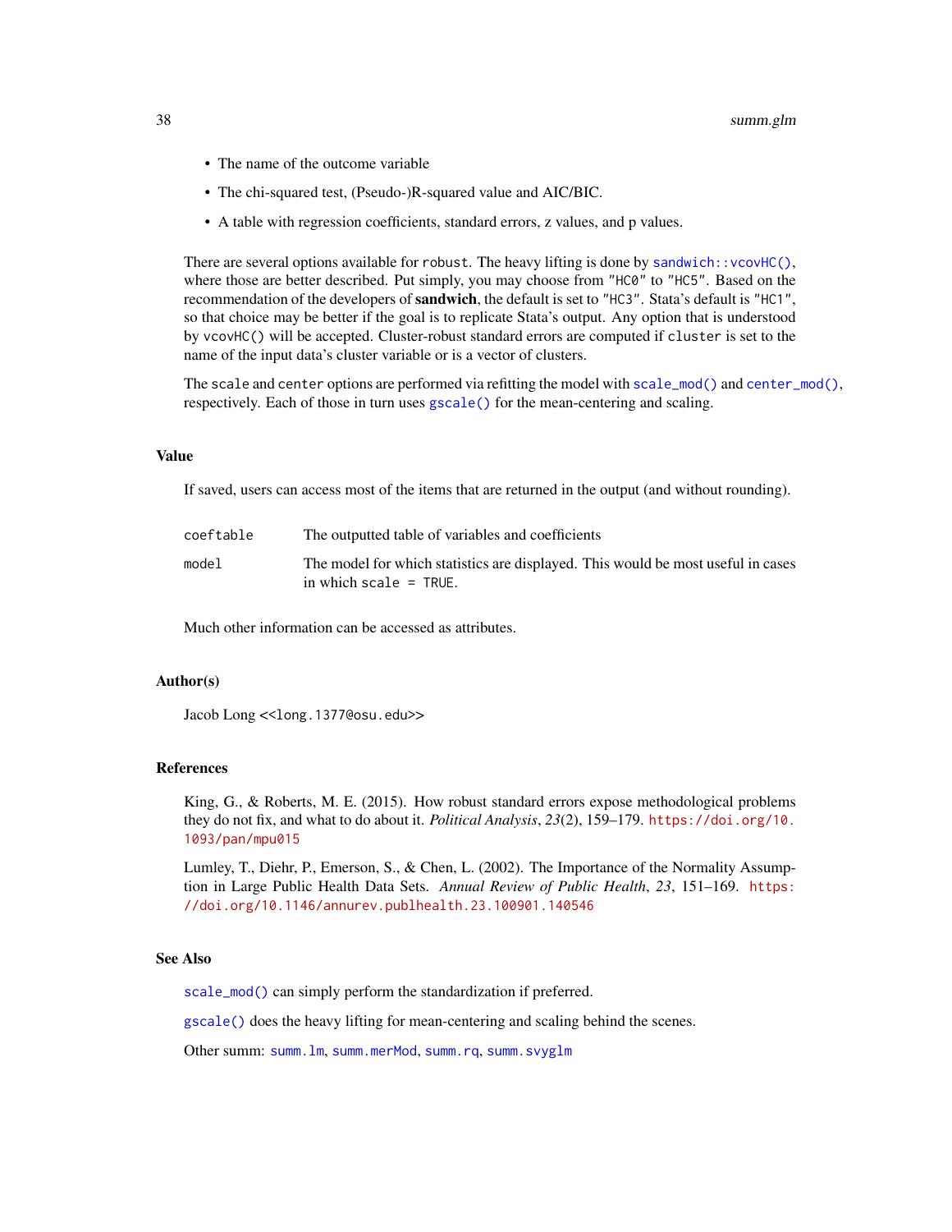- The name of the outcome variable
- The chi-squared test, (Pseudo-)R-squared value and AIC/BIC.
- A table with regression coefficients, standard errors, z values, and p values.

There are several options available for `robust`. The heavy lifting is done by `sandwich::vcovHC()`, where those are better described. Put simply, you may choose from `"HC0"` to `"HC5"`. Based on the recommendation of the developers of **sandwich**, the default is set to `"HC3"`. Stata's default is `"HC1"`, so that choice may be better if the goal is to replicate Stata's output. Any option that is understood by `vcovHC()` will be accepted. Cluster-robust standard errors are computed if `cluster` is set to the name of the input data's cluster variable or is a vector of clusters.

The `scale` and `center` options are performed via refitting the model with `scale_mod()` and `center_mod()`, respectively. Each of those in turn uses `gscale()` for the mean-centering and scaling.

### Value

If saved, users can access most of the items that are returned in the output (and without rounding).

| | |
|---|---|
| `coeftable` | The outputted table of variables and coefficients |
| `model` | The model for which statistics are displayed. This would be most useful in cases in which `scale = TRUE`. |

Much other information can be accessed as attributes.

### Author(s)

Jacob Long <<long.1377@osu.edu>>

### References

King, G., & Roberts, M. E. (2015). How robust standard errors expose methodological problems they do not fix, and what to do about it. *Political Analysis*, *23*(2), 159–179. https://doi.org/10.1093/pan/mpu015

Lumley, T., Diehr, P., Emerson, S., & Chen, L. (2002). The Importance of the Normality Assumption in Large Public Health Data Sets. *Annual Review of Public Health*, *23*, 151–169. https://doi.org/10.1146/annurev.publhealth.23.100901.140546

### See Also

`scale_mod()` can simply perform the standardization if preferred.

`gscale()` does the heavy lifting for mean-centering and scaling behind the scenes.

Other summ: `summ.lm`, `summ.merMod`, `summ.rq`, `summ.svyglm`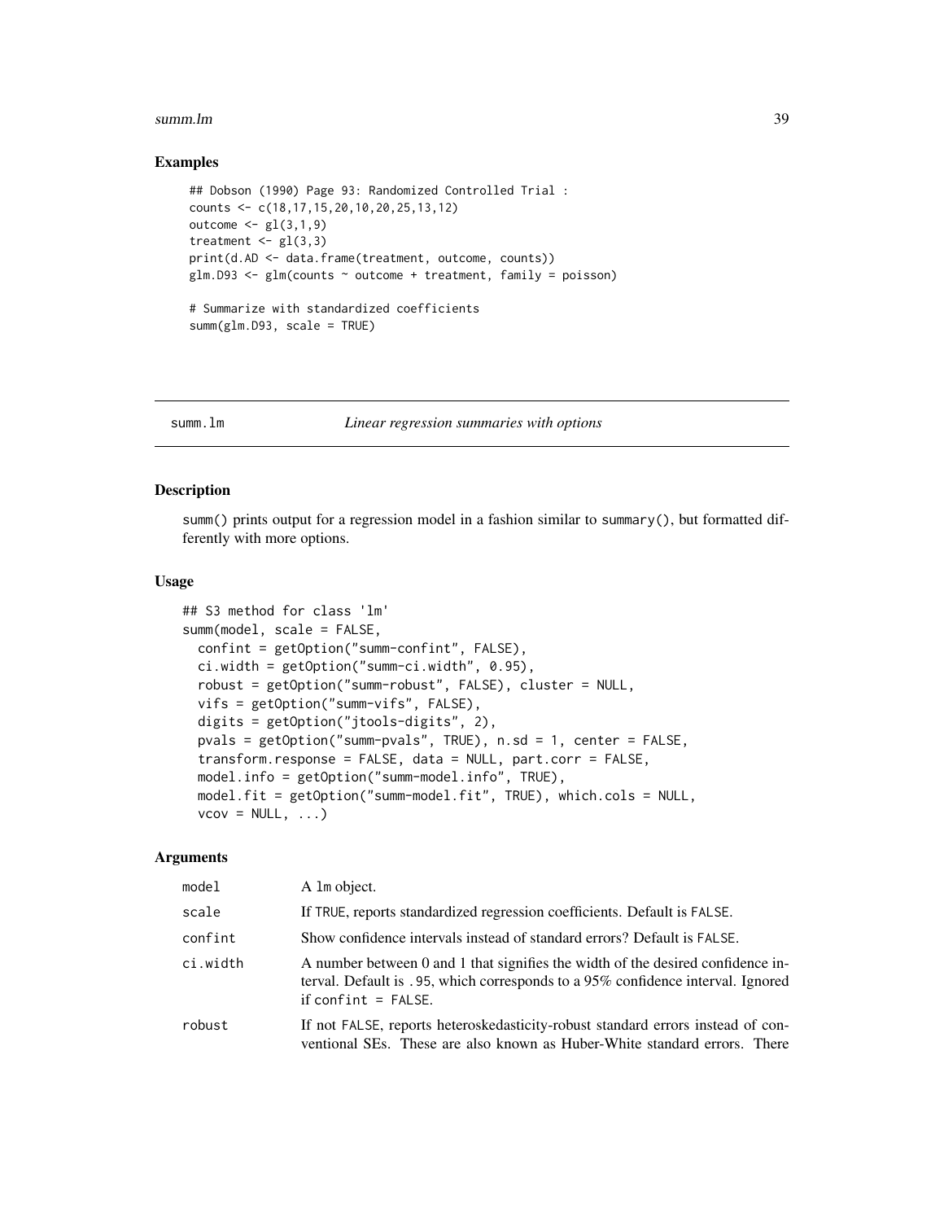## Examples

```
## Dobson (1990) Page 93: Randomized Controlled Trial :
counts <- c(18,17,15,20,10,20,25,13,12)
outcome <- gl(3,1,9)
treatment <- gl(3,3)
print(d.AD <- data.frame(treatment, outcome, counts))
glm.D93 <- glm(counts ~ outcome + treatment, family = poisson)

# Summarize with standardized coefficients
summ(glm.D93, scale = TRUE)
```

---

# summ.lm — *Linear regression summaries with options*

## Description

summ() prints output for a regression model in a fashion similar to summary(), but formatted differently with more options.

## Usage

```
## S3 method for class 'lm'
summ(model, scale = FALSE,
  confint = getOption("summ-confint", FALSE),
  ci.width = getOption("summ-ci.width", 0.95),
  robust = getOption("summ-robust", FALSE), cluster = NULL,
  vifs = getOption("summ-vifs", FALSE),
  digits = getOption("jtools-digits", 2),
  pvals = getOption("summ-pvals", TRUE), n.sd = 1, center = FALSE,
  transform.response = FALSE, data = NULL, part.corr = FALSE,
  model.info = getOption("summ-model.info", TRUE),
  model.fit = getOption("summ-model.fit", TRUE), which.cols = NULL,
  vcov = NULL, ...)
```

## Arguments

| | |
|---|---|
| model | A lm object. |
| scale | If TRUE, reports standardized regression coefficients. Default is FALSE. |
| confint | Show confidence intervals instead of standard errors? Default is FALSE. |
| ci.width | A number between 0 and 1 that signifies the width of the desired confidence interval. Default is .95, which corresponds to a 95% confidence interval. Ignored if confint = FALSE. |
| robust | If not FALSE, reports heteroskedasticity-robust standard errors instead of conventional SEs. These are also known as Huber-White standard errors. There |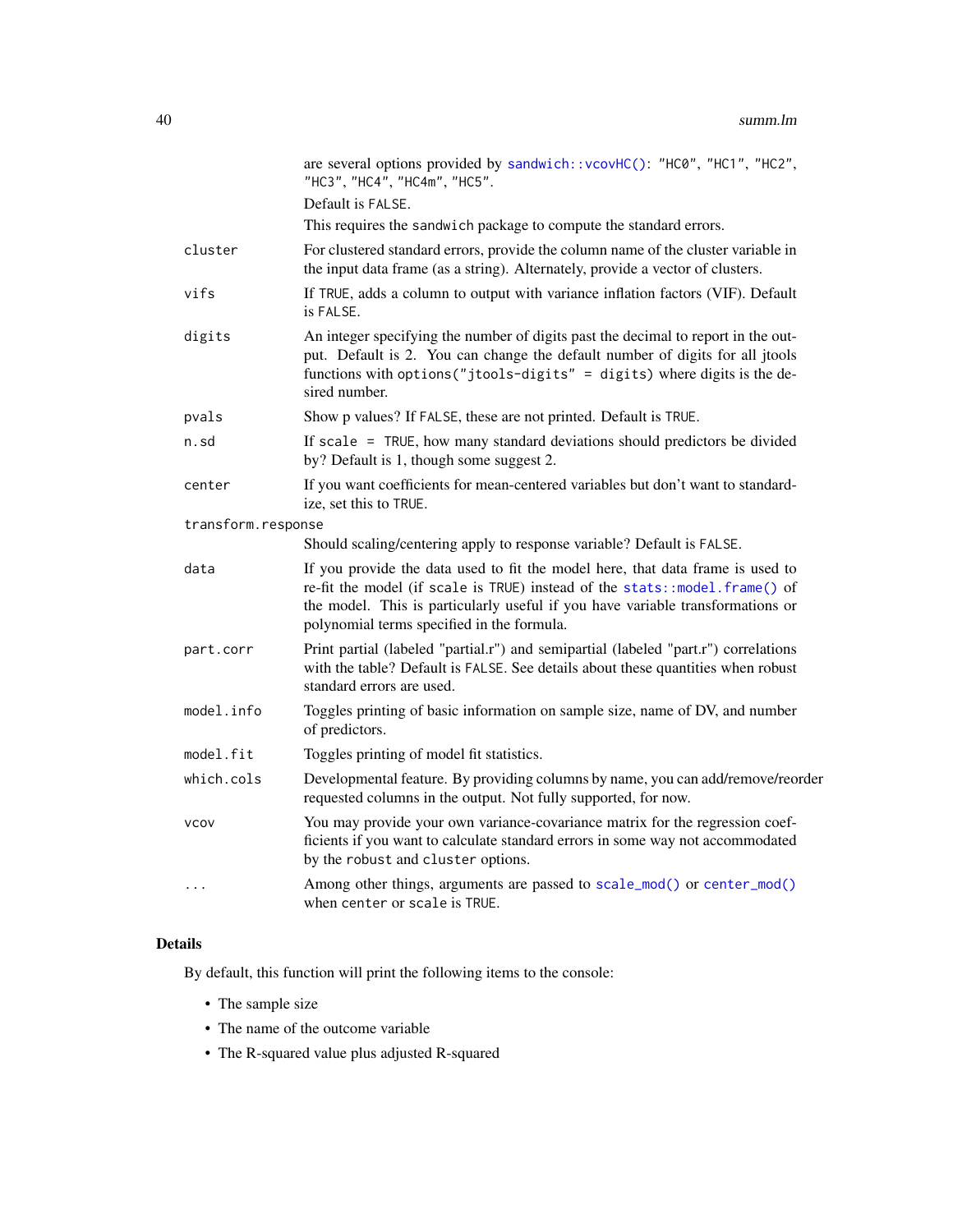are several options provided by `sandwich::vcovHC()`: "HC0", "HC1", "HC2", "HC3", "HC4", "HC4m", "HC5".

Default is `FALSE`.

This requires the `sandwich` package to compute the standard errors.

| | |
|---|---|
| `cluster` | For clustered standard errors, provide the column name of the cluster variable in the input data frame (as a string). Alternately, provide a vector of clusters. |
| `vifs` | If `TRUE`, adds a column to output with variance inflation factors (VIF). Default is `FALSE`. |
| `digits` | An integer specifying the number of digits past the decimal to report in the output. Default is 2. You can change the default number of digits for all jtools functions with `options("jtools-digits" = digits)` where digits is the desired number. |
| `pvals` | Show p values? If `FALSE`, these are not printed. Default is `TRUE`. |
| `n.sd` | If `scale = TRUE`, how many standard deviations should predictors be divided by? Default is 1, though some suggest 2. |
| `center` | If you want coefficients for mean-centered variables but don't want to standardize, set this to `TRUE`. |
| `transform.response` | Should scaling/centering apply to response variable? Default is `FALSE`. |
| `data` | If you provide the data used to fit the model here, that data frame is used to re-fit the model (if `scale` is `TRUE`) instead of the `stats::model.frame()` of the model. This is particularly useful if you have variable transformations or polynomial terms specified in the formula. |
| `part.corr` | Print partial (labeled "partial.r") and semipartial (labeled "part.r") correlations with the table? Default is `FALSE`. See details about these quantities when robust standard errors are used. |
| `model.info` | Toggles printing of basic information on sample size, name of DV, and number of predictors. |
| `model.fit` | Toggles printing of model fit statistics. |
| `which.cols` | Developmental feature. By providing columns by name, you can add/remove/reorder requested columns in the output. Not fully supported, for now. |
| `vcov` | You may provide your own variance-covariance matrix for the regression coefficients if you want to calculate standard errors in some way not accommodated by the `robust` and `cluster` options. |
| `...` | Among other things, arguments are passed to `scale_mod()` or `center_mod()` when `center` or `scale` is `TRUE`. |

## Details

By default, this function will print the following items to the console:

- The sample size
- The name of the outcome variable
- The R-squared value plus adjusted R-squared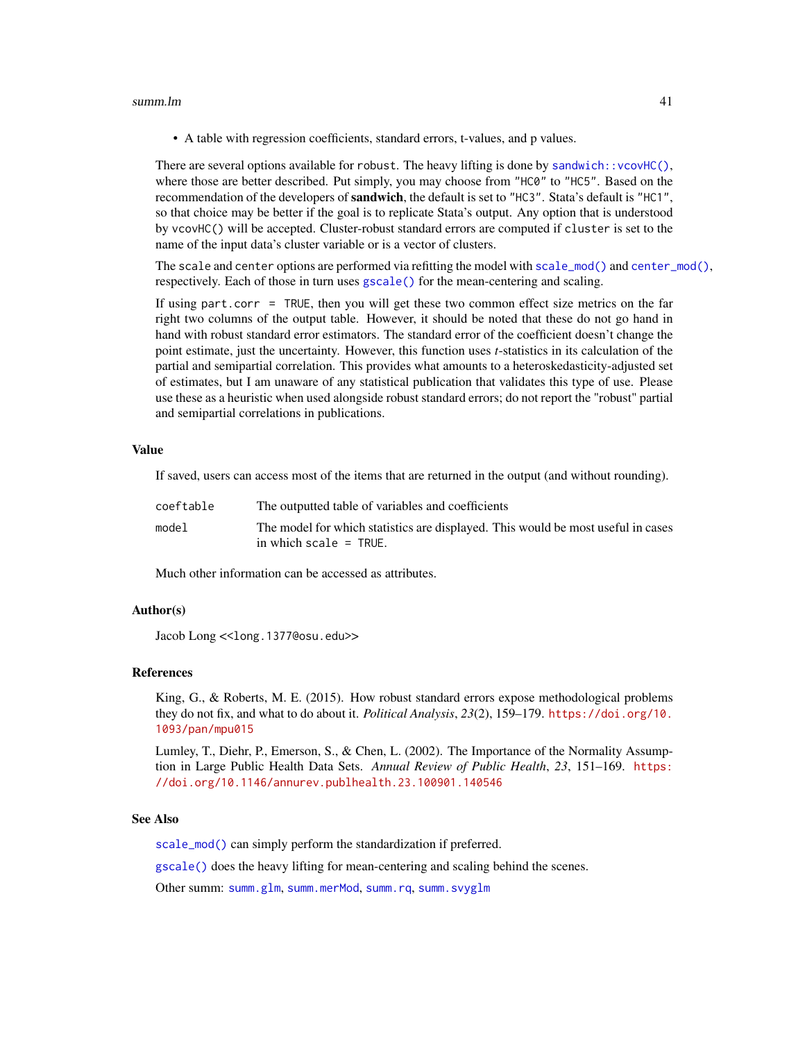- A table with regression coefficients, standard errors, t-values, and p values.

There are several options available for `robust`. The heavy lifting is done by `sandwich::vcovHC()`, where those are better described. Put simply, you may choose from "HC0" to "HC5". Based on the recommendation of the developers of **sandwich**, the default is set to "HC3". Stata's default is "HC1", so that choice may be better if the goal is to replicate Stata's output. Any option that is understood by `vcovHC()` will be accepted. Cluster-robust standard errors are computed if `cluster` is set to the name of the input data's cluster variable or is a vector of clusters.

The `scale` and `center` options are performed via refitting the model with `scale_mod()` and `center_mod()`, respectively. Each of those in turn uses `gscale()` for the mean-centering and scaling.

If using `part.corr = TRUE`, then you will get these two common effect size metrics on the far right two columns of the output table. However, it should be noted that these do not go hand in hand with robust standard error estimators. The standard error of the coefficient doesn't change the point estimate, just the uncertainty. However, this function uses *t*-statistics in its calculation of the partial and semipartial correlation. This provides what amounts to a heteroskedasticity-adjusted set of estimates, but I am unaware of any statistical publication that validates this type of use. Please use these as a heuristic when used alongside robust standard errors; do not report the "robust" partial and semipartial correlations in publications.

## Value

If saved, users can access most of the items that are returned in the output (and without rounding).

| | |
|---|---|
| `coeftable` | The outputted table of variables and coefficients |
| `model` | The model for which statistics are displayed. This would be most useful in cases in which `scale = TRUE`. |

Much other information can be accessed as attributes.

## Author(s)

Jacob Long <<long.1377@osu.edu>>

## References

King, G., & Roberts, M. E. (2015). How robust standard errors expose methodological problems they do not fix, and what to do about it. *Political Analysis*, *23*(2), 159–179. https://doi.org/10.1093/pan/mpu015

Lumley, T., Diehr, P., Emerson, S., & Chen, L. (2002). The Importance of the Normality Assumption in Large Public Health Data Sets. *Annual Review of Public Health*, *23*, 151–169. https://doi.org/10.1146/annurev.publhealth.23.100901.140546

## See Also

`scale_mod()` can simply perform the standardization if preferred.

`gscale()` does the heavy lifting for mean-centering and scaling behind the scenes.

Other summ: `summ.glm`, `summ.merMod`, `summ.rq`, `summ.svyglm`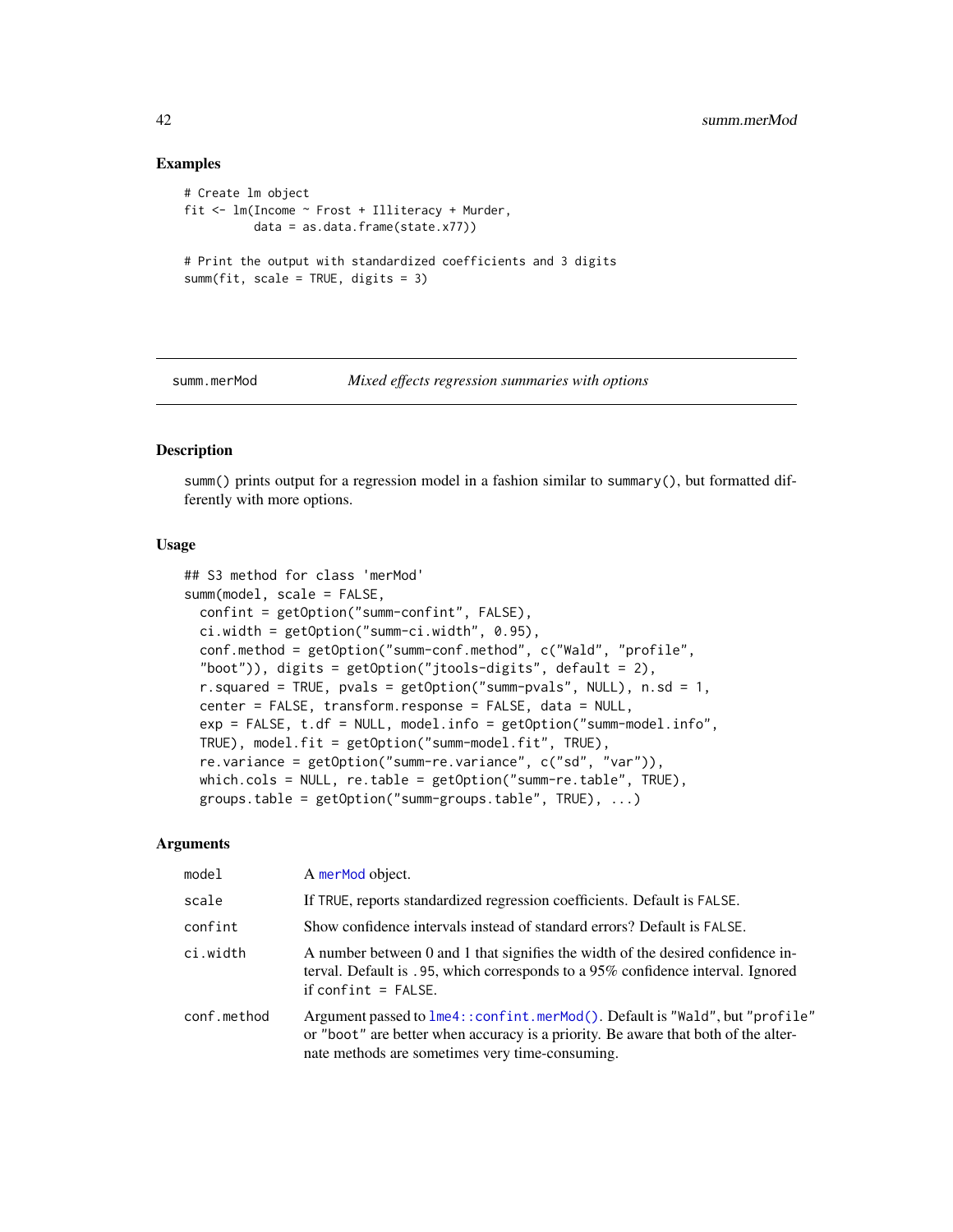### Examples

```
# Create lm object
fit <- lm(Income ~ Frost + Illiteracy + Murder,
          data = as.data.frame(state.x77))

# Print the output with standardized coefficients and 3 digits
summ(fit, scale = TRUE, digits = 3)
```

---

## summ.merMod *Mixed effects regression summaries with options*

### Description

summ() prints output for a regression model in a fashion similar to summary(), but formatted differently with more options.

### Usage

```
## S3 method for class 'merMod'
summ(model, scale = FALSE,
  confint = getOption("summ-confint", FALSE),
  ci.width = getOption("summ-ci.width", 0.95),
  conf.method = getOption("summ-conf.method", c("Wald", "profile",
  "boot")), digits = getOption("jtools-digits", default = 2),
  r.squared = TRUE, pvals = getOption("summ-pvals", NULL), n.sd = 1,
  center = FALSE, transform.response = FALSE, data = NULL,
  exp = FALSE, t.df = NULL, model.info = getOption("summ-model.info",
  TRUE), model.fit = getOption("summ-model.fit", TRUE),
  re.variance = getOption("summ-re.variance", c("sd", "var")),
  which.cols = NULL, re.table = getOption("summ-re.table", TRUE),
  groups.table = getOption("summ-groups.table", TRUE), ...)
```

### Arguments

| | |
|---|---|
| model | A merMod object. |
| scale | If TRUE, reports standardized regression coefficients. Default is FALSE. |
| confint | Show confidence intervals instead of standard errors? Default is FALSE. |
| ci.width | A number between 0 and 1 that signifies the width of the desired confidence interval. Default is .95, which corresponds to a 95% confidence interval. Ignored if confint = FALSE. |
| conf.method | Argument passed to lme4::confint.merMod(). Default is "Wald", but "profile" or "boot" are better when accuracy is a priority. Be aware that both of the alternate methods are sometimes very time-consuming. |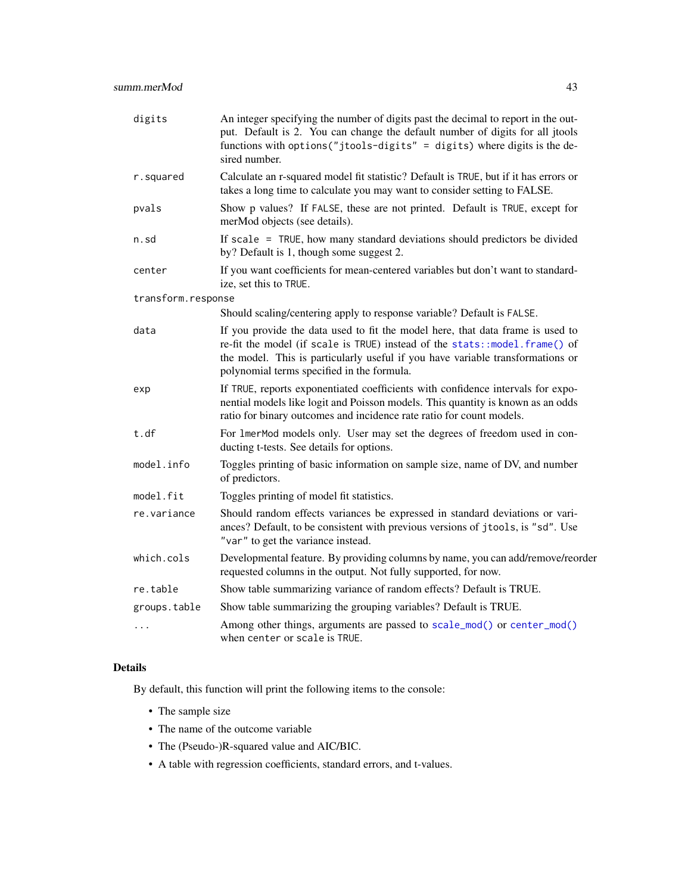| | |
|---|---|
| `digits` | An integer specifying the number of digits past the decimal to report in the output. Default is 2. You can change the default number of digits for all jtools functions with `options("jtools-digits" = digits)` where digits is the desired number. |
| `r.squared` | Calculate an r-squared model fit statistic? Default is `TRUE`, but if it has errors or takes a long time to calculate you may want to consider setting to FALSE. |
| `pvals` | Show p values? If `FALSE`, these are not printed. Default is `TRUE`, except for merMod objects (see details). |
| `n.sd` | If `scale = TRUE`, how many standard deviations should predictors be divided by? Default is 1, though some suggest 2. |
| `center` | If you want coefficients for mean-centered variables but don't want to standardize, set this to `TRUE`. |
| `transform.response` | Should scaling/centering apply to response variable? Default is `FALSE`. |
| `data` | If you provide the data used to fit the model here, that data frame is used to re-fit the model (if `scale` is `TRUE`) instead of the `stats::model.frame()` of the model. This is particularly useful if you have variable transformations or polynomial terms specified in the formula. |
| `exp` | If `TRUE`, reports exponentiated coefficients with confidence intervals for exponential models like logit and Poisson models. This quantity is known as an odds ratio for binary outcomes and incidence rate ratio for count models. |
| `t.df` | For `lmerMod` models only. User may set the degrees of freedom used in conducting t-tests. See details for options. |
| `model.info` | Toggles printing of basic information on sample size, name of DV, and number of predictors. |
| `model.fit` | Toggles printing of model fit statistics. |
| `re.variance` | Should random effects variances be expressed in standard deviations or variances? Default, to be consistent with previous versions of `jtools`, is `"sd"`. Use `"var"` to get the variance instead. |
| `which.cols` | Developmental feature. By providing columns by name, you can add/remove/reorder requested columns in the output. Not fully supported, for now. |
| `re.table` | Show table summarizing variance of random effects? Default is TRUE. |
| `groups.table` | Show table summarizing the grouping variables? Default is TRUE. |
| `...` | Among other things, arguments are passed to `scale_mod()` or `center_mod()` when `center` or `scale` is `TRUE`. |

## Details

By default, this function will print the following items to the console:

- The sample size
- The name of the outcome variable
- The (Pseudo-)R-squared value and AIC/BIC.
- A table with regression coefficients, standard errors, and t-values.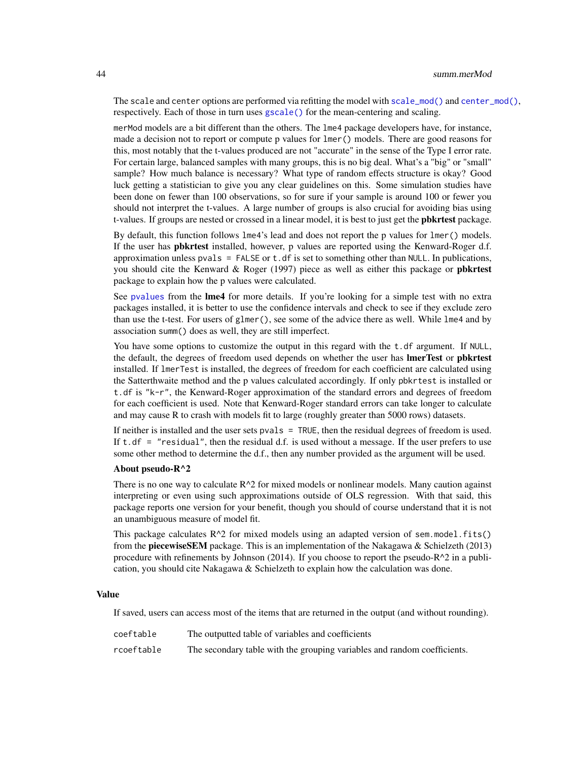The scale and center options are performed via refitting the model with `scale_mod()` and `center_mod()`, respectively. Each of those in turn uses `gscale()` for the mean-centering and scaling.

`merMod` models are a bit different than the others. The `lme4` package developers have, for instance, made a decision not to report or compute p values for `lmer()` models. There are good reasons for this, most notably that the t-values produced are not "accurate" in the sense of the Type I error rate. For certain large, balanced samples with many groups, this is no big deal. What's a "big" or "small" sample? How much balance is necessary? What type of random effects structure is okay? Good luck getting a statistician to give you any clear guidelines on this. Some simulation studies have been done on fewer than 100 observations, so for sure if your sample is around 100 or fewer you should not interpret the t-values. A large number of groups is also crucial for avoiding bias using t-values. If groups are nested or crossed in a linear model, it is best to just get the **pbkrtest** package.

By default, this function follows `lme4`'s lead and does not report the p values for `lmer()` models. If the user has **pbkrtest** installed, however, p values are reported using the Kenward-Roger d.f. approximation unless `pvals = FALSE` or `t.df` is set to something other than `NULL`. In publications, you should cite the Kenward & Roger (1997) piece as well as either this package or **pbkrtest** package to explain how the p values were calculated.

See `pvalues` from the **lme4** for more details. If you're looking for a simple test with no extra packages installed, it is better to use the confidence intervals and check to see if they exclude zero than use the t-test. For users of `glmer()`, see some of the advice there as well. While `lme4` and by association `summ()` does as well, they are still imperfect.

You have some options to customize the output in this regard with the `t.df` argument. If `NULL`, the default, the degrees of freedom used depends on whether the user has **lmerTest** or **pbkrtest** installed. If `lmerTest` is installed, the degrees of freedom for each coefficient are calculated using the Satterthwaite method and the p values calculated accordingly. If only `pbkrtest` is installed or `t.df` is `"k-r"`, the Kenward-Roger approximation of the standard errors and degrees of freedom for each coefficient is used. Note that Kenward-Roger standard errors can take longer to calculate and may cause R to crash with models fit to large (roughly greater than 5000 rows) datasets.

If neither is installed and the user sets `pvals = TRUE`, then the residual degrees of freedom is used. If `t.df = "residual"`, then the residual d.f. is used without a message. If the user prefers to use some other method to determine the d.f., then any number provided as the argument will be used.

**About pseudo-R^2**

There is no one way to calculate R^2 for mixed models or nonlinear models. Many caution against interpreting or even using such approximations outside of OLS regression. With that said, this package reports one version for your benefit, though you should of course understand that it is not an unambiguous measure of model fit.

This package calculates R^2 for mixed models using an adapted version of `sem.model.fits()` from the **piecewiseSEM** package. This is an implementation of the Nakagawa & Schielzeth (2013) procedure with refinements by Johnson (2014). If you choose to report the pseudo-R^2 in a publication, you should cite Nakagawa & Schielzeth to explain how the calculation was done.

### Value

If saved, users can access most of the items that are returned in the output (and without rounding).

| | |
|---|---|
| `coeftable` | The outputted table of variables and coefficients |
| `rcoeftable` | The secondary table with the grouping variables and random coefficients. |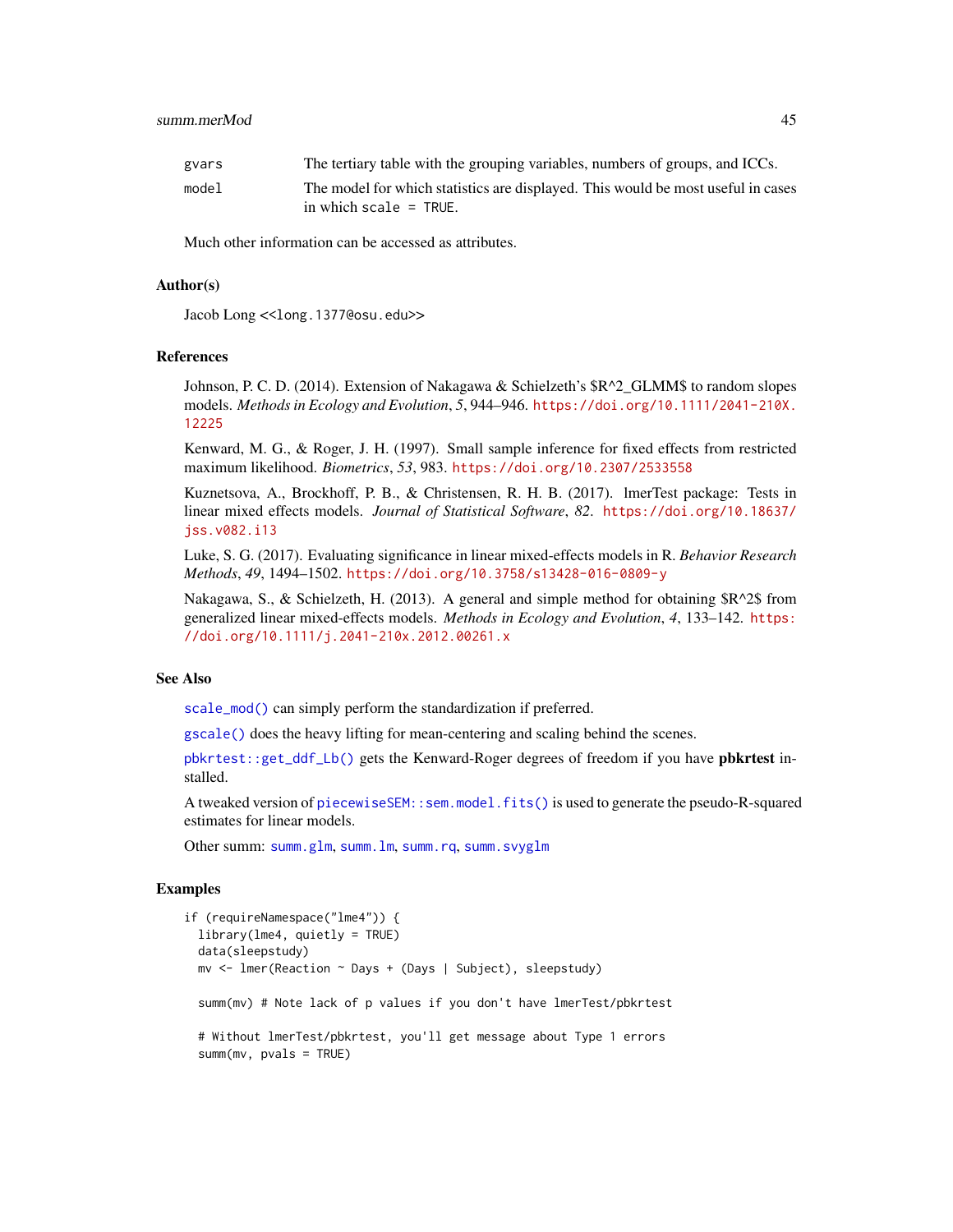| | |
|---|---|
| gvars | The tertiary table with the grouping variables, numbers of groups, and ICCs. |
| model | The model for which statistics are displayed. This would be most useful in cases in which scale = TRUE. |

Much other information can be accessed as attributes.

### Author(s)

Jacob Long <<long.1377@osu.edu>>

### References

Johnson, P. C. D. (2014). Extension of Nakagawa & Schielzeth's $R^2_GLMM$ to random slopes models. *Methods in Ecology and Evolution*, *5*, 944–946. https://doi.org/10.1111/2041-210X.12225

Kenward, M. G., & Roger, J. H. (1997). Small sample inference for fixed effects from restricted maximum likelihood. *Biometrics*, *53*, 983. https://doi.org/10.2307/2533558

Kuznetsova, A., Brockhoff, P. B., & Christensen, R. H. B. (2017). lmerTest package: Tests in linear mixed effects models. *Journal of Statistical Software*, *82*. https://doi.org/10.18637/jss.v082.i13

Luke, S. G. (2017). Evaluating significance in linear mixed-effects models in R. *Behavior Research Methods*, *49*, 1494–1502. https://doi.org/10.3758/s13428-016-0809-y

Nakagawa, S., & Schielzeth, H. (2013). A general and simple method for obtaining $R^2$ from generalized linear mixed-effects models. *Methods in Ecology and Evolution*, *4*, 133–142. https://doi.org/10.1111/j.2041-210x.2012.00261.x

### See Also

scale_mod() can simply perform the standardization if preferred.

gscale() does the heavy lifting for mean-centering and scaling behind the scenes.

pbkrtest::get_ddf_Lb() gets the Kenward-Roger degrees of freedom if you have **pbkrtest** installed.

A tweaked version of piecewiseSEM::sem.model.fits() is used to generate the pseudo-R-squared estimates for linear models.

Other summ: summ.glm, summ.lm, summ.rq, summ.svyglm

### Examples

```
if (requireNamespace("lme4")) {
  library(lme4, quietly = TRUE)
  data(sleepstudy)
  mv <- lmer(Reaction ~ Days + (Days | Subject), sleepstudy)

  summ(mv) # Note lack of p values if you don't have lmerTest/pbkrtest

  # Without lmerTest/pbkrtest, you'll get message about Type 1 errors
  summ(mv, pvals = TRUE)
```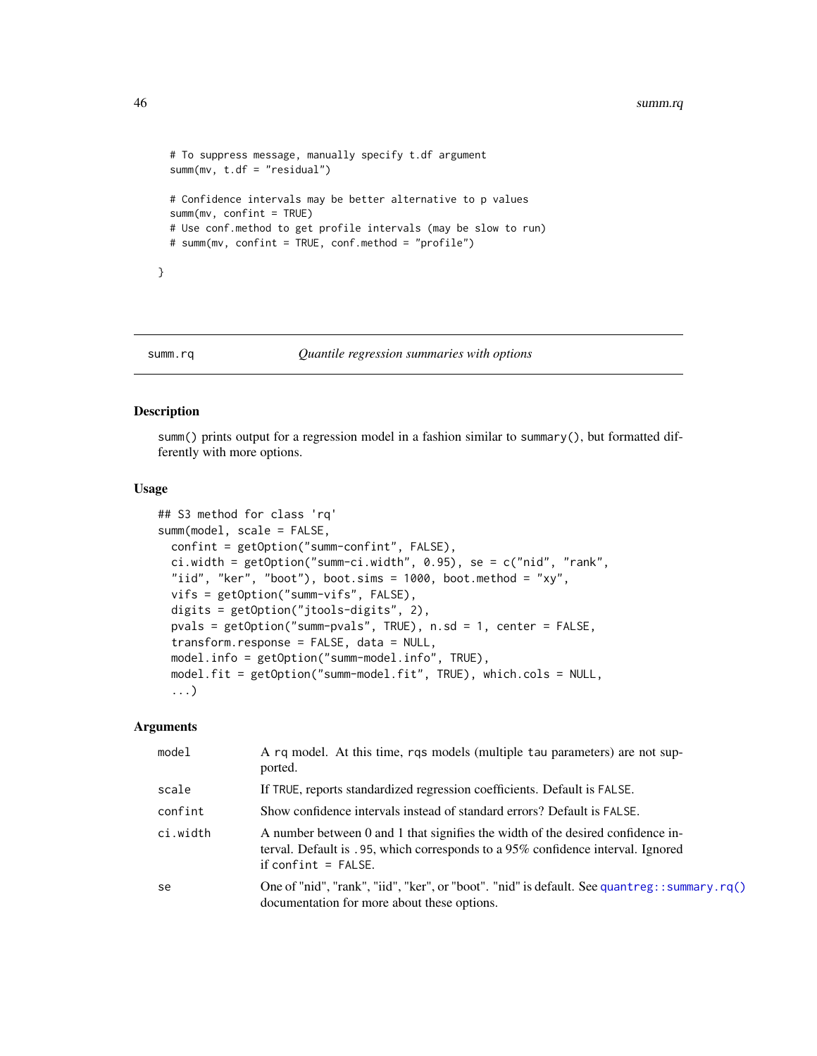```
  # To suppress message, manually specify t.df argument
  summ(mv, t.df = "residual")

  # Confidence intervals may be better alternative to p values
  summ(mv, confint = TRUE)
  # Use conf.method to get profile intervals (may be slow to run)
  # summ(mv, confint = TRUE, conf.method = "profile")

}
```

---

## summ.rq — *Quantile regression summaries with options*

### Description

summ() prints output for a regression model in a fashion similar to summary(), but formatted differently with more options.

### Usage

```
## S3 method for class 'rq'
summ(model, scale = FALSE,
  confint = getOption("summ-confint", FALSE),
  ci.width = getOption("summ-ci.width", 0.95), se = c("nid", "rank",
  "iid", "ker", "boot"), boot.sims = 1000, boot.method = "xy",
  vifs = getOption("summ-vifs", FALSE),
  digits = getOption("jtools-digits", 2),
  pvals = getOption("summ-pvals", TRUE), n.sd = 1, center = FALSE,
  transform.response = FALSE, data = NULL,
  model.info = getOption("summ-model.info", TRUE),
  model.fit = getOption("summ-model.fit", TRUE), which.cols = NULL,
  ...)
```

### Arguments

| | |
|---|---|
| model | A rq model. At this time, rqs models (multiple tau parameters) are not supported. |
| scale | If TRUE, reports standardized regression coefficients. Default is FALSE. |
| confint | Show confidence intervals instead of standard errors? Default is FALSE. |
| ci.width | A number between 0 and 1 that signifies the width of the desired confidence interval. Default is .95, which corresponds to a 95% confidence interval. Ignored if confint = FALSE. |
| se | One of "nid", "rank", "iid", "ker", or "boot". "nid" is default. See quantreg::summary.rq() documentation for more about these options. |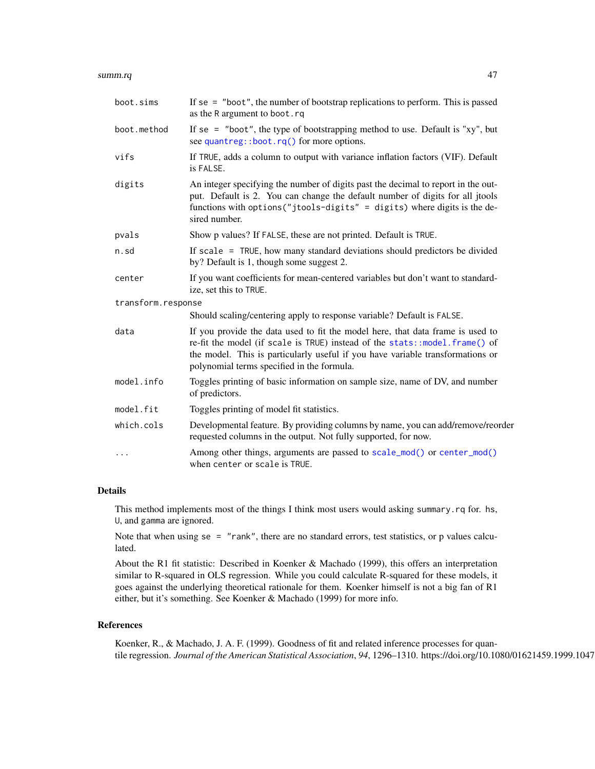| | |
|---|---|
| `boot.sims` | If `se = "boot"`, the number of bootstrap replications to perform. This is passed as the `R` argument to `boot.rq` |
| `boot.method` | If `se = "boot"`, the type of bootstrapping method to use. Default is "xy", but see `quantreg::boot.rq()` for more options. |
| `vifs` | If `TRUE`, adds a column to output with variance inflation factors (VIF). Default is `FALSE`. |
| `digits` | An integer specifying the number of digits past the decimal to report in the output. Default is 2. You can change the default number of digits for all jtools functions with `options("jtools-digits" = digits)` where digits is the desired number. |
| `pvals` | Show p values? If `FALSE`, these are not printed. Default is `TRUE`. |
| `n.sd` | If `scale = TRUE`, how many standard deviations should predictors be divided by? Default is 1, though some suggest 2. |
| `center` | If you want coefficients for mean-centered variables but don't want to standardize, set this to `TRUE`. |
| `transform.response` | Should scaling/centering apply to response variable? Default is `FALSE`. |
| `data` | If you provide the data used to fit the model here, that data frame is used to re-fit the model (if `scale` is `TRUE`) instead of the `stats::model.frame()` of the model. This is particularly useful if you have variable transformations or polynomial terms specified in the formula. |
| `model.info` | Toggles printing of basic information on sample size, name of DV, and number of predictors. |
| `model.fit` | Toggles printing of model fit statistics. |
| `which.cols` | Developmental feature. By providing columns by name, you can add/remove/reorder requested columns in the output. Not fully supported, for now. |
| `...` | Among other things, arguments are passed to `scale_mod()` or `center_mod()` when `center` or `scale` is `TRUE`. |

## Details

This method implements most of the things I think most users would asking `summary.rq` for. `hs`, `U`, and `gamma` are ignored.

Note that when using `se = "rank"`, there are no standard errors, test statistics, or p values calculated.

About the R1 fit statistic: Described in Koenker & Machado (1999), this offers an interpretation similar to R-squared in OLS regression. While you could calculate R-squared for these models, it goes against the underlying theoretical rationale for them. Koenker himself is not a big fan of R1 either, but it's something. See Koenker & Machado (1999) for more info.

## References

Koenker, R., & Machado, J. A. F. (1999). Goodness of fit and related inference processes for quantile regression. *Journal of the American Statistical Association*, *94*, 1296–1310. https://doi.org/10.1080/01621459.1999.1047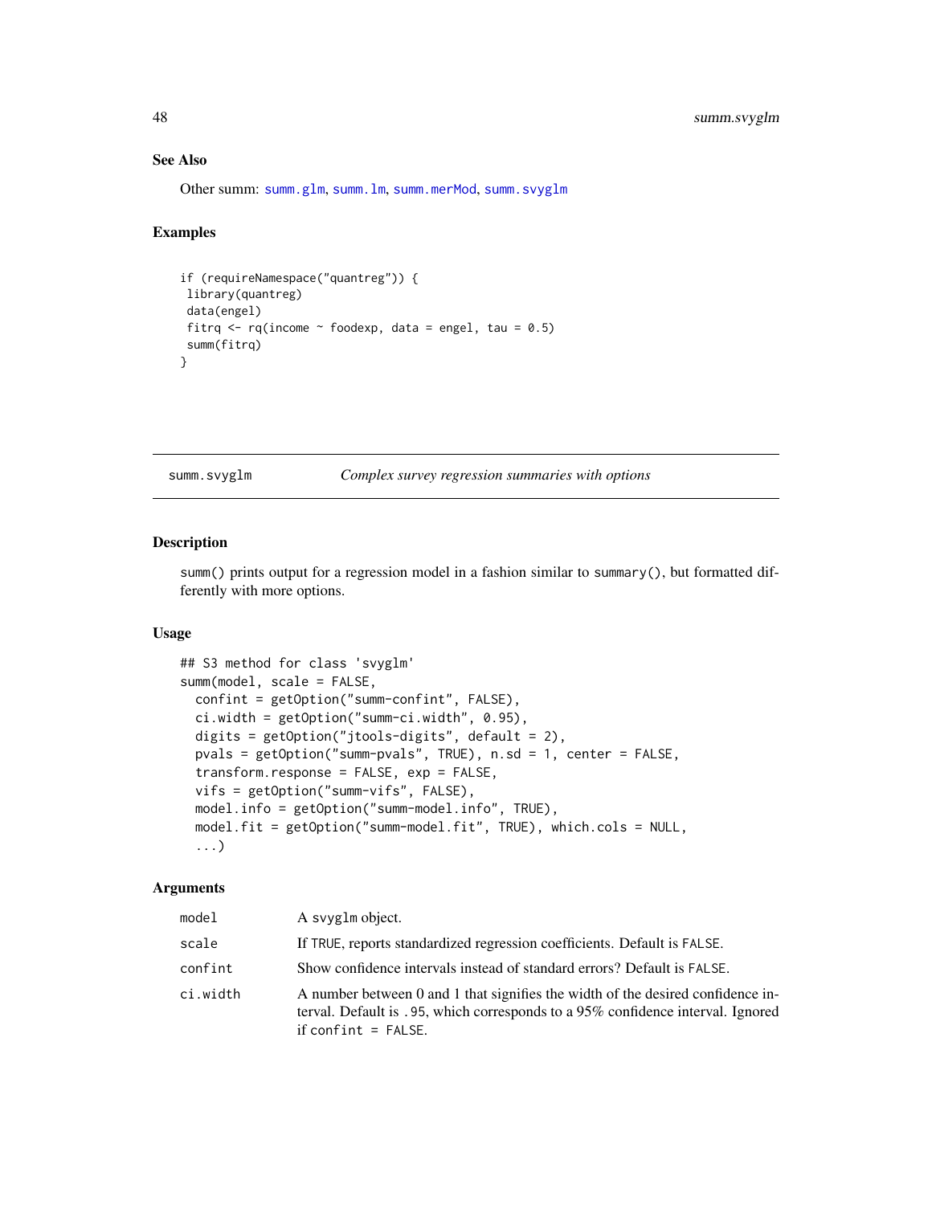### See Also

Other summ: `summ.glm`, `summ.lm`, `summ.merMod`, `summ.svyglm`

### Examples

```
if (requireNamespace("quantreg")) {
 library(quantreg)
 data(engel)
 fitrq <- rq(income ~ foodexp, data = engel, tau = 0.5)
 summ(fitrq)
}
```

---

## summ.svyglm — *Complex survey regression summaries with options*

---

### Description

`summ()` prints output for a regression model in a fashion similar to `summary()`, but formatted differently with more options.

### Usage

```
## S3 method for class 'svyglm'
summ(model, scale = FALSE,
  confint = getOption("summ-confint", FALSE),
  ci.width = getOption("summ-ci.width", 0.95),
  digits = getOption("jtools-digits", default = 2),
  pvals = getOption("summ-pvals", TRUE), n.sd = 1, center = FALSE,
  transform.response = FALSE, exp = FALSE,
  vifs = getOption("summ-vifs", FALSE),
  model.info = getOption("summ-model.info", TRUE),
  model.fit = getOption("summ-model.fit", TRUE), which.cols = NULL,
  ...)
```

### Arguments

| | |
|---|---|
| `model` | A `svyglm` object. |
| `scale` | If `TRUE`, reports standardized regression coefficients. Default is `FALSE`. |
| `confint` | Show confidence intervals instead of standard errors? Default is `FALSE`. |
| `ci.width` | A number between 0 and 1 that signifies the width of the desired confidence interval. Default is `.95`, which corresponds to a 95% confidence interval. Ignored if `confint = FALSE`. |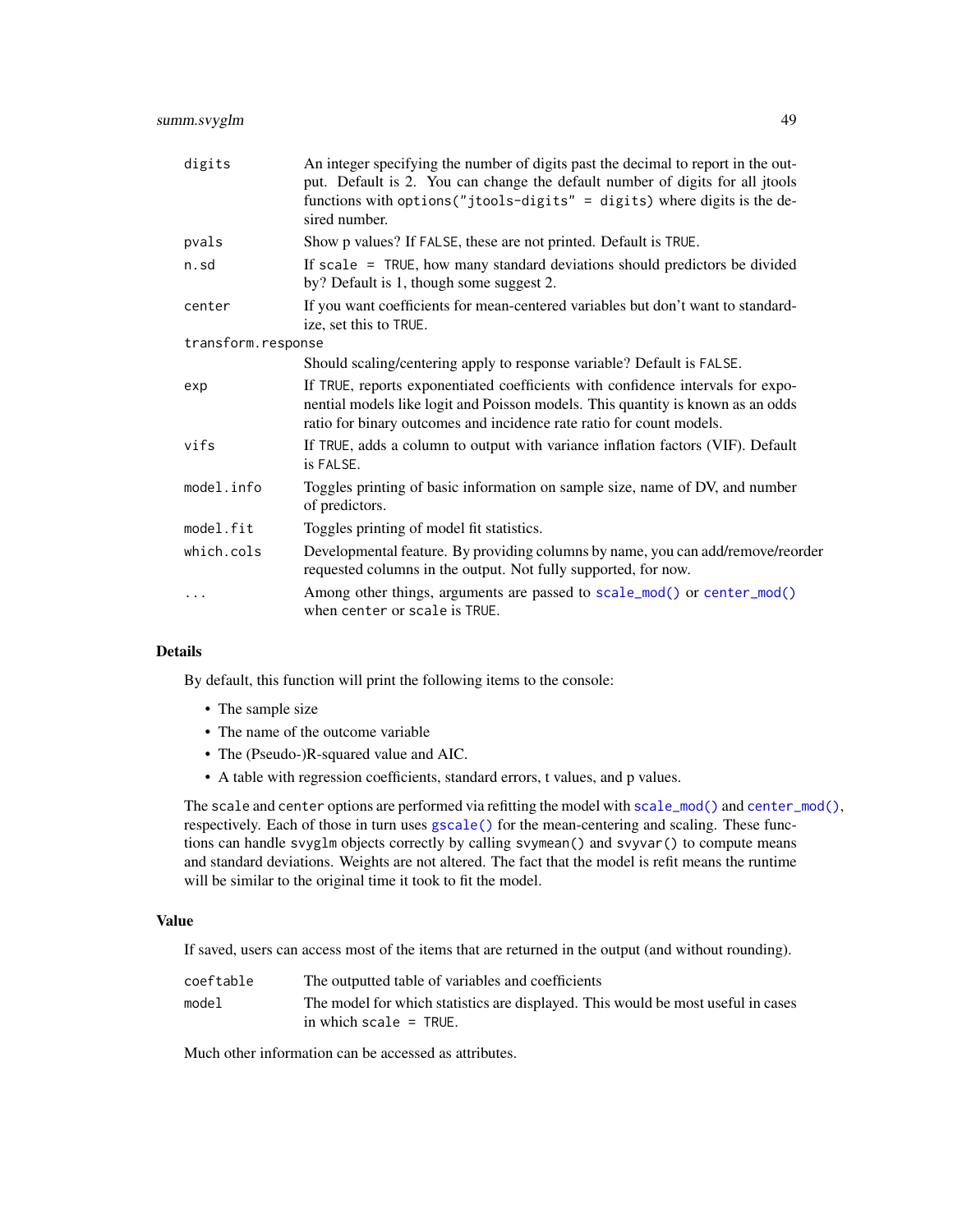| | |
|---|---|
| digits | An integer specifying the number of digits past the decimal to report in the output. Default is 2. You can change the default number of digits for all jtools functions with `options("jtools-digits" = digits)` where digits is the desired number. |
| pvals | Show p values? If FALSE, these are not printed. Default is TRUE. |
| n.sd | If `scale = TRUE`, how many standard deviations should predictors be divided by? Default is 1, though some suggest 2. |
| center | If you want coefficients for mean-centered variables but don't want to standardize, set this to TRUE. |
| transform.response | Should scaling/centering apply to response variable? Default is FALSE. |
| exp | If TRUE, reports exponentiated coefficients with confidence intervals for exponential models like logit and Poisson models. This quantity is known as an odds ratio for binary outcomes and incidence rate ratio for count models. |
| vifs | If TRUE, adds a column to output with variance inflation factors (VIF). Default is FALSE. |
| model.info | Toggles printing of basic information on sample size, name of DV, and number of predictors. |
| model.fit | Toggles printing of model fit statistics. |
| which.cols | Developmental feature. By providing columns by name, you can add/remove/reorder requested columns in the output. Not fully supported, for now. |
| ... | Among other things, arguments are passed to `scale_mod()` or `center_mod()` when center or scale is TRUE. |

## Details

By default, this function will print the following items to the console:

- The sample size
- The name of the outcome variable
- The (Pseudo-)R-squared value and AIC.
- A table with regression coefficients, standard errors, t values, and p values.

The `scale` and `center` options are performed via refitting the model with `scale_mod()` and `center_mod()`, respectively. Each of those in turn uses `gscale()` for the mean-centering and scaling. These functions can handle `svyglm` objects correctly by calling `svymean()` and `svyvar()` to compute means and standard deviations. Weights are not altered. The fact that the model is refit means the runtime will be similar to the original time it took to fit the model.

## Value

If saved, users can access most of the items that are returned in the output (and without rounding).

| | |
|---|---|
| coeftable | The outputted table of variables and coefficients |
| model | The model for which statistics are displayed. This would be most useful in cases in which `scale = TRUE`. |

Much other information can be accessed as attributes.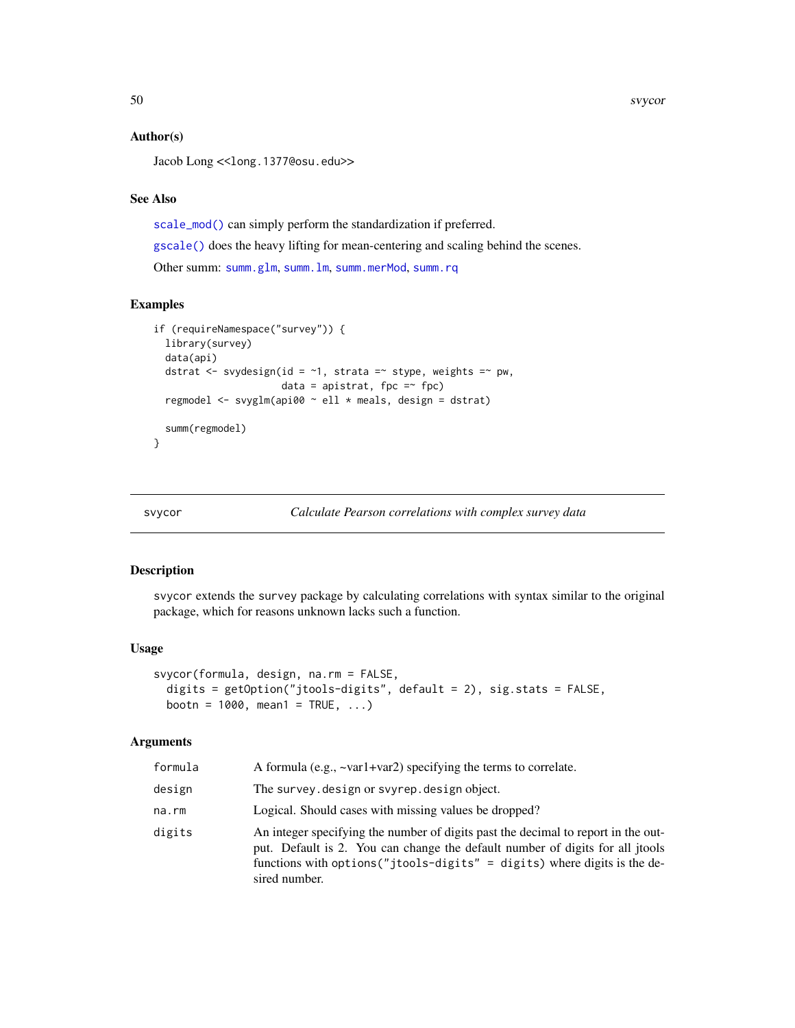### Author(s)

Jacob Long <<long.1377@osu.edu>>

### See Also

`scale_mod()` can simply perform the standardization if preferred.

`gscale()` does the heavy lifting for mean-centering and scaling behind the scenes.

Other summ: `summ.glm`, `summ.lm`, `summ.merMod`, `summ.rq`

### Examples

```
if (requireNamespace("survey")) {
  library(survey)
  data(api)
  dstrat <- svydesign(id = ~1, strata =~ stype, weights =~ pw,
                      data = apistrat, fpc =~ fpc)
  regmodel <- svyglm(api00 ~ ell * meals, design = dstrat)

  summ(regmodel)
}
```

---

## svycor — *Calculate Pearson correlations with complex survey data*

---

### Description

`svycor` extends the `survey` package by calculating correlations with syntax similar to the original package, which for reasons unknown lacks such a function.

### Usage

```
svycor(formula, design, na.rm = FALSE,
  digits = getOption("jtools-digits", default = 2), sig.stats = FALSE,
  bootn = 1000, mean1 = TRUE, ...)
```

### Arguments

| | |
|---|---|
| `formula` | A formula (e.g., ~var1+var2) specifying the terms to correlate. |
| `design` | The `survey.design` or `svyrep.design` object. |
| `na.rm` | Logical. Should cases with missing values be dropped? |
| `digits` | An integer specifying the number of digits past the decimal to report in the output. Default is 2. You can change the default number of digits for all jtools functions with `options("jtools-digits" = digits)` where digits is the desired number. |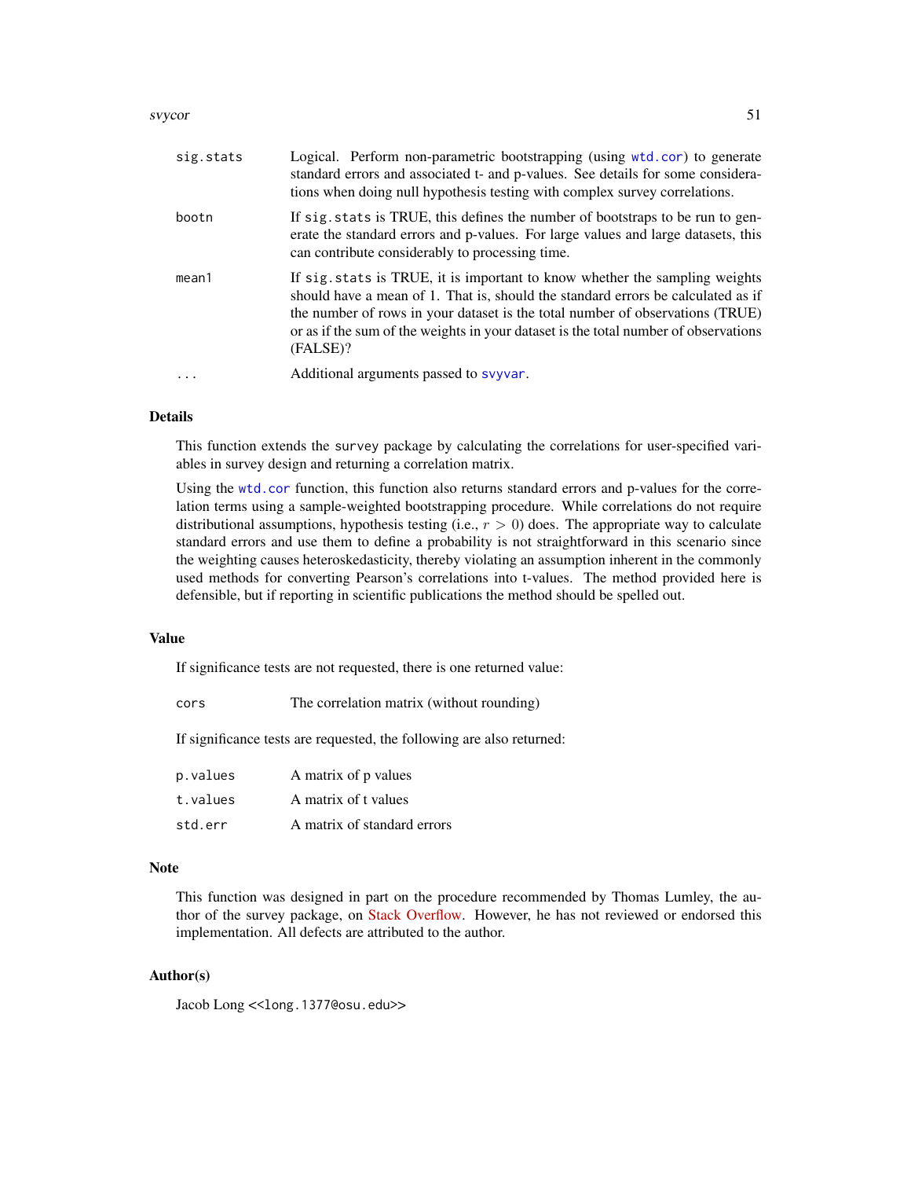| | |
|---|---|
| `sig.stats` | Logical. Perform non-parametric bootstrapping (using `wtd.cor`) to generate standard errors and associated t- and p-values. See details for some considerations when doing null hypothesis testing with complex survey correlations. |
| `bootn` | If `sig.stats` is TRUE, this defines the number of bootstraps to be run to generate the standard errors and p-values. For large values and large datasets, this can contribute considerably to processing time. |
| `mean1` | If `sig.stats` is TRUE, it is important to know whether the sampling weights should have a mean of 1. That is, should the standard errors be calculated as if the number of rows in your dataset is the total number of observations (TRUE) or as if the sum of the weights in your dataset is the total number of observations (FALSE)? |
| `...` | Additional arguments passed to `svyvar`. |

## Details

This function extends the `survey` package by calculating the correlations for user-specified variables in survey design and returning a correlation matrix.

Using the `wtd.cor` function, this function also returns standard errors and p-values for the correlation terms using a sample-weighted bootstrapping procedure. While correlations do not require distributional assumptions, hypothesis testing (i.e., $r > 0$) does. The appropriate way to calculate standard errors and use them to define a probability is not straightforward in this scenario since the weighting causes heteroskedasticity, thereby violating an assumption inherent in the commonly used methods for converting Pearson's correlations into t-values. The method provided here is defensible, but if reporting in scientific publications the method should be spelled out.

## Value

If significance tests are not requested, there is one returned value:

| | |
|---|---|
| `cors` | The correlation matrix (without rounding) |

If significance tests are requested, the following are also returned:

| | |
|---|---|
| `p.values` | A matrix of p values |
| `t.values` | A matrix of t values |
| `std.err` | A matrix of standard errors |

## Note

This function was designed in part on the procedure recommended by Thomas Lumley, the author of the survey package, on Stack Overflow. However, he has not reviewed or endorsed this implementation. All defects are attributed to the author.

## Author(s)

Jacob Long <<long.1377@osu.edu>>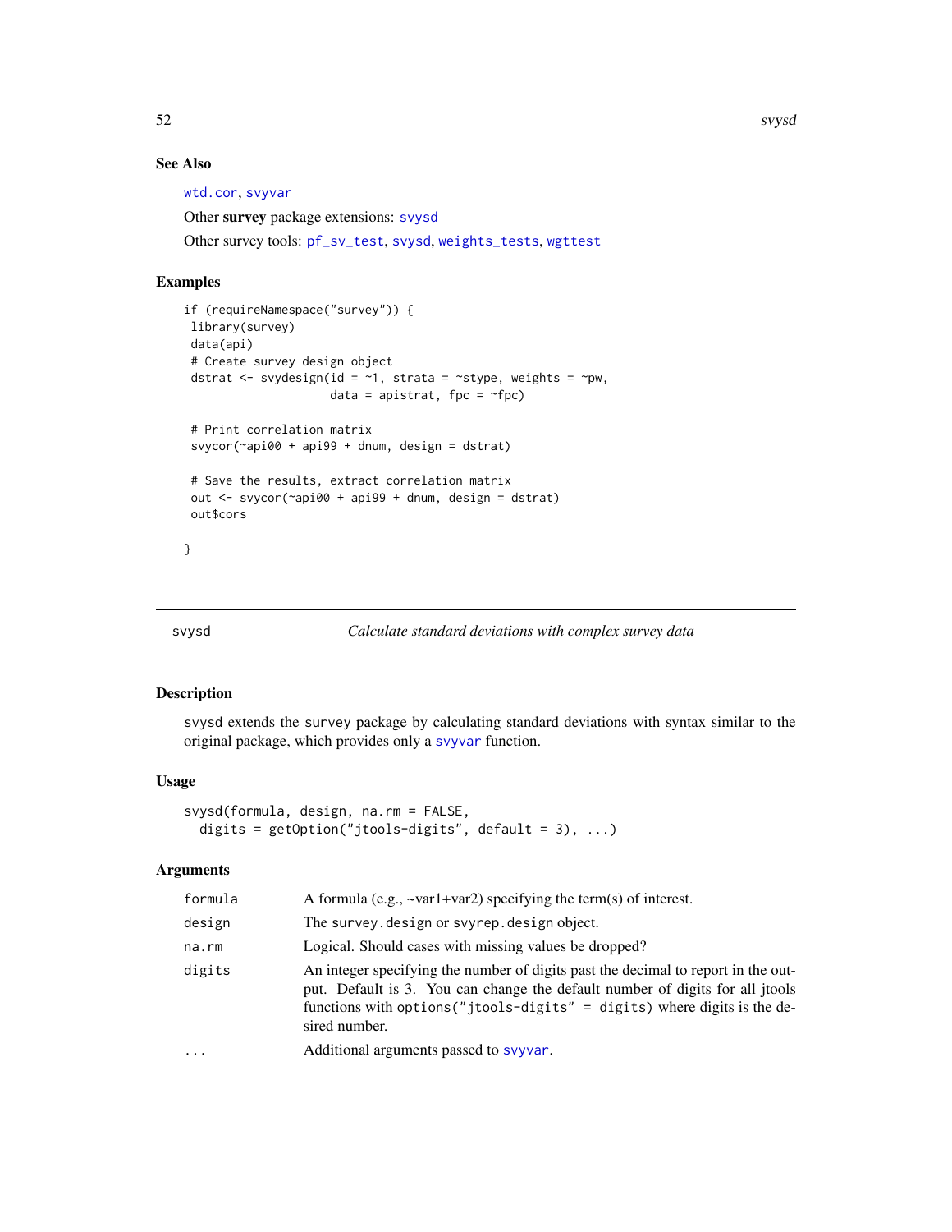## See Also

wtd.cor, svyvar

Other **survey** package extensions: svysd

Other survey tools: pf_sv_test, svysd, weights_tests, wgttest

## Examples

```
if (requireNamespace("survey")) {
 library(survey)
 data(api)
 # Create survey design object
 dstrat <- svydesign(id = ~1, strata = ~stype, weights = ~pw,
                     data = apistrat, fpc = ~fpc)

 # Print correlation matrix
 svycor(~api00 + api99 + dnum, design = dstrat)

 # Save the results, extract correlation matrix
 out <- svycor(~api00 + api99 + dnum, design = dstrat)
 out$cors

}
```

---

# svysd — *Calculate standard deviations with complex survey data*

## Description

svysd extends the survey package by calculating standard deviations with syntax similar to the original package, which provides only a svyvar function.

## Usage

```
svysd(formula, design, na.rm = FALSE,
  digits = getOption("jtools-digits", default = 3), ...)
```

## Arguments

| | |
|---|---|
| formula | A formula (e.g., ~var1+var2) specifying the term(s) of interest. |
| design | The survey.design or svyrep.design object. |
| na.rm | Logical. Should cases with missing values be dropped? |
| digits | An integer specifying the number of digits past the decimal to report in the output. Default is 3. You can change the default number of digits for all jtools functions with options("jtools-digits" = digits) where digits is the desired number. |
| ... | Additional arguments passed to svyvar. |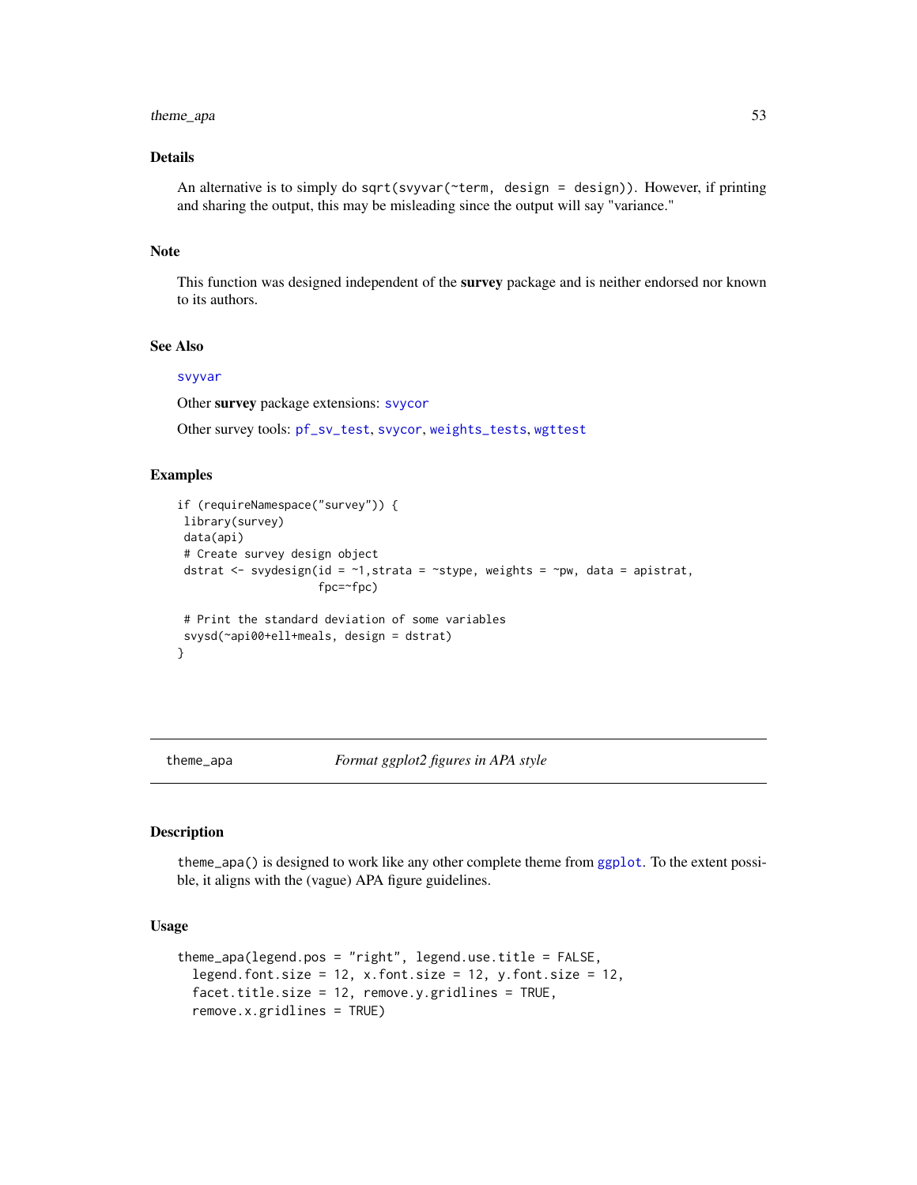## Details

An alternative is to simply do `sqrt(svyvar(~term, design = design))`. However, if printing and sharing the output, this may be misleading since the output will say "variance."

## Note

This function was designed independent of the **survey** package and is neither endorsed nor known to its authors.

## See Also

svyvar

Other **survey** package extensions: svycor

Other survey tools: pf_sv_test, svycor, weights_tests, wgttest

## Examples

```
if (requireNamespace("survey")) {
 library(survey)
 data(api)
 # Create survey design object
 dstrat <- svydesign(id = ~1,strata = ~stype, weights = ~pw, data = apistrat,
                     fpc=~fpc)

 # Print the standard deviation of some variables
 svysd(~api00+ell+meals, design = dstrat)
}
```

---

# theme_apa — *Format ggplot2 figures in APA style*

## Description

`theme_apa()` is designed to work like any other complete theme from ggplot. To the extent possible, it aligns with the (vague) APA figure guidelines.

## Usage

```
theme_apa(legend.pos = "right", legend.use.title = FALSE,
  legend.font.size = 12, x.font.size = 12, y.font.size = 12,
  facet.title.size = 12, remove.y.gridlines = TRUE,
  remove.x.gridlines = TRUE)
```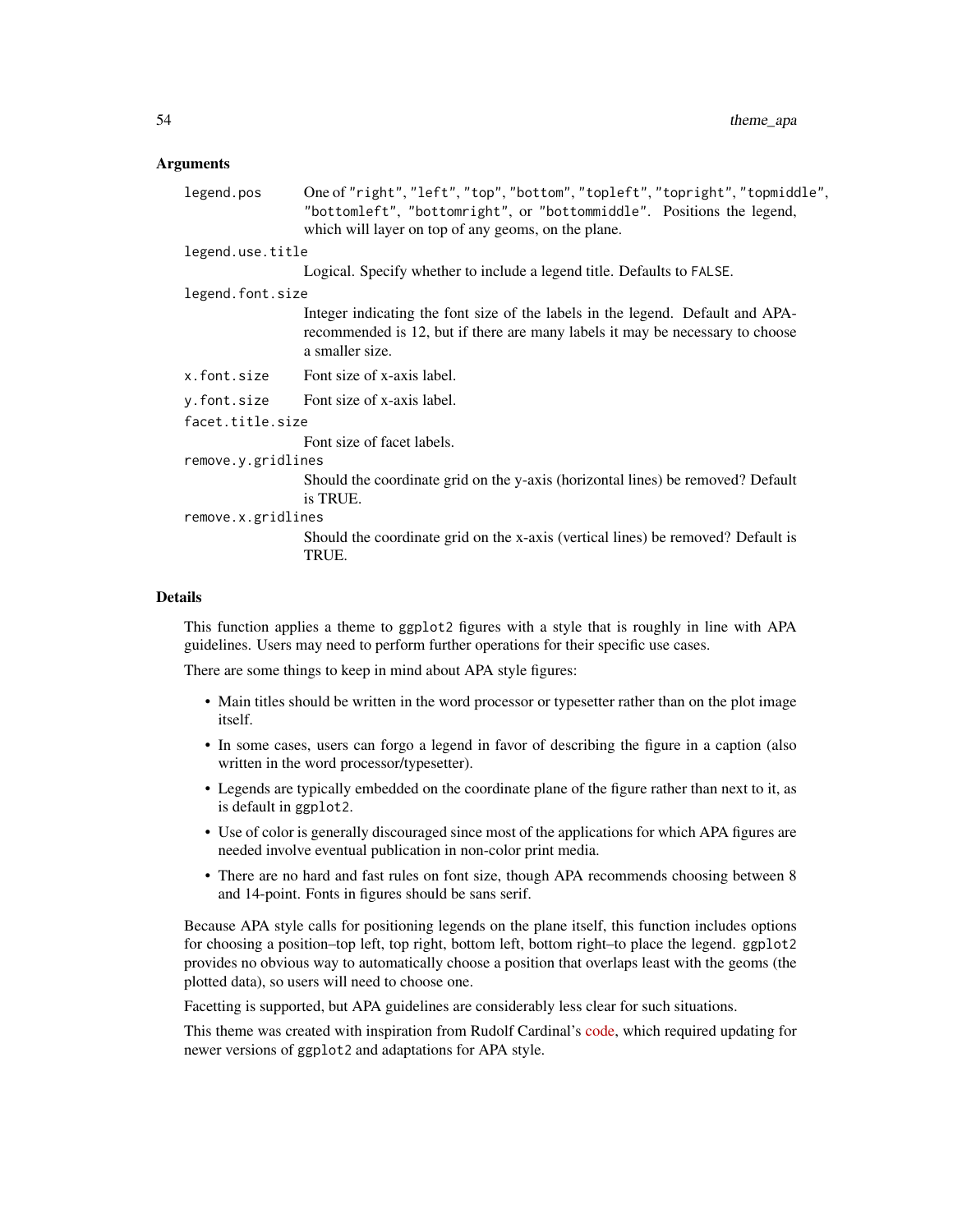## Arguments

`legend.pos` One of "right", "left", "top", "bottom", "topleft", "topright", "topmiddle", "bottomleft", "bottomright", or "bottommiddle". Positions the legend, which will layer on top of any geoms, on the plane.

`legend.use.title` Logical. Specify whether to include a legend title. Defaults to `FALSE`.

`legend.font.size` Integer indicating the font size of the labels in the legend. Default and APA-recommended is 12, but if there are many labels it may be necessary to choose a smaller size.

`x.font.size` Font size of x-axis label.

`y.font.size` Font size of x-axis label.

`facet.title.size` Font size of facet labels.

`remove.y.gridlines` Should the coordinate grid on the y-axis (horizontal lines) be removed? Default is TRUE.

`remove.x.gridlines` Should the coordinate grid on the x-axis (vertical lines) be removed? Default is TRUE.

## Details

This function applies a theme to `ggplot2` figures with a style that is roughly in line with APA guidelines. Users may need to perform further operations for their specific use cases.

There are some things to keep in mind about APA style figures:

- Main titles should be written in the word processor or typesetter rather than on the plot image itself.
- In some cases, users can forgo a legend in favor of describing the figure in a caption (also written in the word processor/typesetter).
- Legends are typically embedded on the coordinate plane of the figure rather than next to it, as is default in `ggplot2`.
- Use of color is generally discouraged since most of the applications for which APA figures are needed involve eventual publication in non-color print media.
- There are no hard and fast rules on font size, though APA recommends choosing between 8 and 14-point. Fonts in figures should be sans serif.

Because APA style calls for positioning legends on the plane itself, this function includes options for choosing a position–top left, top right, bottom left, bottom right–to place the legend. `ggplot2` provides no obvious way to automatically choose a position that overlaps least with the geoms (the plotted data), so users will need to choose one.

Facetting is supported, but APA guidelines are considerably less clear for such situations.

This theme was created with inspiration from Rudolf Cardinal's code, which required updating for newer versions of `ggplot2` and adaptations for APA style.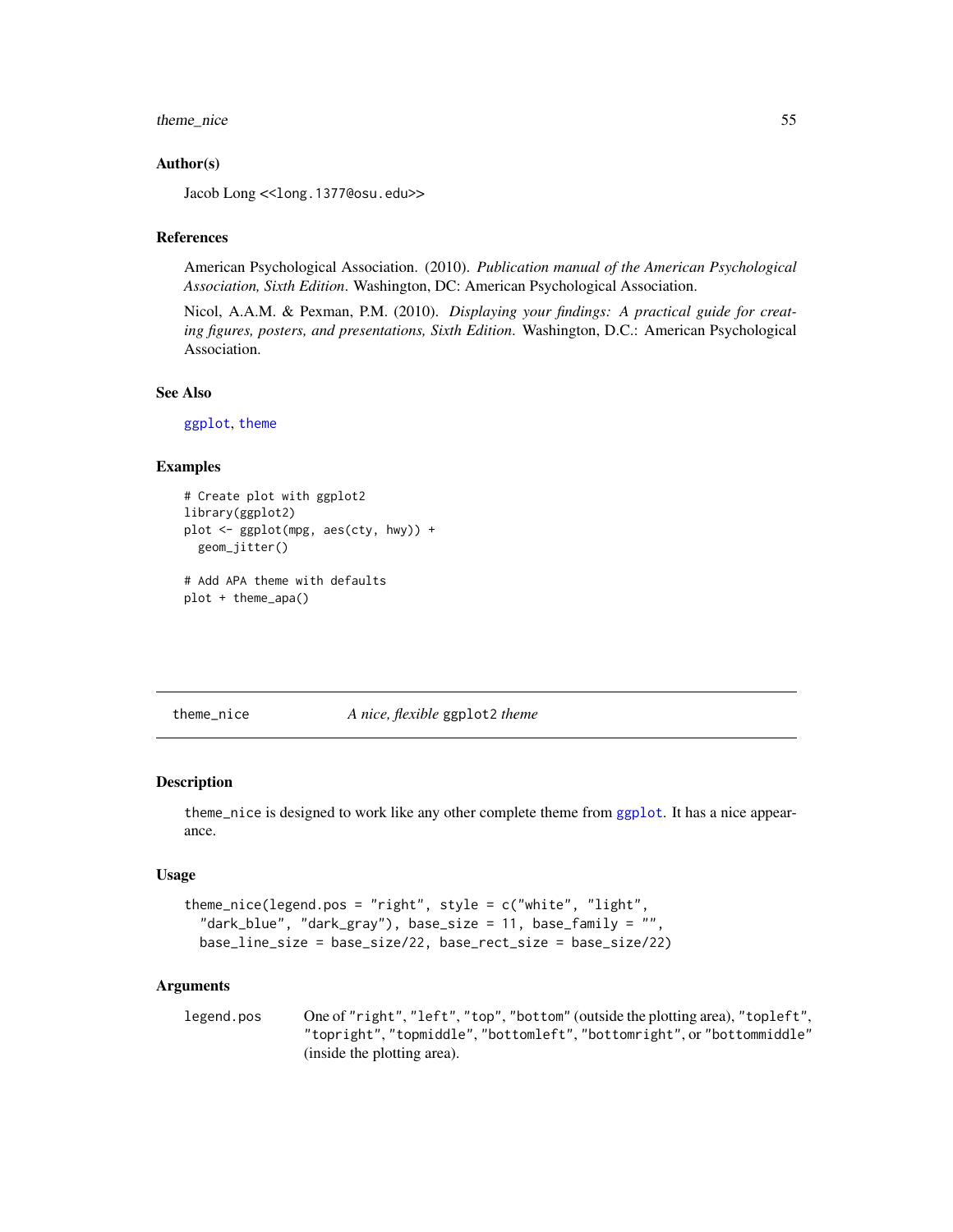### Author(s)

Jacob Long <<long.1377@osu.edu>>

### References

American Psychological Association. (2010). *Publication manual of the American Psychological Association, Sixth Edition*. Washington, DC: American Psychological Association.

Nicol, A.A.M. & Pexman, P.M. (2010). *Displaying your findings: A practical guide for creating figures, posters, and presentations, Sixth Edition*. Washington, D.C.: American Psychological Association.

### See Also

ggplot, theme

### Examples

```
# Create plot with ggplot2
library(ggplot2)
plot <- ggplot(mpg, aes(cty, hwy)) +
  geom_jitter()

# Add APA theme with defaults
plot + theme_apa()
```

---

## theme_nice *A nice, flexible* ggplot2 *theme*

---

### Description

theme_nice is designed to work like any other complete theme from ggplot. It has a nice appearance.

### Usage

```
theme_nice(legend.pos = "right", style = c("white", "light",
  "dark_blue", "dark_gray"), base_size = 11, base_family = "",
  base_line_size = base_size/22, base_rect_size = base_size/22)
```

### Arguments

| | |
|---|---|
| legend.pos | One of "right", "left", "top", "bottom" (outside the plotting area), "topleft", "topright", "topmiddle", "bottomleft", "bottomright", or "bottommiddle" (inside the plotting area). |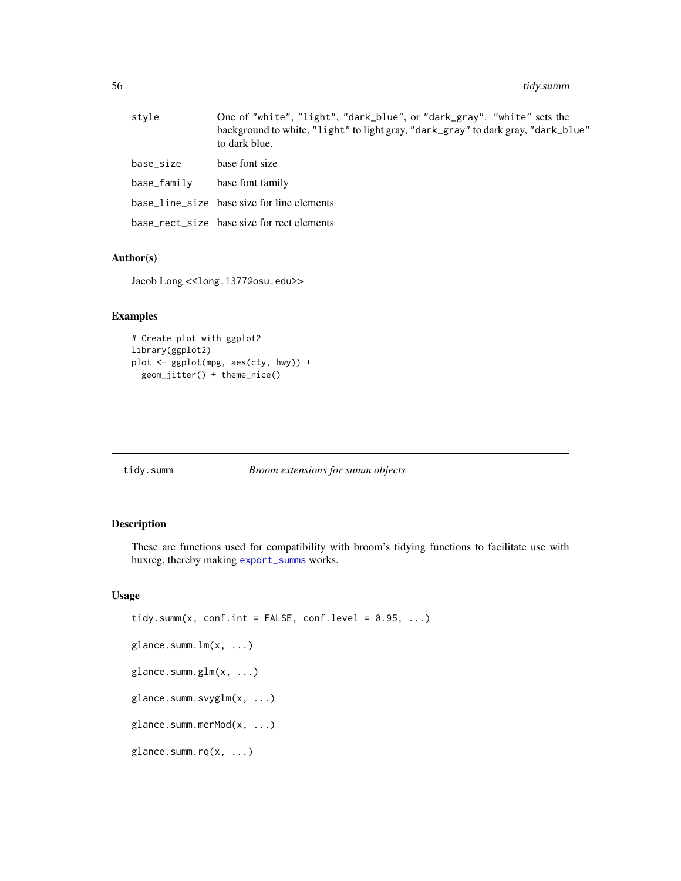| | |
|---|---|
| style | One of "white", "light", "dark_blue", or "dark_gray". "white" sets the background to white, "light" to light gray, "dark_gray" to dark gray, "dark_blue" to dark blue. |
| base_size | base font size |
| base_family | base font family |
| base_line_size | base size for line elements |
| base_rect_size | base size for rect elements |

## Author(s)

Jacob Long <<long.1377@osu.edu>>

## Examples

```
# Create plot with ggplot2
library(ggplot2)
plot <- ggplot(mpg, aes(cty, hwy)) +
  geom_jitter() + theme_nice()
```

---

# tidy.summ *Broom extensions for summ objects*

---

## Description

These are functions used for compatibility with broom's tidying functions to facilitate use with huxreg, thereby making export_summs works.

## Usage

```
tidy.summ(x, conf.int = FALSE, conf.level = 0.95, ...)

glance.summ.lm(x, ...)

glance.summ.glm(x, ...)

glance.summ.svyglm(x, ...)

glance.summ.merMod(x, ...)

glance.summ.rq(x, ...)
```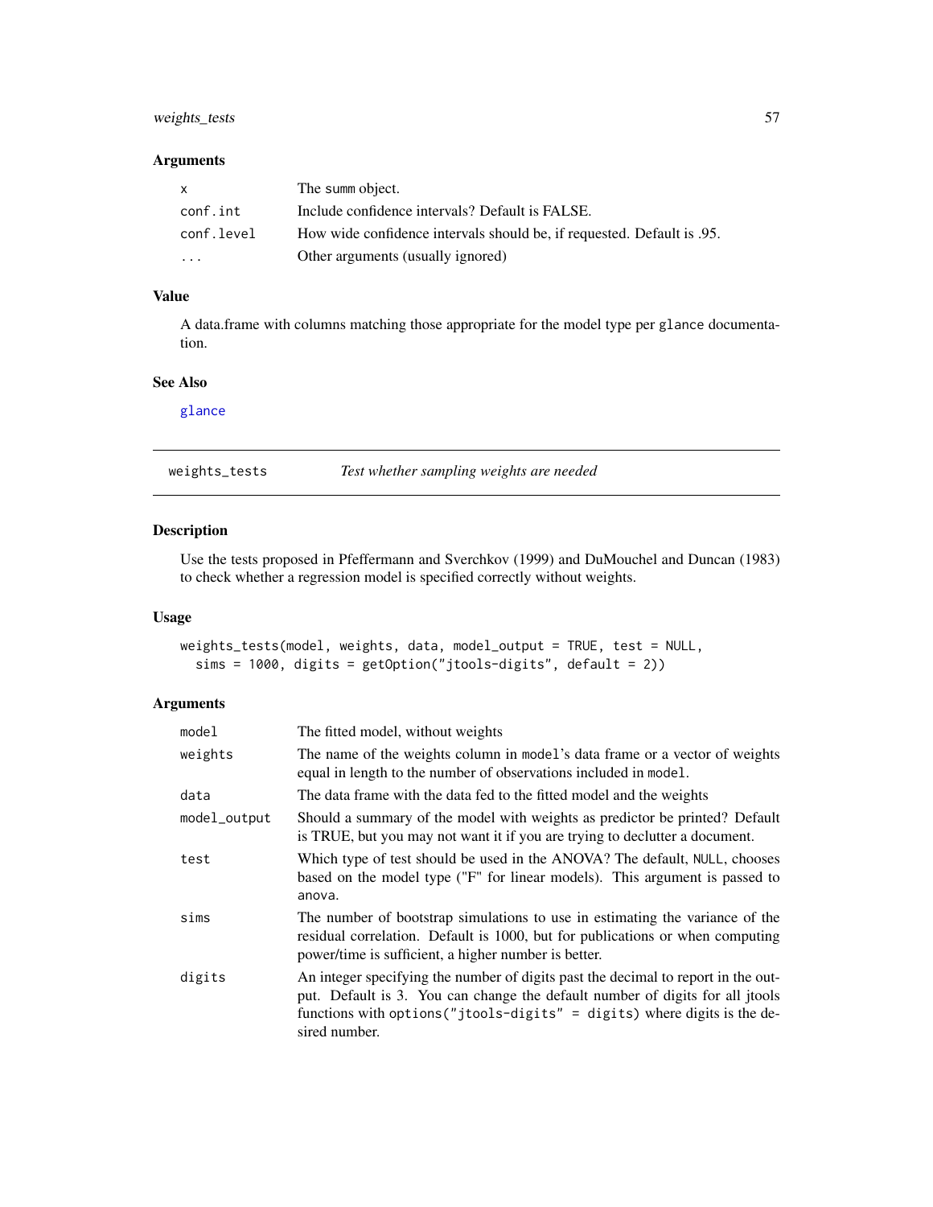### Arguments

| | |
|---|---|
| `x` | The `summ` object. |
| `conf.int` | Include confidence intervals? Default is FALSE. |
| `conf.level` | How wide confidence intervals should be, if requested. Default is .95. |
| `...` | Other arguments (usually ignored) |

### Value

A data.frame with columns matching those appropriate for the model type per `glance` documentation.

### See Also

glance

---

## weights_tests    *Test whether sampling weights are needed*

### Description

Use the tests proposed in Pfeffermann and Sverchkov (1999) and DuMouchel and Duncan (1983) to check whether a regression model is specified correctly without weights.

### Usage

```
weights_tests(model, weights, data, model_output = TRUE, test = NULL,
  sims = 1000, digits = getOption("jtools-digits", default = 2))
```

### Arguments

| | |
|---|---|
| `model` | The fitted model, without weights |
| `weights` | The name of the weights column in `model`'s data frame or a vector of weights equal in length to the number of observations included in `model`. |
| `data` | The data frame with the data fed to the fitted model and the weights |
| `model_output` | Should a summary of the model with weights as predictor be printed? Default is TRUE, but you may not want it if you are trying to declutter a document. |
| `test` | Which type of test should be used in the ANOVA? The default, `NULL`, chooses based on the model type ("F" for linear models). This argument is passed to `anova`. |
| `sims` | The number of bootstrap simulations to use in estimating the variance of the residual correlation. Default is 1000, but for publications or when computing power/time is sufficient, a higher number is better. |
| `digits` | An integer specifying the number of digits past the decimal to report in the output. Default is 3. You can change the default number of digits for all jtools functions with `options("jtools-digits" = digits)` where digits is the desired number. |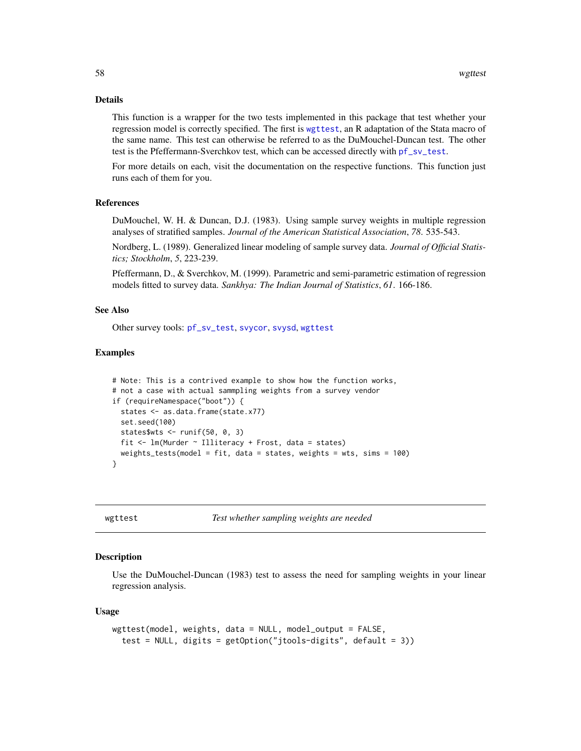## Details

This function is a wrapper for the two tests implemented in this package that test whether your regression model is correctly specified. The first is wgttest, an R adaptation of the Stata macro of the same name. This test can otherwise be referred to as the DuMouchel-Duncan test. The other test is the Pfeffermann-Sverchkov test, which can be accessed directly with pf_sv_test.

For more details on each, visit the documentation on the respective functions. This function just runs each of them for you.

## References

DuMouchel, W. H. & Duncan, D.J. (1983). Using sample survey weights in multiple regression analyses of stratified samples. *Journal of the American Statistical Association*, *78*. 535-543.

Nordberg, L. (1989). Generalized linear modeling of sample survey data. *Journal of Official Statistics; Stockholm*, *5*, 223-239.

Pfeffermann, D., & Sverchkov, M. (1999). Parametric and semi-parametric estimation of regression models fitted to survey data. *Sankhya: The Indian Journal of Statistics*, *61*. 166-186.

## See Also

Other survey tools: pf_sv_test, svycor, svysd, wgttest

## Examples

```
# Note: This is a contrived example to show how the function works,
# not a case with actual sammpling weights from a survey vendor
if (requireNamespace("boot")) {
  states <- as.data.frame(state.x77)
  set.seed(100)
  states$wts <- runif(50, 0, 3)
  fit <- lm(Murder ~ Illiteracy + Frost, data = states)
  weights_tests(model = fit, data = states, weights = wts, sims = 100)
}
```

---

# wgttest — *Test whether sampling weights are needed*

## Description

Use the DuMouchel-Duncan (1983) test to assess the need for sampling weights in your linear regression analysis.

## Usage

```
wgttest(model, weights, data = NULL, model_output = FALSE,
  test = NULL, digits = getOption("jtools-digits", default = 3))
```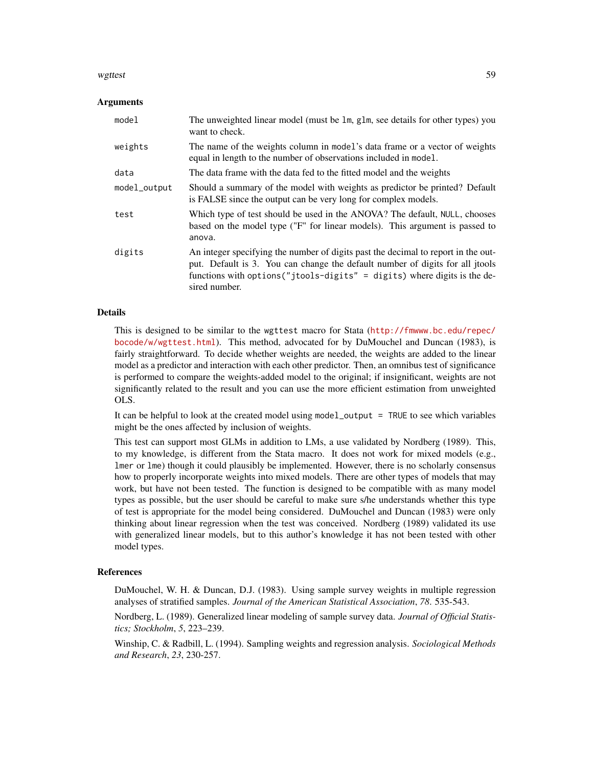### Arguments

| | |
|---|---|
| `model` | The unweighted linear model (must be `lm`, `glm`, see details for other types) you want to check. |
| `weights` | The name of the weights column in `model`'s data frame or a vector of weights equal in length to the number of observations included in `model`. |
| `data` | The data frame with the data fed to the fitted model and the weights |
| `model_output` | Should a summary of the model with weights as predictor be printed? Default is FALSE since the output can be very long for complex models. |
| `test` | Which type of test should be used in the ANOVA? The default, `NULL`, chooses based on the model type ("F" for linear models). This argument is passed to `anova`. |
| `digits` | An integer specifying the number of digits past the decimal to report in the output. Default is 3. You can change the default number of digits for all jtools functions with `options("jtools-digits" = digits)` where digits is the desired number. |

### Details

This is designed to be similar to the `wgttest` macro for Stata (http://fmwww.bc.edu/repec/bocode/w/wgttest.html). This method, advocated for by DuMouchel and Duncan (1983), is fairly straightforward. To decide whether weights are needed, the weights are added to the linear model as a predictor and interaction with each other predictor. Then, an omnibus test of significance is performed to compare the weights-added model to the original; if insignificant, weights are not significantly related to the result and you can use the more efficient estimation from unweighted OLS.

It can be helpful to look at the created model using `model_output = TRUE` to see which variables might be the ones affected by inclusion of weights.

This test can support most GLMs in addition to LMs, a use validated by Nordberg (1989). This, to my knowledge, is different from the Stata macro. It does not work for mixed models (e.g., `lmer` or `lme`) though it could plausibly be implemented. However, there is no scholarly consensus how to properly incorporate weights into mixed models. There are other types of models that may work, but have not been tested. The function is designed to be compatible with as many model types as possible, but the user should be careful to make sure s/he understands whether this type of test is appropriate for the model being considered. DuMouchel and Duncan (1983) were only thinking about linear regression when the test was conceived. Nordberg (1989) validated its use with generalized linear models, but to this author's knowledge it has not been tested with other model types.

### References

DuMouchel, W. H. & Duncan, D.J. (1983). Using sample survey weights in multiple regression analyses of stratified samples. *Journal of the American Statistical Association*, *78*. 535-543.

Nordberg, L. (1989). Generalized linear modeling of sample survey data. *Journal of Official Statistics; Stockholm*, *5*, 223–239.

Winship, C. & Radbill, L. (1994). Sampling weights and regression analysis. *Sociological Methods and Research*, *23*, 230-257.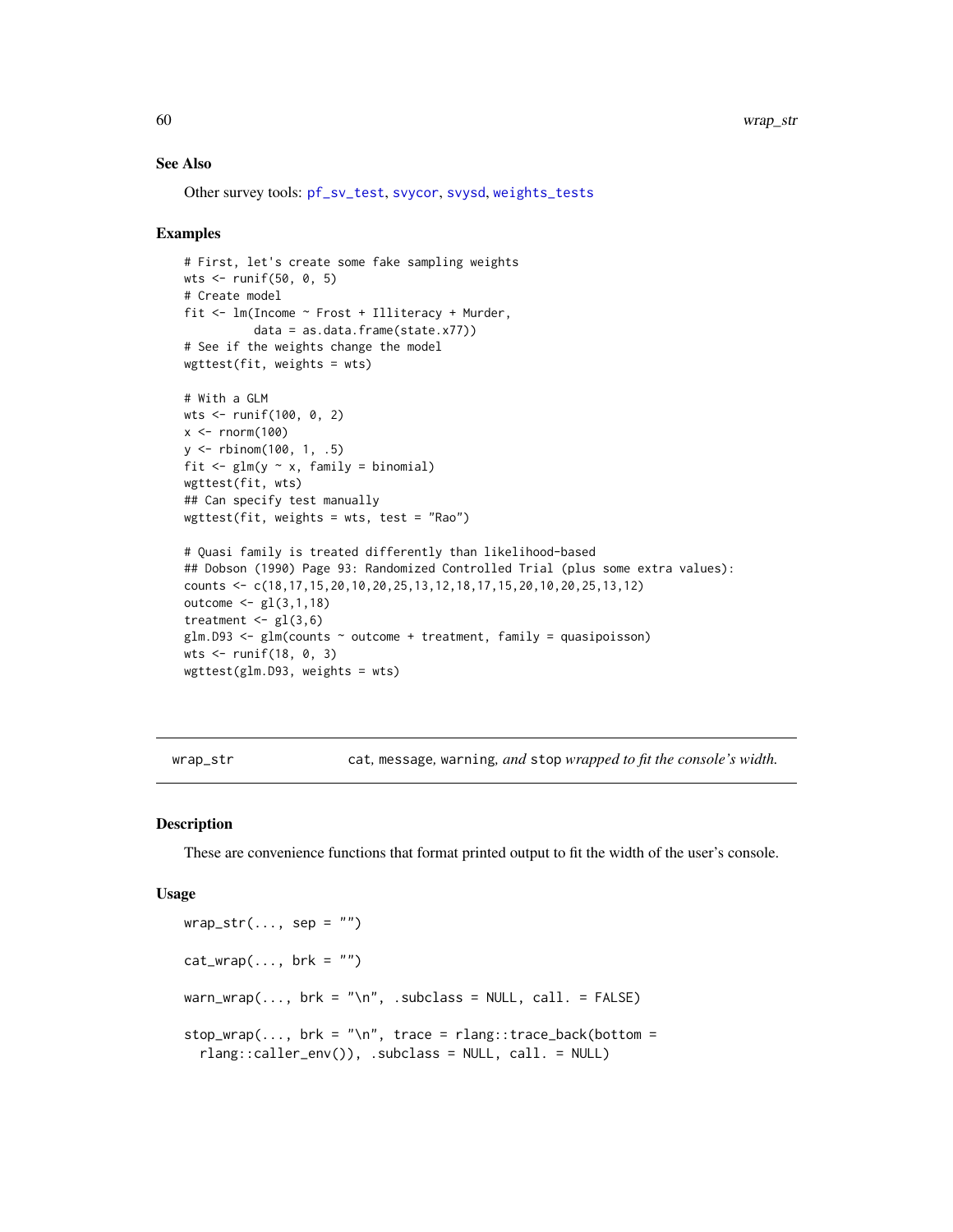## See Also

Other survey tools: pf_sv_test, svycor, svysd, weights_tests

## Examples

```
# First, let's create some fake sampling weights
wts <- runif(50, 0, 5)
# Create model
fit <- lm(Income ~ Frost + Illiteracy + Murder,
          data = as.data.frame(state.x77))
# See if the weights change the model
wgttest(fit, weights = wts)

# With a GLM
wts <- runif(100, 0, 2)
x <- rnorm(100)
y <- rbinom(100, 1, .5)
fit <- glm(y ~ x, family = binomial)
wgttest(fit, wts)
## Can specify test manually
wgttest(fit, weights = wts, test = "Rao")

# Quasi family is treated differently than likelihood-based
## Dobson (1990) Page 93: Randomized Controlled Trial (plus some extra values):
counts <- c(18,17,15,20,10,20,25,13,12,18,17,15,20,10,20,25,13,12)
outcome <- gl(3,1,18)
treatment <- gl(3,6)
glm.D93 <- glm(counts ~ outcome + treatment, family = quasipoisson)
wts <- runif(18, 0, 3)
wgttest(glm.D93, weights = wts)
```

---

# wrap_str — *cat, message, warning, and stop wrapped to fit the console's width.*

## Description

These are convenience functions that format printed output to fit the width of the user's console.

## Usage

```
wrap_str(..., sep = "")

cat_wrap(..., brk = "")

warn_wrap(..., brk = "\n", .subclass = NULL, call. = FALSE)

stop_wrap(..., brk = "\n", trace = rlang::trace_back(bottom =
  rlang::caller_env()), .subclass = NULL, call. = NULL)
```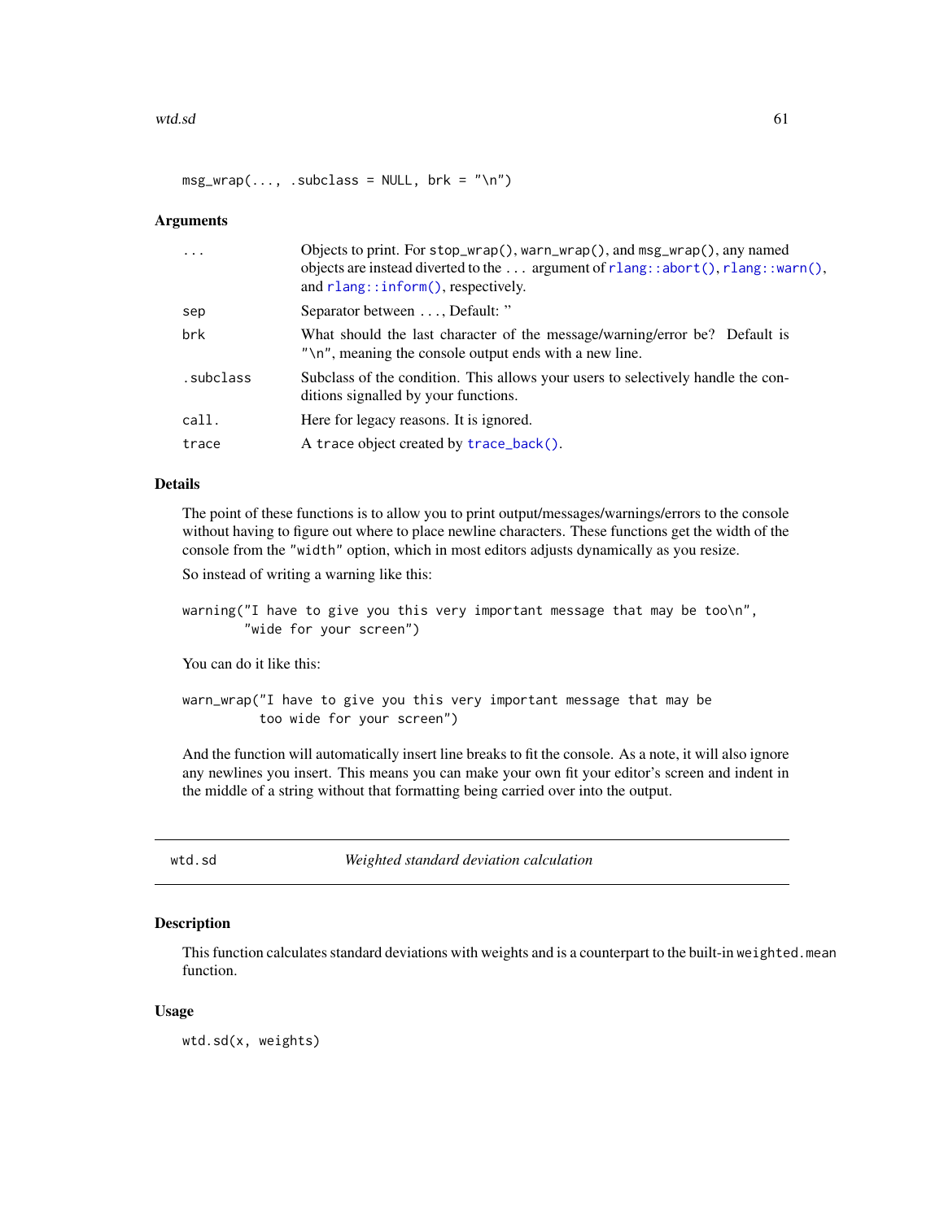```
msg_wrap(..., .subclass = NULL, brk = "\n")
```

### Arguments

| | |
|---|---|
| ... | Objects to print. For stop_wrap(), warn_wrap(), and msg_wrap(), any named objects are instead diverted to the ... argument of rlang::abort(), rlang::warn(), and rlang::inform(), respectively. |
| sep | Separator between ..., Default: '' |
| brk | What should the last character of the message/warning/error be? Default is "\n", meaning the console output ends with a new line. |
| .subclass | Subclass of the condition. This allows your users to selectively handle the conditions signalled by your functions. |
| call. | Here for legacy reasons. It is ignored. |
| trace | A trace object created by trace_back(). |

### Details

The point of these functions is to allow you to print output/messages/warnings/errors to the console without having to figure out where to place newline characters. These functions get the width of the console from the "width" option, which in most editors adjusts dynamically as you resize.

So instead of writing a warning like this:

```
warning("I have to give you this very important message that may be too\n",
        "wide for your screen")
```

You can do it like this:

```
warn_wrap("I have to give you this very important message that may be
          too wide for your screen")
```

And the function will automatically insert line breaks to fit the console. As a note, it will also ignore any newlines you insert. This means you can make your own fit your editor's screen and indent in the middle of a string without that formatting being carried over into the output.

---

## wtd.sd — *Weighted standard deviation calculation*

### Description

This function calculates standard deviations with weights and is a counterpart to the built-in weighted.mean function.

### Usage

```
wtd.sd(x, weights)
```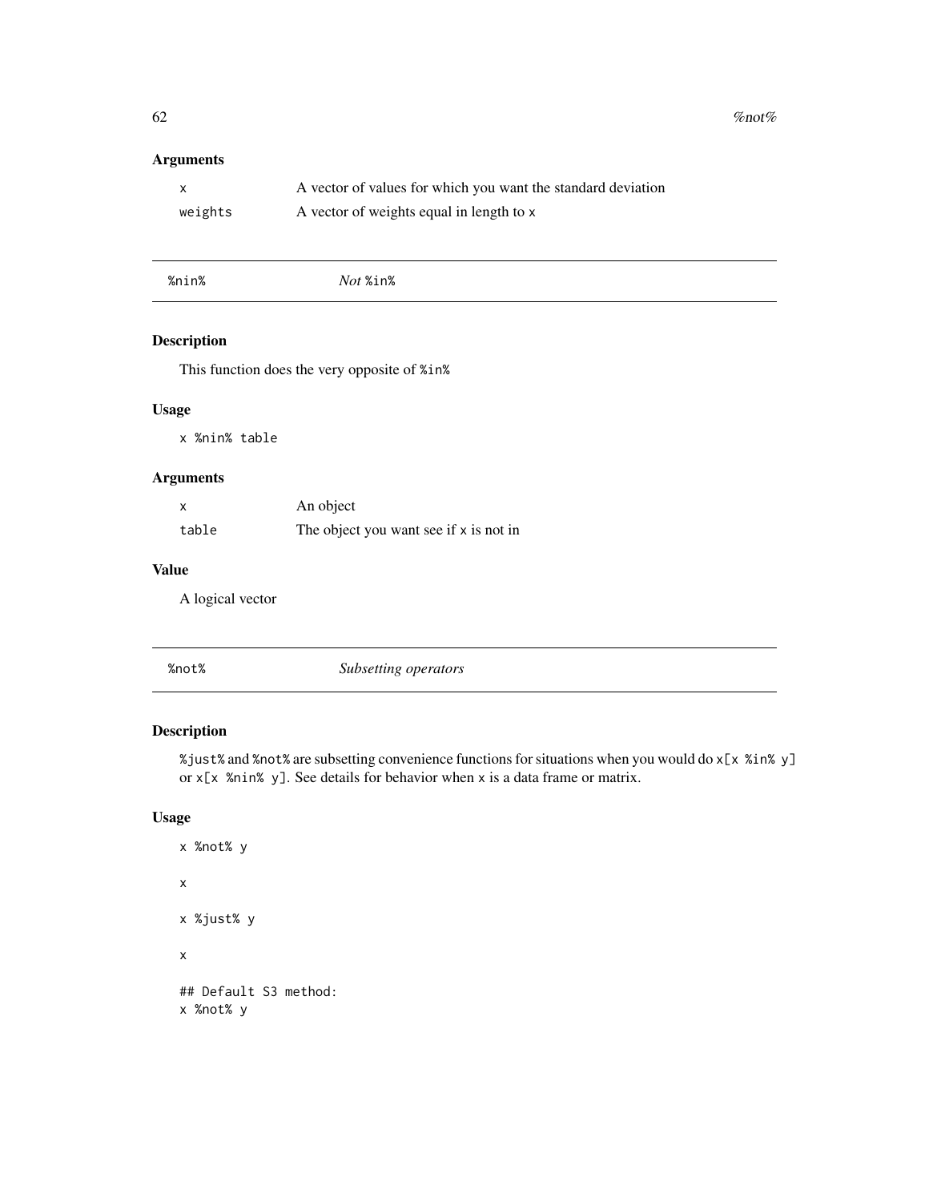### Arguments

| | |
|---|---|
| x | A vector of values for which you want the standard deviation |
| weights | A vector of weights equal in length to x |

---

## %nin% *Not* %in%

### Description

This function does the very opposite of %in%

### Usage

```
x %nin% table
```

### Arguments

| | |
|---|---|
| x | An object |
| table | The object you want see if x is not in |

### Value

A logical vector

---

## %not% *Subsetting operators*

### Description

%just% and %not% are subsetting convenience functions for situations when you would do x[x %in% y] or x[x %nin% y]. See details for behavior when x is a data frame or matrix.

### Usage

```
x %not% y

x

x %just% y

x

## Default S3 method:
x %not% y
```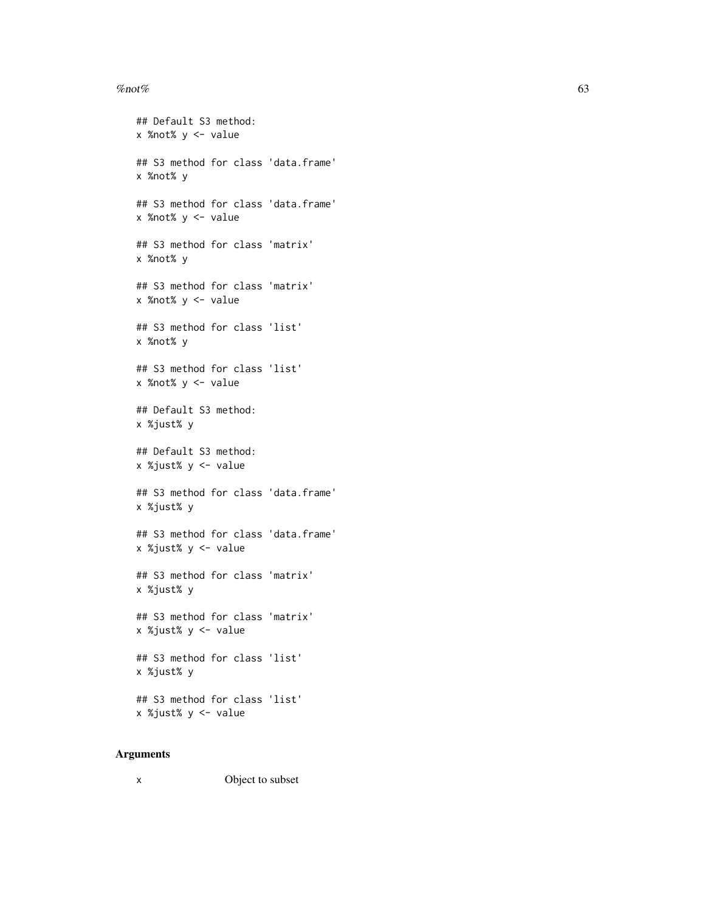```
## Default S3 method:
x %not% y <- value

## S3 method for class 'data.frame'
x %not% y

## S3 method for class 'data.frame'
x %not% y <- value

## S3 method for class 'matrix'
x %not% y

## S3 method for class 'matrix'
x %not% y <- value

## S3 method for class 'list'
x %not% y

## S3 method for class 'list'
x %not% y <- value

## Default S3 method:
x %just% y

## Default S3 method:
x %just% y <- value

## S3 method for class 'data.frame'
x %just% y

## S3 method for class 'data.frame'
x %just% y <- value

## S3 method for class 'matrix'
x %just% y

## S3 method for class 'matrix'
x %just% y <- value

## S3 method for class 'list'
x %just% y

## S3 method for class 'list'
x %just% y <- value
```

### Arguments

| | |
|---|---|
| x | Object to subset |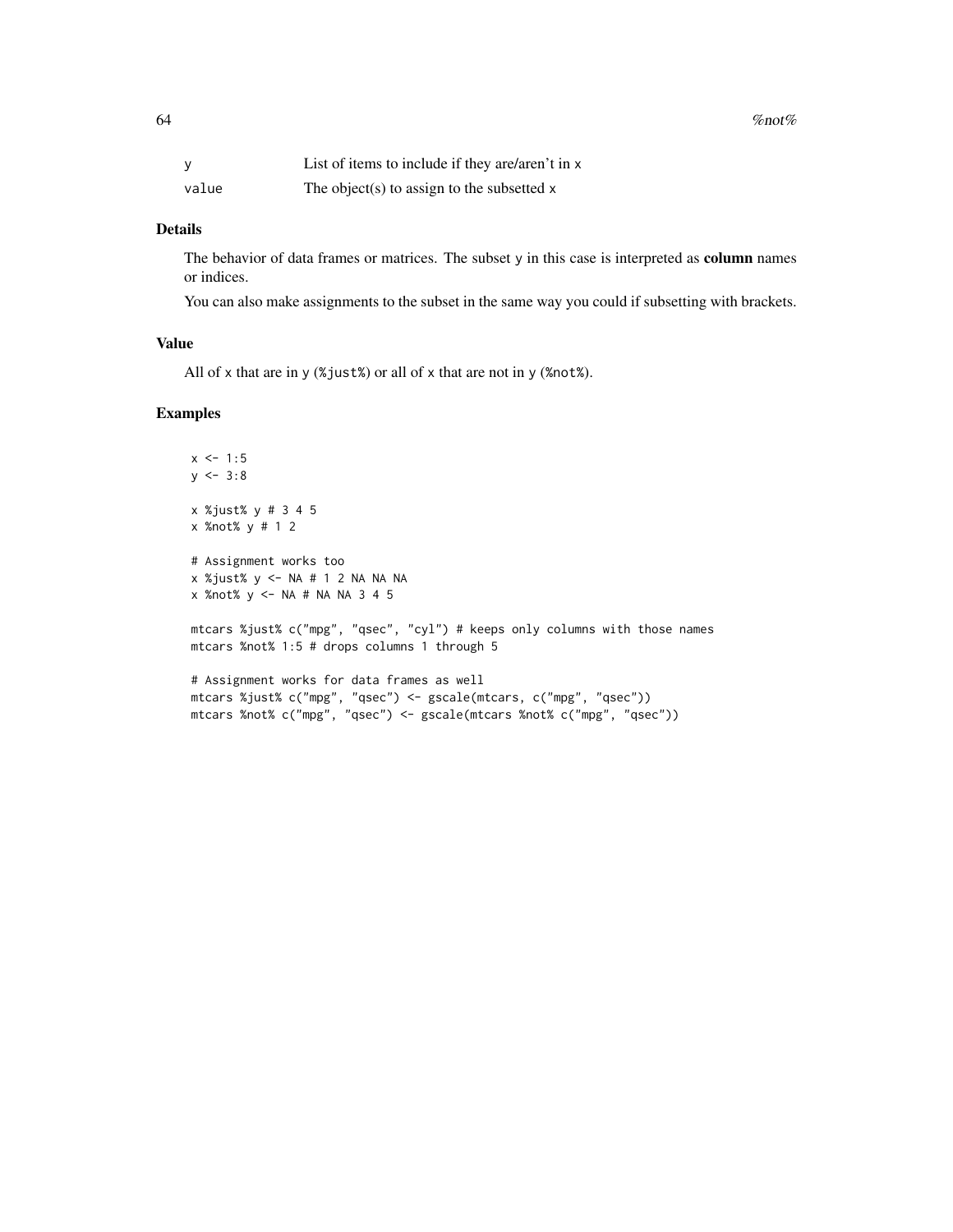| | |
|---|---|
| y | List of items to include if they are/aren't in x |
| value | The object(s) to assign to the subsetted x |

## Details

The behavior of data frames or matrices. The subset y in this case is interpreted as **column** names or indices.

You can also make assignments to the subset in the same way you could if subsetting with brackets.

## Value

All of x that are in y (%just%) or all of x that are not in y (%not%).

## Examples

```
x <- 1:5
y <- 3:8

x %just% y # 3 4 5
x %not% y # 1 2

# Assignment works too
x %just% y <- NA # 1 2 NA NA NA
x %not% y <- NA # NA NA 3 4 5

mtcars %just% c("mpg", "qsec", "cyl") # keeps only columns with those names
mtcars %not% 1:5 # drops columns 1 through 5

# Assignment works for data frames as well
mtcars %just% c("mpg", "qsec") <- gscale(mtcars, c("mpg", "qsec"))
mtcars %not% c("mpg", "qsec") <- gscale(mtcars %not% c("mpg", "qsec"))
```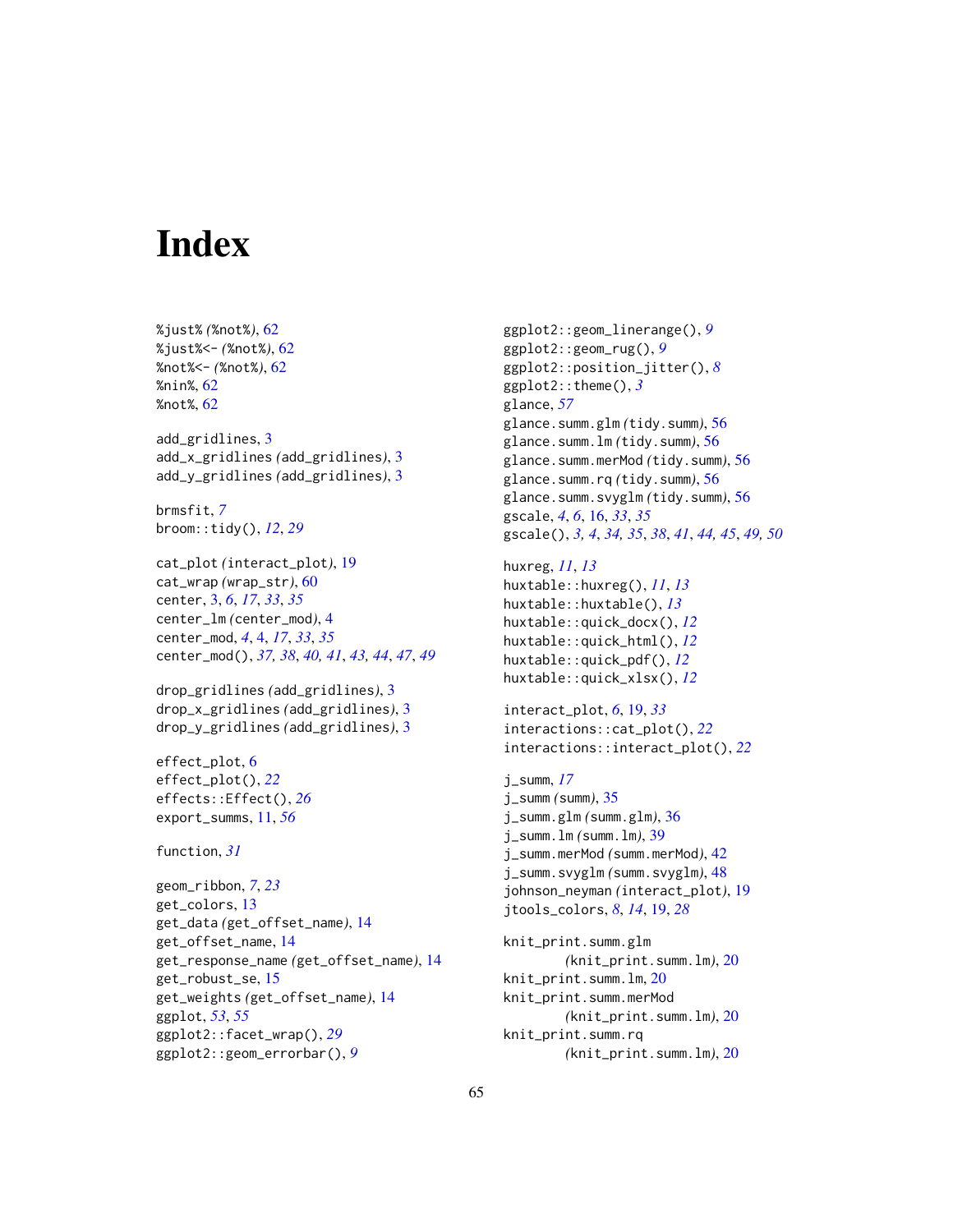# Index

%just% (%not%), 62
%just%<- (%not%), 62
%not%<- (%not%), 62
%nin%, 62
%not%, 62

add_gridlines, 3
add_x_gridlines (add_gridlines), 3
add_y_gridlines (add_gridlines), 3

brmsfit, *7*
broom::tidy(), *12*, *29*

cat_plot (interact_plot), 19
cat_wrap (wrap_str), 60
center, 3, *6*, *17*, *33*, *35*
center_lm (center_mod), 4
center_mod, *4*, 4, *17*, *33*, *35*
center_mod(), *37, 38*, *40, 41*, *43, 44*, *47*, *49*

drop_gridlines (add_gridlines), 3
drop_x_gridlines (add_gridlines), 3
drop_y_gridlines (add_gridlines), 3

effect_plot, 6
effect_plot(), *22*
effects::Effect(), *26*
export_summs, 11, *56*

function, *31*

geom_ribbon, *7*, *23*
get_colors, 13
get_data (get_offset_name), 14
get_offset_name, 14
get_response_name (get_offset_name), 14
get_robust_se, 15
get_weights (get_offset_name), 14
ggplot, *53*, *55*
ggplot2::facet_wrap(), *29*
ggplot2::geom_errorbar(), *9*
ggplot2::geom_linerange(), *9*
ggplot2::geom_rug(), *9*
ggplot2::position_jitter(), *8*
ggplot2::theme(), *3*
glance, *57*
glance.summ.glm (tidy.summ), 56
glance.summ.lm (tidy.summ), 56
glance.summ.merMod (tidy.summ), 56
glance.summ.rq (tidy.summ), 56
glance.summ.svyglm (tidy.summ), 56
gscale, *4*, *6*, 16, *33*, *35*
gscale(), *3, 4*, *34, 35*, *38*, *41*, *44, 45*, *49, 50*

huxreg, *11*, *13*
huxtable::huxreg(), *11*, *13*
huxtable::huxtable(), *13*
huxtable::quick_docx(), *12*
huxtable::quick_html(), *12*
huxtable::quick_pdf(), *12*
huxtable::quick_xlsx(), *12*

interact_plot, *6*, 19, *33*
interactions::cat_plot(), *22*
interactions::interact_plot(), *22*

j_summ, *17*
j_summ (summ), 35
j_summ.glm (summ.glm), 36
j_summ.lm (summ.lm), 39
j_summ.merMod (summ.merMod), 42
j_summ.svyglm (summ.svyglm), 48
johnson_neyman (interact_plot), 19
jtools_colors, *8*, *14*, 19, *28*

knit_print.summ.glm
  (knit_print.summ.lm), 20
knit_print.summ.lm, 20
knit_print.summ.merMod
  (knit_print.summ.lm), 20
knit_print.summ.rq
  (knit_print.summ.lm), 20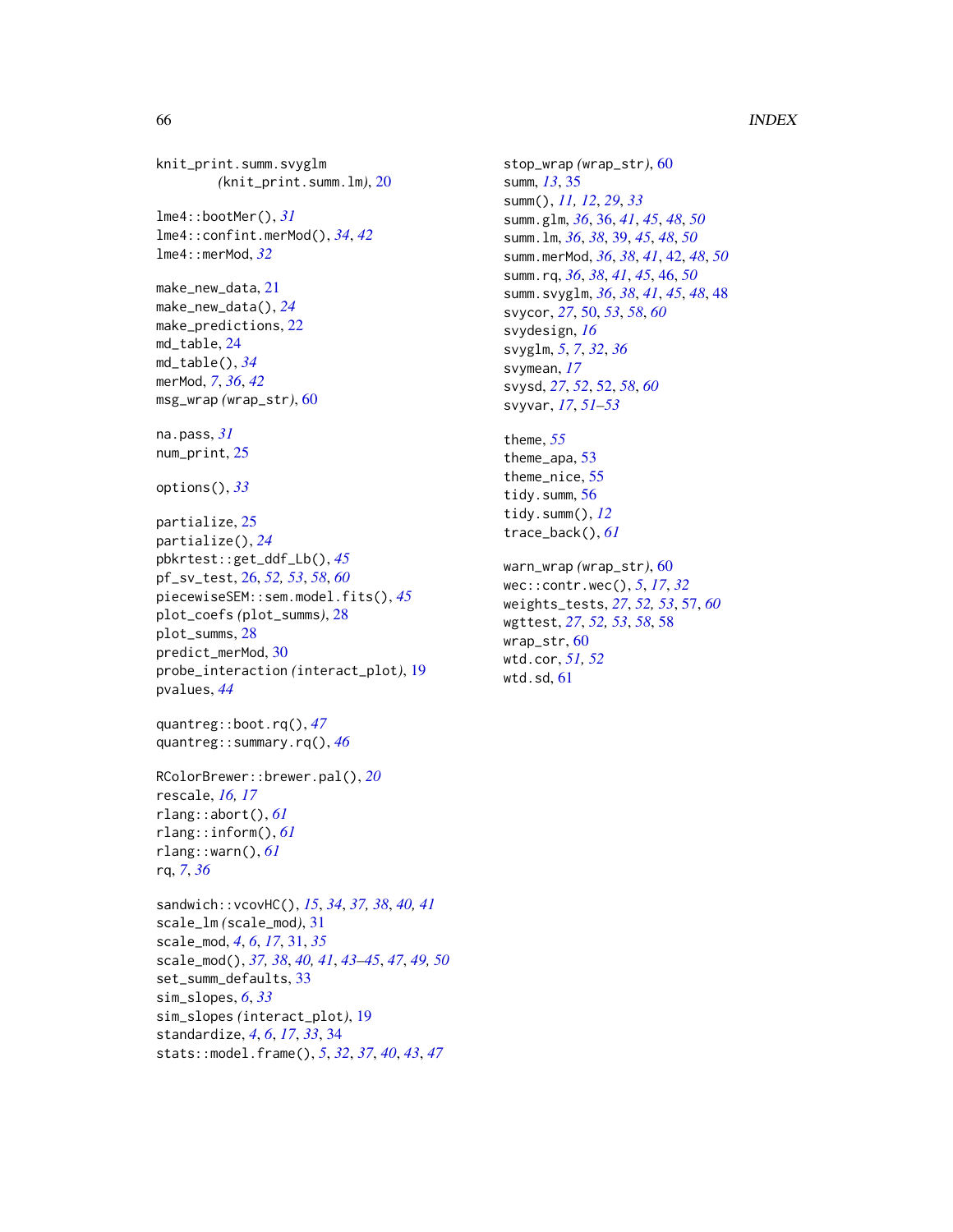knit_print.summ.svyglm
(knit_print.summ.lm), 20

lme4::bootMer(), *31*
lme4::confint.merMod(), *34*, *42*
lme4::merMod, *32*

make_new_data, 21
make_new_data(), *24*
make_predictions, 22
md_table, 24
md_table(), *34*
merMod, *7*, *36*, *42*
msg_wrap (wrap_str), 60

na.pass, *31*
num_print, 25

options(), *33*

partialize, 25
partialize(), *24*
pbkrtest::get_ddf_Lb(), *45*
pf_sv_test, 26, *52*, *53*, *58*, *60*
piecewiseSEM::sem.model.fits(), *45*
plot_coefs (plot_summs), 28
plot_summs, 28
predict_merMod, 30
probe_interaction (interact_plot), 19
pvalues, *44*

quantreg::boot.rq(), *47*
quantreg::summary.rq(), *46*

RColorBrewer::brewer.pal(), *20*
rescale, *16, 17*
rlang::abort(), *61*
rlang::inform(), *61*
rlang::warn(), *61*
rq, *7*, *36*

sandwich::vcovHC(), *15*, *34*, *37, 38*, *40, 41*
scale_lm (scale_mod), 31
scale_mod, *4*, *6*, *17*, 31, *35*
scale_mod(), *37, 38*, *40, 41*, *43–45*, *47*, *49, 50*
set_summ_defaults, 33
sim_slopes, *6*, *33*
sim_slopes (interact_plot), 19
standardize, *4*, *6*, *17*, *33*, 34
stats::model.frame(), *5*, *32*, *37*, *40*, *43*, *47*

stop_wrap (wrap_str), 60
summ, *13*, 35
summ(), *11, 12*, *29*, *33*
summ.glm, *36*, 36, *41*, *45*, *48*, *50*
summ.lm, *36*, *38*, 39, *45*, *48*, *50*
summ.merMod, *36*, *38*, *41*, 42, *48*, *50*
summ.rq, *36*, *38*, *41*, *45*, 46, *50*
summ.svyglm, *36*, *38*, *41*, *45*, *48*, 48
svycor, *27*, 50, *53*, *58*, *60*
svydesign, *16*
svyglm, *5*, *7*, *32*, *36*
svymean, *17*
svysd, *27*, *52*, 52, *58*, *60*
svyvar, *17*, *51–53*

theme, *55*
theme_apa, 53
theme_nice, 55
tidy.summ, 56
tidy.summ(), *12*
trace_back(), *61*

warn_wrap (wrap_str), 60
wec::contr.wec(), *5*, *17*, *32*
weights_tests, *27*, *52*, *53*, 57, *60*
wgttest, *27*, *52*, *53*, *58*, 58
wrap_str, 60
wtd.cor, *51, 52*
wtd.sd, 61